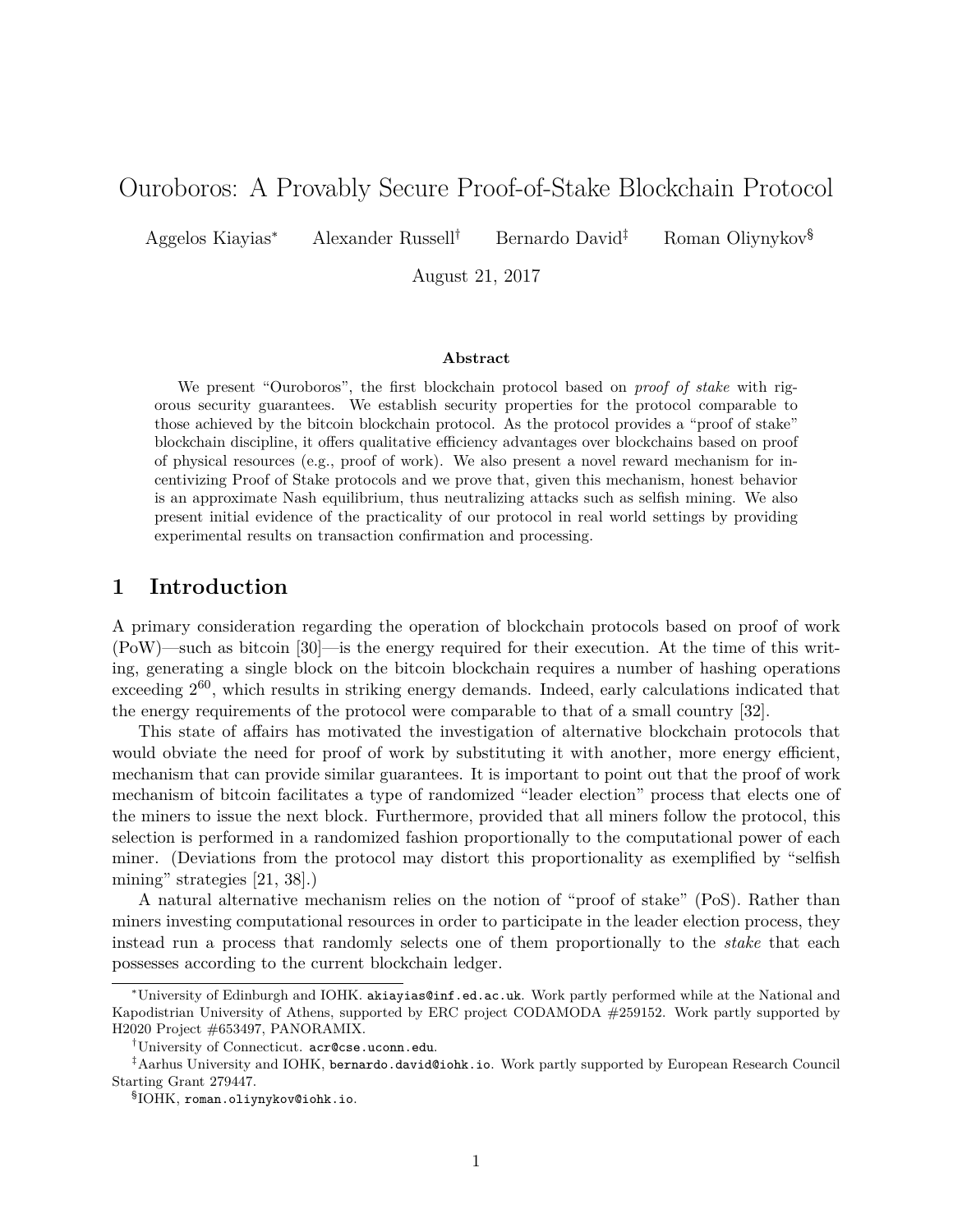# Ouroboros: A Provably Secure Proof-of-Stake Blockchain Protocol

Aggelos Kiayias[*] Alexander Russell[†] Bernardo David[‡] Roman Oliynykov[§]

August 21, 2017

**Abstract**

We present "Ouroboros", the first blockchain protocol based on *proof of stake* with rigorous security guarantees. We establish security properties for the protocol comparable to those achieved by the bitcoin blockchain protocol. As the protocol provides a "proof of stake" blockchain discipline, it offers qualitative efficiency advantages over blockchains based on proof of physical resources (e.g., proof of work). We also present a novel reward mechanism for incentivizing Proof of Stake protocols and we prove that, given this mechanism, honest behavior is an approximate Nash equilibrium, thus neutralizing attacks such as selfish mining. We also present initial evidence of the practicality of our protocol in real world settings by providing experimental results on transaction confirmation and processing.

## 1 Introduction

A primary consideration regarding the operation of blockchain protocols based on proof of work (PoW)—such as bitcoin [30]—is the energy required for their execution. At the time of this writing, generating a single block on the bitcoin blockchain requires a number of hashing operations exceeding $2^{60}$, which results in striking energy demands. Indeed, early calculations indicated that the energy requirements of the protocol were comparable to that of a small country [32].

This state of affairs has motivated the investigation of alternative blockchain protocols that would obviate the need for proof of work by substituting it with another, more energy efficient, mechanism that can provide similar guarantees. It is important to point out that the proof of work mechanism of bitcoin facilitates a type of randomized "leader election" process that elects one of the miners to issue the next block. Furthermore, provided that all miners follow the protocol, this selection is performed in a randomized fashion proportionally to the computational power of each miner. (Deviations from the protocol may distort this proportionality as exemplified by "selfish mining" strategies [21, 38].)

A natural alternative mechanism relies on the notion of "proof of stake" (PoS). Rather than miners investing computational resources in order to participate in the leader election process, they instead run a process that randomly selects one of them proportionally to the *stake* that each possesses according to the current blockchain ledger.

[*] University of Edinburgh and IOHK. akiayias@inf.ed.ac.uk. Work partly performed while at the National and Kapodistrian University of Athens, supported by ERC project CODAMODA #259152. Work partly supported by H2020 Project #653497, PANORAMIX.

[†] University of Connecticut. acr@cse.uconn.edu.

[‡] Aarhus University and IOHK, bernardo.david@iohk.io. Work partly supported by European Research Council Starting Grant 279447.

[§] IOHK, roman.oliynykov@iohk.io.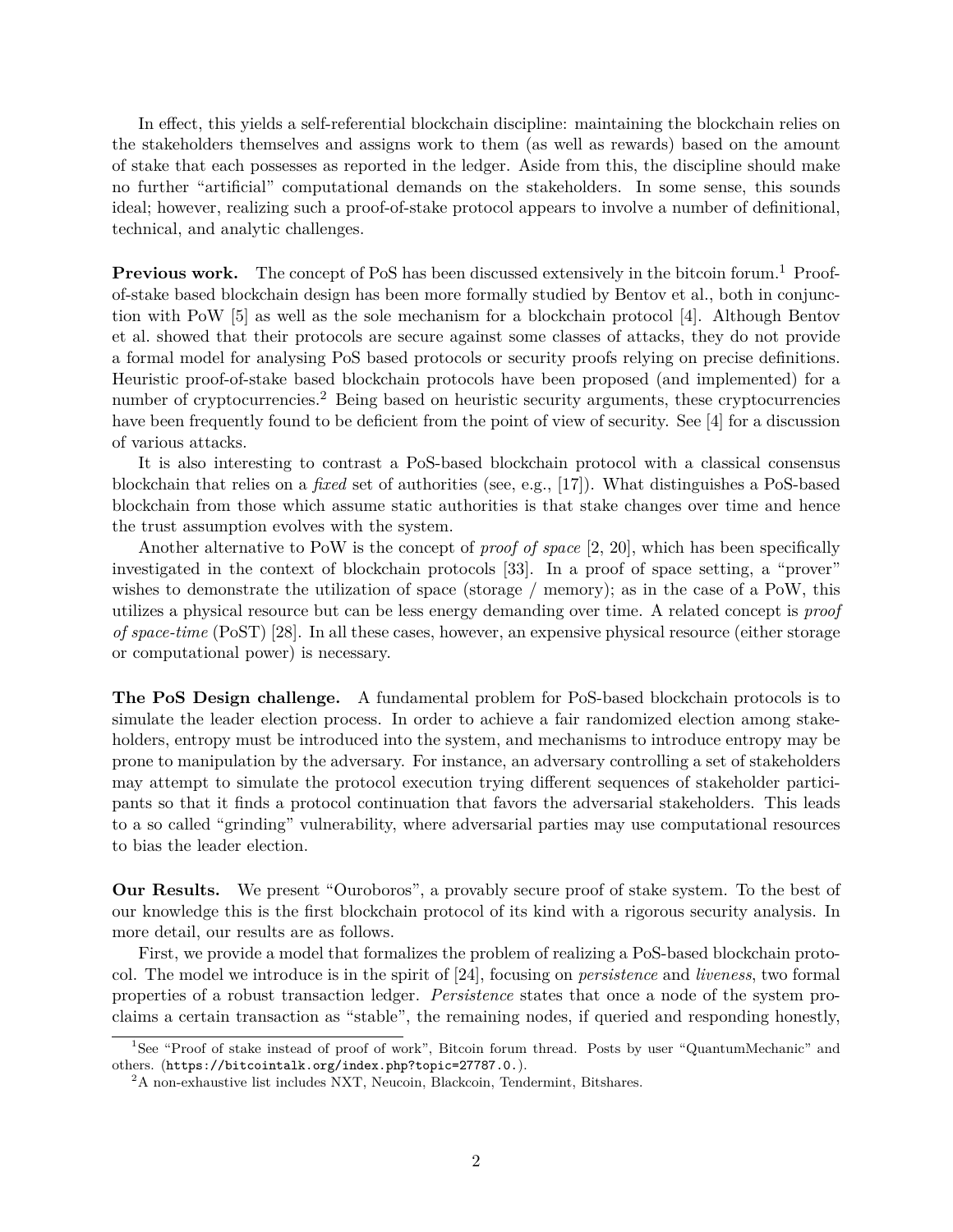In effect, this yields a self-referential blockchain discipline: maintaining the blockchain relies on the stakeholders themselves and assigns work to them (as well as rewards) based on the amount of stake that each possesses as reported in the ledger. Aside from this, the discipline should make no further "artificial" computational demands on the stakeholders. In some sense, this sounds ideal; however, realizing such a proof-of-stake protocol appears to involve a number of definitional, technical, and analytic challenges.

**Previous work.** The concept of PoS has been discussed extensively in the bitcoin forum.[1] Proof-of-stake based blockchain design has been more formally studied by Bentov et al., both in conjunction with PoW [5] as well as the sole mechanism for a blockchain protocol [4]. Although Bentov et al. showed that their protocols are secure against some classes of attacks, they do not provide a formal model for analysing PoS based protocols or security proofs relying on precise definitions. Heuristic proof-of-stake based blockchain protocols have been proposed (and implemented) for a number of cryptocurrencies.[2] Being based on heuristic security arguments, these cryptocurrencies have been frequently found to be deficient from the point of view of security. See [4] for a discussion of various attacks.

It is also interesting to contrast a PoS-based blockchain protocol with a classical consensus blockchain that relies on a *fixed* set of authorities (see, e.g., [17]). What distinguishes a PoS-based blockchain from those which assume static authorities is that stake changes over time and hence the trust assumption evolves with the system.

Another alternative to PoW is the concept of *proof of space* [2, 20], which has been specifically investigated in the context of blockchain protocols [33]. In a proof of space setting, a "prover" wishes to demonstrate the utilization of space (storage / memory); as in the case of a PoW, this utilizes a physical resource but can be less energy demanding over time. A related concept is *proof of space-time* (PoST) [28]. In all these cases, however, an expensive physical resource (either storage or computational power) is necessary.

**The PoS Design challenge.** A fundamental problem for PoS-based blockchain protocols is to simulate the leader election process. In order to achieve a fair randomized election among stakeholders, entropy must be introduced into the system, and mechanisms to introduce entropy may be prone to manipulation by the adversary. For instance, an adversary controlling a set of stakeholders may attempt to simulate the protocol execution trying different sequences of stakeholder participants so that it finds a protocol continuation that favors the adversarial stakeholders. This leads to a so called "grinding" vulnerability, where adversarial parties may use computational resources to bias the leader election.

**Our Results.** We present "Ouroboros", a provably secure proof of stake system. To the best of our knowledge this is the first blockchain protocol of its kind with a rigorous security analysis. In more detail, our results are as follows.

First, we provide a model that formalizes the problem of realizing a PoS-based blockchain protocol. The model we introduce is in the spirit of [24], focusing on *persistence* and *liveness*, two formal properties of a robust transaction ledger. *Persistence* states that once a node of the system proclaims a certain transaction as "stable", the remaining nodes, if queried and responding honestly,

---

[1] See "Proof of stake instead of proof of work", Bitcoin forum thread. Posts by user "QuantumMechanic" and others. (`https://bitcointalk.org/index.php?topic=27787.0.`).

[2] A non-exhaustive list includes NXT, Neucoin, Blackcoin, Tendermint, Bitshares.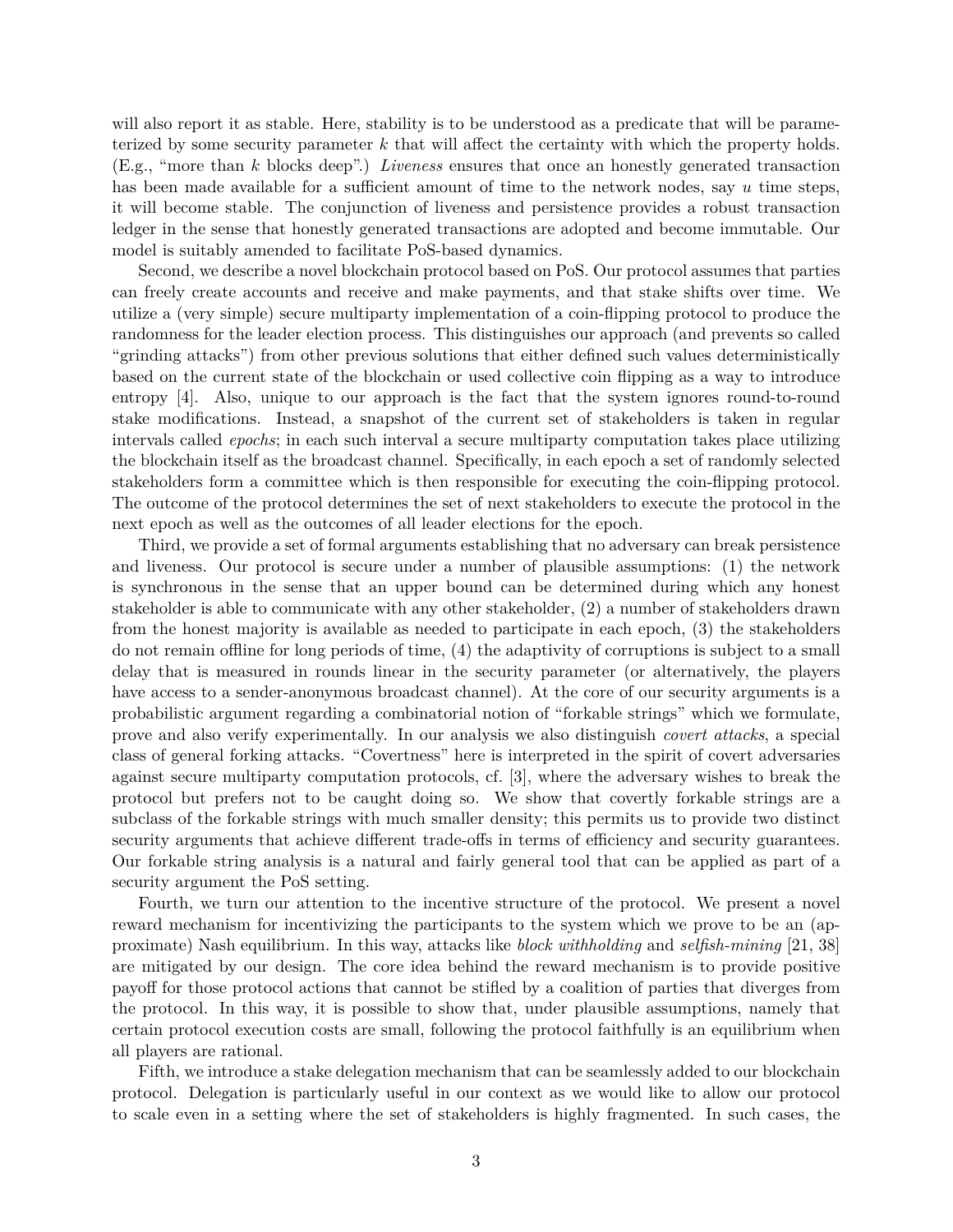will also report it as stable. Here, stability is to be understood as a predicate that will be parameterized by some security parameter $k$ that will affect the certainty with which the property holds. (E.g., "more than $k$ blocks deep".) *Liveness* ensures that once an honestly generated transaction has been made available for a sufficient amount of time to the network nodes, say $u$ time steps, it will become stable. The conjunction of liveness and persistence provides a robust transaction ledger in the sense that honestly generated transactions are adopted and become immutable. Our model is suitably amended to facilitate PoS-based dynamics.

Second, we describe a novel blockchain protocol based on PoS. Our protocol assumes that parties can freely create accounts and receive and make payments, and that stake shifts over time. We utilize a (very simple) secure multiparty implementation of a coin-flipping protocol to produce the randomness for the leader election process. This distinguishes our approach (and prevents so called "grinding attacks") from other previous solutions that either defined such values deterministically based on the current state of the blockchain or used collective coin flipping as a way to introduce entropy [4]. Also, unique to our approach is the fact that the system ignores round-to-round stake modifications. Instead, a snapshot of the current set of stakeholders is taken in regular intervals called *epochs*; in each such interval a secure multiparty computation takes place utilizing the blockchain itself as the broadcast channel. Specifically, in each epoch a set of randomly selected stakeholders form a committee which is then responsible for executing the coin-flipping protocol. The outcome of the protocol determines the set of next stakeholders to execute the protocol in the next epoch as well as the outcomes of all leader elections for the epoch.

Third, we provide a set of formal arguments establishing that no adversary can break persistence and liveness. Our protocol is secure under a number of plausible assumptions: (1) the network is synchronous in the sense that an upper bound can be determined during which any honest stakeholder is able to communicate with any other stakeholder, (2) a number of stakeholders drawn from the honest majority is available as needed to participate in each epoch, (3) the stakeholders do not remain offline for long periods of time, (4) the adaptivity of corruptions is subject to a small delay that is measured in rounds linear in the security parameter (or alternatively, the players have access to a sender-anonymous broadcast channel). At the core of our security arguments is a probabilistic argument regarding a combinatorial notion of "forkable strings" which we formulate, prove and also verify experimentally. In our analysis we also distinguish *covert attacks*, a special class of general forking attacks. "Covertness" here is interpreted in the spirit of covert adversaries against secure multiparty computation protocols, cf. [3], where the adversary wishes to break the protocol but prefers not to be caught doing so. We show that covertly forkable strings are a subclass of the forkable strings with much smaller density; this permits us to provide two distinct security arguments that achieve different trade-offs in terms of efficiency and security guarantees. Our forkable string analysis is a natural and fairly general tool that can be applied as part of a security argument the PoS setting.

Fourth, we turn our attention to the incentive structure of the protocol. We present a novel reward mechanism for incentivizing the participants to the system which we prove to be an (approximate) Nash equilibrium. In this way, attacks like *block withholding* and *selfish-mining* [21, 38] are mitigated by our design. The core idea behind the reward mechanism is to provide positive payoff for those protocol actions that cannot be stifled by a coalition of parties that diverges from the protocol. In this way, it is possible to show that, under plausible assumptions, namely that certain protocol execution costs are small, following the protocol faithfully is an equilibrium when all players are rational.

Fifth, we introduce a stake delegation mechanism that can be seamlessly added to our blockchain protocol. Delegation is particularly useful in our context as we would like to allow our protocol to scale even in a setting where the set of stakeholders is highly fragmented. In such cases, the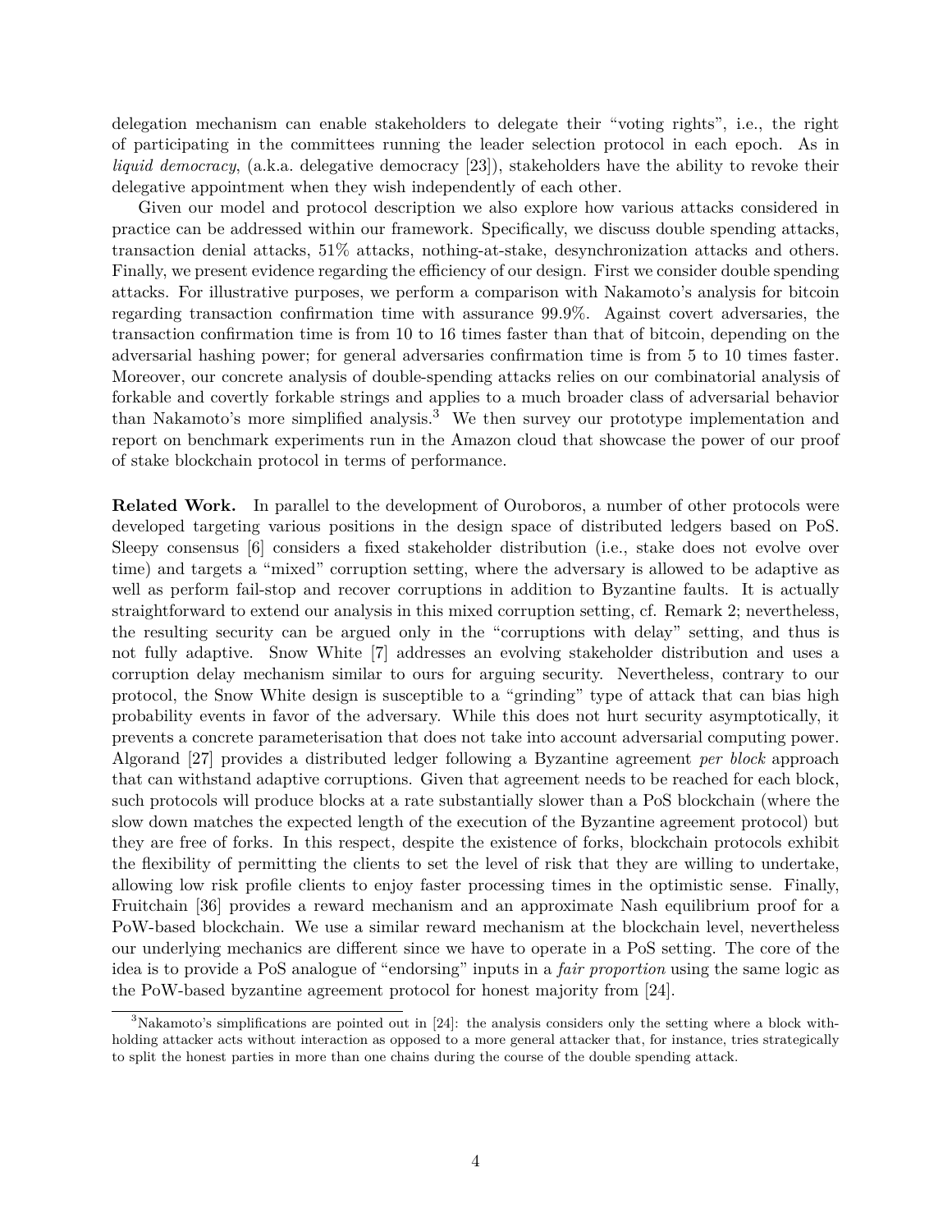delegation mechanism can enable stakeholders to delegate their "voting rights", i.e., the right of participating in the committees running the leader selection protocol in each epoch. As in *liquid democracy*, (a.k.a. delegative democracy [23]), stakeholders have the ability to revoke their delegative appointment when they wish independently of each other.

Given our model and protocol description we also explore how various attacks considered in practice can be addressed within our framework. Specifically, we discuss double spending attacks, transaction denial attacks, 51% attacks, nothing-at-stake, desynchronization attacks and others. Finally, we present evidence regarding the efficiency of our design. First we consider double spending attacks. For illustrative purposes, we perform a comparison with Nakamoto's analysis for bitcoin regarding transaction confirmation time with assurance 99.9%. Against covert adversaries, the transaction confirmation time is from 10 to 16 times faster than that of bitcoin, depending on the adversarial hashing power; for general adversaries confirmation time is from 5 to 10 times faster. Moreover, our concrete analysis of double-spending attacks relies on our combinatorial analysis of forkable and covertly forkable strings and applies to a much broader class of adversarial behavior than Nakamoto's more simplified analysis.[3] We then survey our prototype implementation and report on benchmark experiments run in the Amazon cloud that showcase the power of our proof of stake blockchain protocol in terms of performance.

**Related Work.** In parallel to the development of Ouroboros, a number of other protocols were developed targeting various positions in the design space of distributed ledgers based on PoS. Sleepy consensus [6] considers a fixed stakeholder distribution (i.e., stake does not evolve over time) and targets a "mixed" corruption setting, where the adversary is allowed to be adaptive as well as perform fail-stop and recover corruptions in addition to Byzantine faults. It is actually straightforward to extend our analysis in this mixed corruption setting, cf. Remark 2; nevertheless, the resulting security can be argued only in the "corruptions with delay" setting, and thus is not fully adaptive. Snow White [7] addresses an evolving stakeholder distribution and uses a corruption delay mechanism similar to ours for arguing security. Nevertheless, contrary to our protocol, the Snow White design is susceptible to a "grinding" type of attack that can bias high probability events in favor of the adversary. While this does not hurt security asymptotically, it prevents a concrete parameterisation that does not take into account adversarial computing power. Algorand [27] provides a distributed ledger following a Byzantine agreement *per block* approach that can withstand adaptive corruptions. Given that agreement needs to be reached for each block, such protocols will produce blocks at a rate substantially slower than a PoS blockchain (where the slow down matches the expected length of the execution of the Byzantine agreement protocol) but they are free of forks. In this respect, despite the existence of forks, blockchain protocols exhibit the flexibility of permitting the clients to set the level of risk that they are willing to undertake, allowing low risk profile clients to enjoy faster processing times in the optimistic sense. Finally, Fruitchain [36] provides a reward mechanism and an approximate Nash equilibrium proof for a PoW-based blockchain. We use a similar reward mechanism at the blockchain level, nevertheless our underlying mechanics are different since we have to operate in a PoS setting. The core of the idea is to provide a PoS analogue of "endorsing" inputs in a *fair proportion* using the same logic as the PoW-based byzantine agreement protocol for honest majority from [24].

[3] Nakamoto's simplifications are pointed out in [24]: the analysis considers only the setting where a block withholding attacker acts without interaction as opposed to a more general attacker that, for instance, tries strategically to split the honest parties in more than one chains during the course of the double spending attack.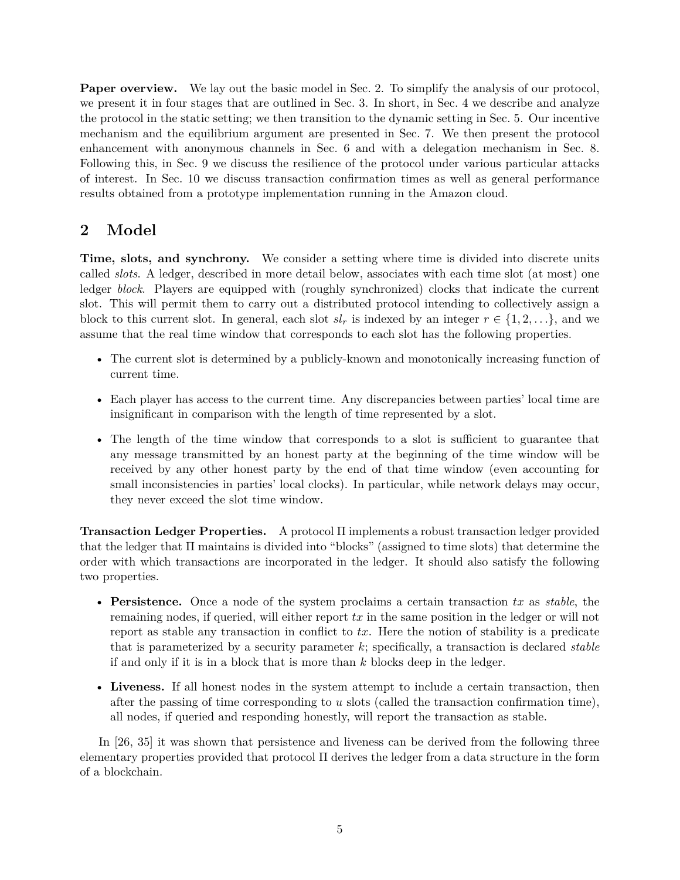**Paper overview.** We lay out the basic model in Sec. 2. To simplify the analysis of our protocol, we present it in four stages that are outlined in Sec. 3. In short, in Sec. 4 we describe and analyze the protocol in the static setting; we then transition to the dynamic setting in Sec. 5. Our incentive mechanism and the equilibrium argument are presented in Sec. 7. We then present the protocol enhancement with anonymous channels in Sec. 6 and with a delegation mechanism in Sec. 8. Following this, in Sec. 9 we discuss the resilience of the protocol under various particular attacks of interest. In Sec. 10 we discuss transaction confirmation times as well as general performance results obtained from a prototype implementation running in the Amazon cloud.

## 2 Model

**Time, slots, and synchrony.** We consider a setting where time is divided into discrete units called *slots*. A ledger, described in more detail below, associates with each time slot (at most) one ledger *block*. Players are equipped with (roughly synchronized) clocks that indicate the current slot. This will permit them to carry out a distributed protocol intending to collectively assign a block to this current slot. In general, each slot $sl_r$ is indexed by an integer $r \in \{1, 2, \ldots\}$, and we assume that the real time window that corresponds to each slot has the following properties.

- The current slot is determined by a publicly-known and monotonically increasing function of current time.
- Each player has access to the current time. Any discrepancies between parties' local time are insignificant in comparison with the length of time represented by a slot.
- The length of the time window that corresponds to a slot is sufficient to guarantee that any message transmitted by an honest party at the beginning of the time window will be received by any other honest party by the end of that time window (even accounting for small inconsistencies in parties' local clocks). In particular, while network delays may occur, they never exceed the slot time window.

**Transaction Ledger Properties.** A protocol $\Pi$ implements a robust transaction ledger provided that the ledger that $\Pi$ maintains is divided into "blocks" (assigned to time slots) that determine the order with which transactions are incorporated in the ledger. It should also satisfy the following two properties.

- **Persistence.** Once a node of the system proclaims a certain transaction $tx$ as *stable*, the remaining nodes, if queried, will either report $tx$ in the same position in the ledger or will not report as stable any transaction in conflict to $tx$. Here the notion of stability is a predicate that is parameterized by a security parameter $k$; specifically, a transaction is declared *stable* if and only if it is in a block that is more than $k$ blocks deep in the ledger.
- **Liveness.** If all honest nodes in the system attempt to include a certain transaction, then after the passing of time corresponding to $u$ slots (called the transaction confirmation time), all nodes, if queried and responding honestly, will report the transaction as stable.

In [26, 35] it was shown that persistence and liveness can be derived from the following three elementary properties provided that protocol $\Pi$ derives the ledger from a data structure in the form of a blockchain.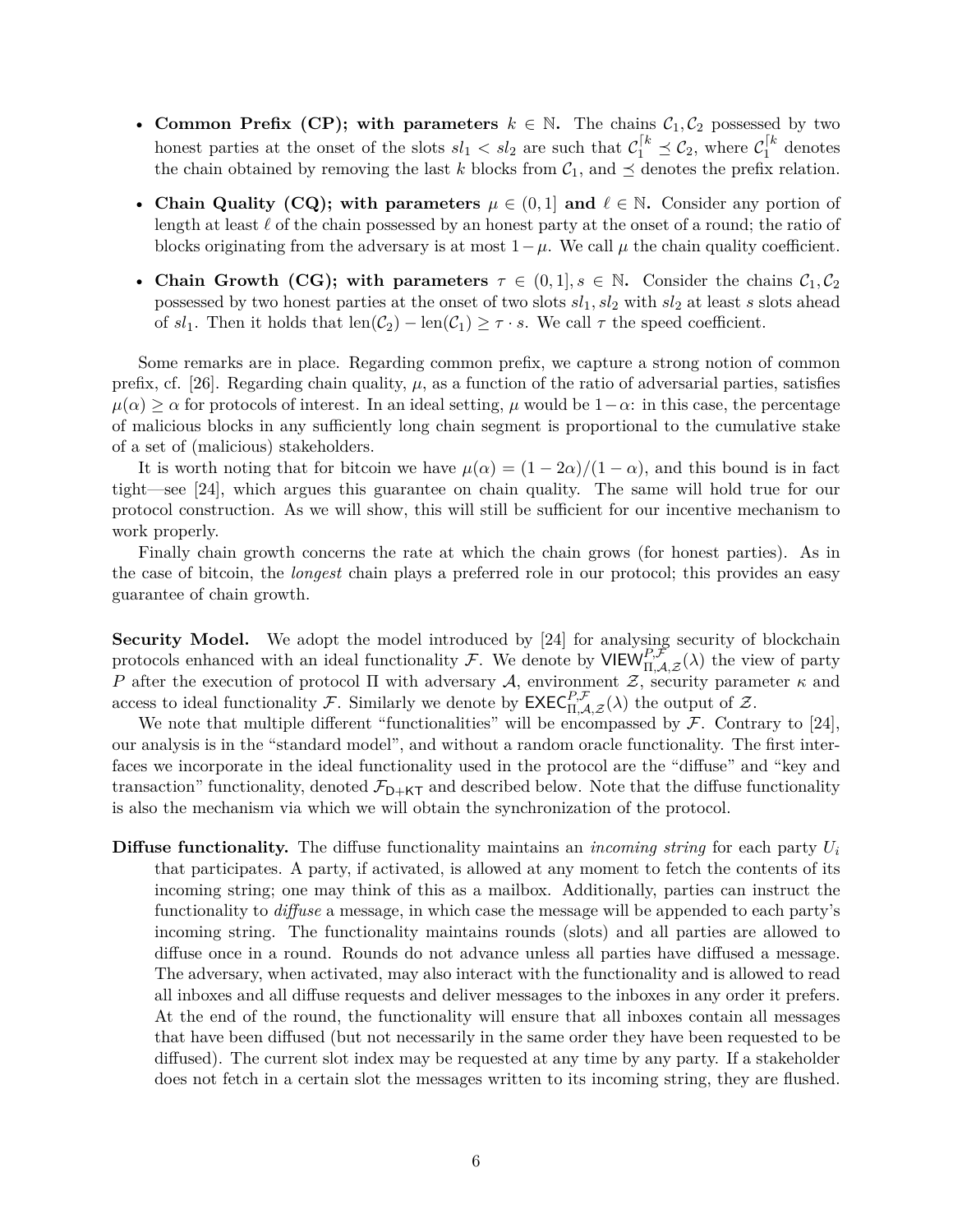- **Common Prefix (CP); with parameters $k \in \mathbb{N}$.** The chains $\mathcal{C}_1, \mathcal{C}_2$ possessed by two honest parties at the onset of the slots $sl_1 < sl_2$ are such that $\mathcal{C}_1^{\lceil k} \preceq \mathcal{C}_2$, where $\mathcal{C}_1^{\lceil k}$ denotes the chain obtained by removing the last $k$ blocks from $\mathcal{C}_1$, and $\preceq$ denotes the prefix relation.
- **Chain Quality (CQ); with parameters $\mu \in (0, 1]$ and $\ell \in \mathbb{N}$.** Consider any portion of length at least $\ell$ of the chain possessed by an honest party at the onset of a round; the ratio of blocks originating from the adversary is at most $1 - \mu$. We call $\mu$ the chain quality coefficient.
- **Chain Growth (CG); with parameters $\tau \in (0, 1], s \in \mathbb{N}$.** Consider the chains $\mathcal{C}_1, \mathcal{C}_2$ possessed by two honest parties at the onset of two slots $sl_1, sl_2$ with $sl_2$ at least $s$ slots ahead of $sl_1$. Then it holds that $\mathrm{len}(\mathcal{C}_2) - \mathrm{len}(\mathcal{C}_1) \geq \tau \cdot s$. We call $\tau$ the speed coefficient.

Some remarks are in place. Regarding common prefix, we capture a strong notion of common prefix, cf. [26]. Regarding chain quality, $\mu$, as a function of the ratio of adversarial parties, satisfies $\mu(\alpha) \geq \alpha$ for protocols of interest. In an ideal setting, $\mu$ would be $1-\alpha$: in this case, the percentage of malicious blocks in any sufficiently long chain segment is proportional to the cumulative stake of a set of (malicious) stakeholders.

It is worth noting that for bitcoin we have $\mu(\alpha) = (1 - 2\alpha)/(1 - \alpha)$, and this bound is in fact tight—see [24], which argues this guarantee on chain quality. The same will hold true for our protocol construction. As we will show, this will still be sufficient for our incentive mechanism to work properly.

Finally chain growth concerns the rate at which the chain grows (for honest parties). As in the case of bitcoin, the *longest* chain plays a preferred role in our protocol; this provides an easy guarantee of chain growth.

**Security Model.** We adopt the model introduced by [24] for analysing security of blockchain protocols enhanced with an ideal functionality $\mathcal{F}$. We denote by $\mathsf{VIEW}^{P,\mathcal{F}}_{\Pi,\mathcal{A},\mathcal{Z}}(\lambda)$ the view of party $P$ after the execution of protocol $\Pi$ with adversary $\mathcal{A}$, environment $\mathcal{Z}$, security parameter $\kappa$ and access to ideal functionality $\mathcal{F}$. Similarly we denote by $\mathsf{EXEC}^{P,\mathcal{F}}_{\Pi,\mathcal{A},\mathcal{Z}}(\lambda)$ the output of $\mathcal{Z}$.

We note that multiple different "functionalities" will be encompassed by $\mathcal{F}$. Contrary to [24], our analysis is in the "standard model", and without a random oracle functionality. The first interfaces we incorporate in the ideal functionality used in the protocol are the "diffuse" and "key and transaction" functionality, denoted $\mathcal{F}_{\mathsf{D+KT}}$ and described below. Note that the diffuse functionality is also the mechanism via which we will obtain the synchronization of the protocol.

**Diffuse functionality.** The diffuse functionality maintains an *incoming string* for each party $U_i$ that participates. A party, if activated, is allowed at any moment to fetch the contents of its incoming string; one may think of this as a mailbox. Additionally, parties can instruct the functionality to *diffuse* a message, in which case the message will be appended to each party's incoming string. The functionality maintains rounds (slots) and all parties are allowed to diffuse once in a round. Rounds do not advance unless all parties have diffused a message. The adversary, when activated, may also interact with the functionality and is allowed to read all inboxes and all diffuse requests and deliver messages to the inboxes in any order it prefers. At the end of the round, the functionality will ensure that all inboxes contain all messages that have been diffused (but not necessarily in the same order they have been requested to be diffused). The current slot index may be requested at any time by any party. If a stakeholder does not fetch in a certain slot the messages written to its incoming string, they are flushed.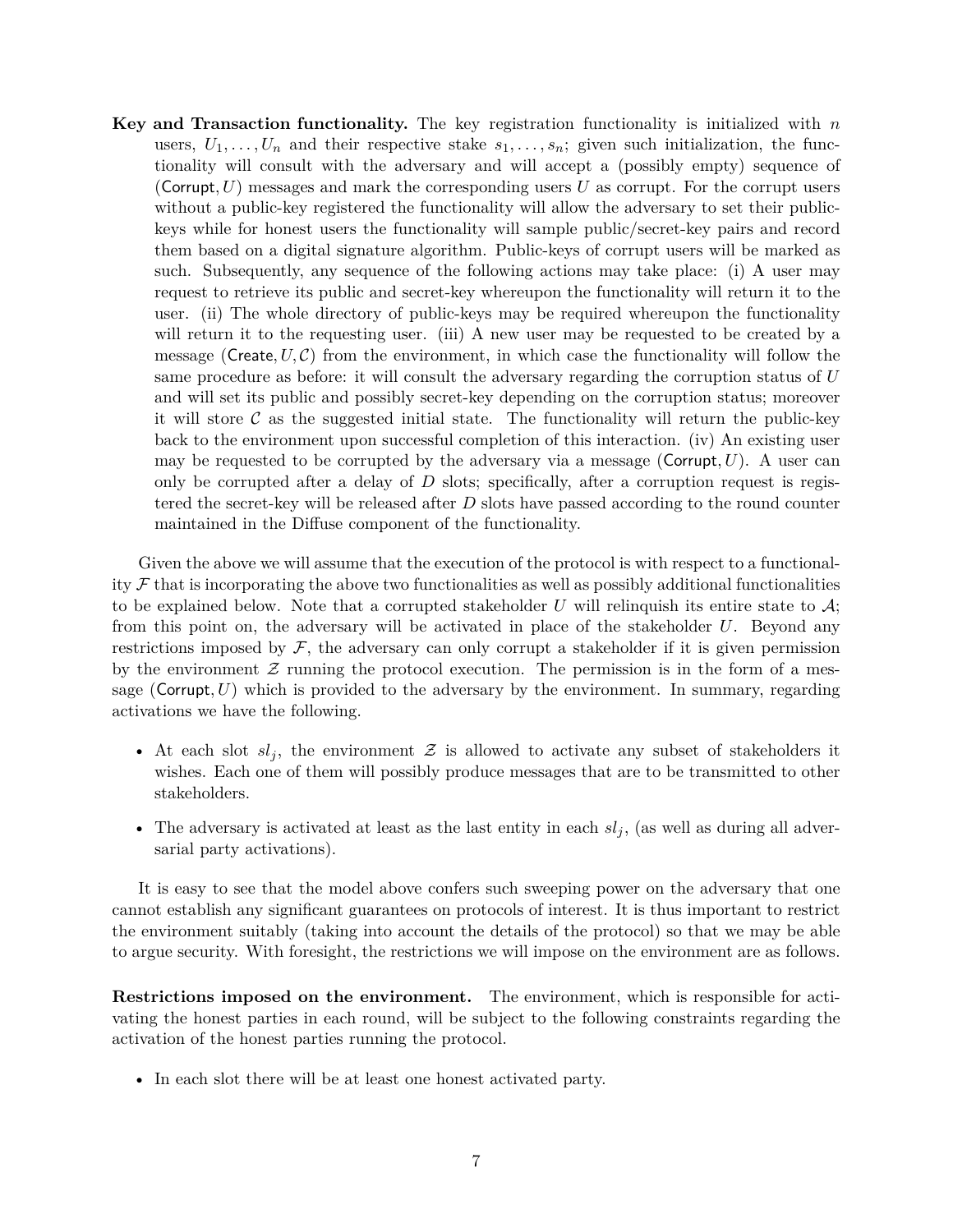**Key and Transaction functionality.** The key registration functionality is initialized with $n$ users, $U_1, \ldots, U_n$ and their respective stake $s_1, \ldots, s_n$; given such initialization, the functionality will consult with the adversary and will accept a (possibly empty) sequence of $(\mathsf{Corrupt}, U)$ messages and mark the corresponding users $U$ as corrupt. For the corrupt users without a public-key registered the functionality will allow the adversary to set their public-keys while for honest users the functionality will sample public/secret-key pairs and record them based on a digital signature algorithm. Public-keys of corrupt users will be marked as such. Subsequently, any sequence of the following actions may take place: (i) A user may request to retrieve its public and secret-key whereupon the functionality will return it to the user. (ii) The whole directory of public-keys may be required whereupon the functionality will return it to the requesting user. (iii) A new user may be requested to be created by a message $(\mathsf{Create}, U, \mathcal{C})$ from the environment, in which case the functionality will follow the same procedure as before: it will consult the adversary regarding the corruption status of $U$ and will set its public and possibly secret-key depending on the corruption status; moreover it will store $\mathcal{C}$ as the suggested initial state. The functionality will return the public-key back to the environment upon successful completion of this interaction. (iv) An existing user may be requested to be corrupted by the adversary via a message $(\mathsf{Corrupt}, U)$. A user can only be corrupted after a delay of $D$ slots; specifically, after a corruption request is registered the secret-key will be released after $D$ slots have passed according to the round counter maintained in the Diffuse component of the functionality.

Given the above we will assume that the execution of the protocol is with respect to a functionality $\mathcal{F}$ that is incorporating the above two functionalities as well as possibly additional functionalities to be explained below. Note that a corrupted stakeholder $U$ will relinquish its entire state to $\mathcal{A}$; from this point on, the adversary will be activated in place of the stakeholder $U$. Beyond any restrictions imposed by $\mathcal{F}$, the adversary can only corrupt a stakeholder if it is given permission by the environment $\mathcal{Z}$ running the protocol execution. The permission is in the form of a message $(\mathsf{Corrupt}, U)$ which is provided to the adversary by the environment. In summary, regarding activations we have the following.

- At each slot $sl_j$, the environment $\mathcal{Z}$ is allowed to activate any subset of stakeholders it wishes. Each one of them will possibly produce messages that are to be transmitted to other stakeholders.
- The adversary is activated at least as the last entity in each $sl_j$, (as well as during all adversarial party activations).

It is easy to see that the model above confers such sweeping power on the adversary that one cannot establish any significant guarantees on protocols of interest. It is thus important to restrict the environment suitably (taking into account the details of the protocol) so that we may be able to argue security. With foresight, the restrictions we will impose on the environment are as follows.

**Restrictions imposed on the environment.** The environment, which is responsible for activating the honest parties in each round, will be subject to the following constraints regarding the activation of the honest parties running the protocol.

- In each slot there will be at least one honest activated party.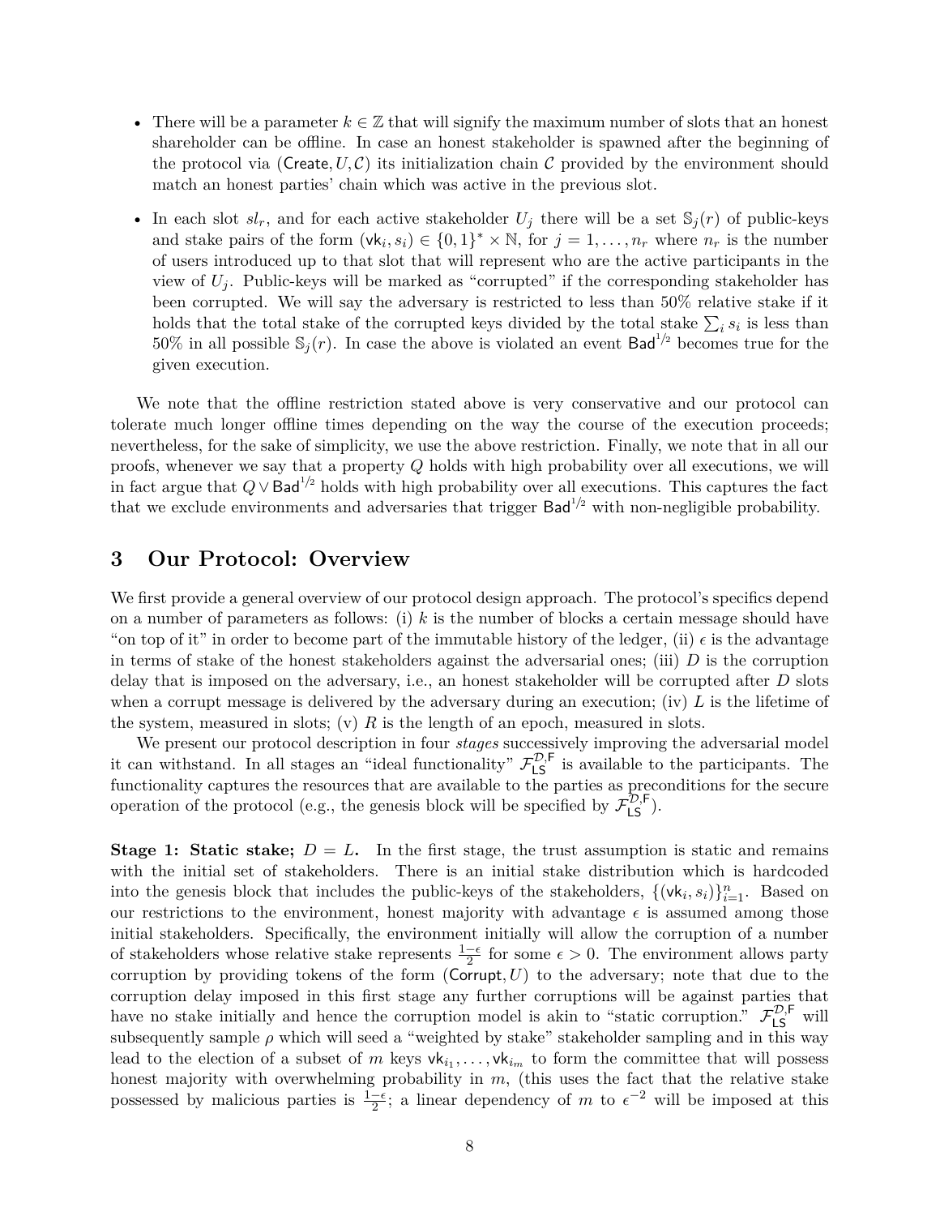- There will be a parameter $k \in \mathbb{Z}$ that will signify the maximum number of slots that an honest shareholder can be offline. In case an honest stakeholder is spawned after the beginning of the protocol via $(\mathsf{Create}, U, \mathcal{C})$ its initialization chain $\mathcal{C}$ provided by the environment should match an honest parties' chain which was active in the previous slot.

- In each slot $sl_r$, and for each active stakeholder $U_j$ there will be a set $\mathbb{S}_j(r)$ of public-keys and stake pairs of the form $(\mathsf{vk}_i, s_i) \in \{0,1\}^* \times \mathbb{N}$, for $j = 1, \ldots, n_r$ where $n_r$ is the number of users introduced up to that slot that will represent who are the active participants in the view of $U_j$. Public-keys will be marked as "corrupted" if the corresponding stakeholder has been corrupted. We will say the adversary is restricted to less than 50% relative stake if it holds that the total stake of the corrupted keys divided by the total stake $\sum_i s_i$ is less than 50% in all possible $\mathbb{S}_j(r)$. In case the above is violated an event $\mathsf{Bad}^{1/2}$ becomes true for the given execution.

We note that the offline restriction stated above is very conservative and our protocol can tolerate much longer offline times depending on the way the course of the execution proceeds; nevertheless, for the sake of simplicity, we use the above restriction. Finally, we note that in all our proofs, whenever we say that a property $Q$ holds with high probability over all executions, we will in fact argue that $Q \vee \mathsf{Bad}^{1/2}$ holds with high probability over all executions. This captures the fact that we exclude environments and adversaries that trigger $\mathsf{Bad}^{1/2}$ with non-negligible probability.

# 3 Our Protocol: Overview

We first provide a general overview of our protocol design approach. The protocol's specifics depend on a number of parameters as follows: (i) $k$ is the number of blocks a certain message should have "on top of it" in order to become part of the immutable history of the ledger, (ii) $\epsilon$ is the advantage in terms of stake of the honest stakeholders against the adversarial ones; (iii) $D$ is the corruption delay that is imposed on the adversary, i.e., an honest stakeholder will be corrupted after $D$ slots when a corrupt message is delivered by the adversary during an execution; (iv) $L$ is the lifetime of the system, measured in slots; (v) $R$ is the length of an epoch, measured in slots.

We present our protocol description in four *stages* successively improving the adversarial model it can withstand. In all stages an "ideal functionality" $\mathcal{F}_{\mathsf{LS}}^{\mathcal{D},\mathsf{F}}$ is available to the participants. The functionality captures the resources that are available to the parties as preconditions for the secure operation of the protocol (e.g., the genesis block will be specified by $\mathcal{F}_{\mathsf{LS}}^{\mathcal{D},\mathsf{F}}$).

**Stage 1: Static stake; $D = L$.** In the first stage, the trust assumption is static and remains with the initial set of stakeholders. There is an initial stake distribution which is hardcoded into the genesis block that includes the public-keys of the stakeholders, $\{(\mathsf{vk}_i, s_i)\}_{i=1}^{n}$. Based on our restrictions to the environment, honest majority with advantage $\epsilon$ is assumed among those initial stakeholders. Specifically, the environment initially will allow the corruption of a number of stakeholders whose relative stake represents $\frac{1-\epsilon}{2}$ for some $\epsilon > 0$. The environment allows party corruption by providing tokens of the form $(\mathsf{Corrupt}, U)$ to the adversary; note that due to the corruption delay imposed in this first stage any further corruptions will be against parties that have no stake initially and hence the corruption model is akin to "static corruption." $\mathcal{F}_{\mathsf{LS}}^{\mathcal{D},\mathsf{F}}$ will subsequently sample $\rho$ which will seed a "weighted by stake" stakeholder sampling and in this way lead to the election of a subset of $m$ keys $\mathsf{vk}_{i_1}, \ldots, \mathsf{vk}_{i_m}$ to form the committee that will possess honest majority with overwhelming probability in $m$, (this uses the fact that the relative stake possessed by malicious parties is $\frac{1-\epsilon}{2}$; a linear dependency of $m$ to $\epsilon^{-2}$ will be imposed at this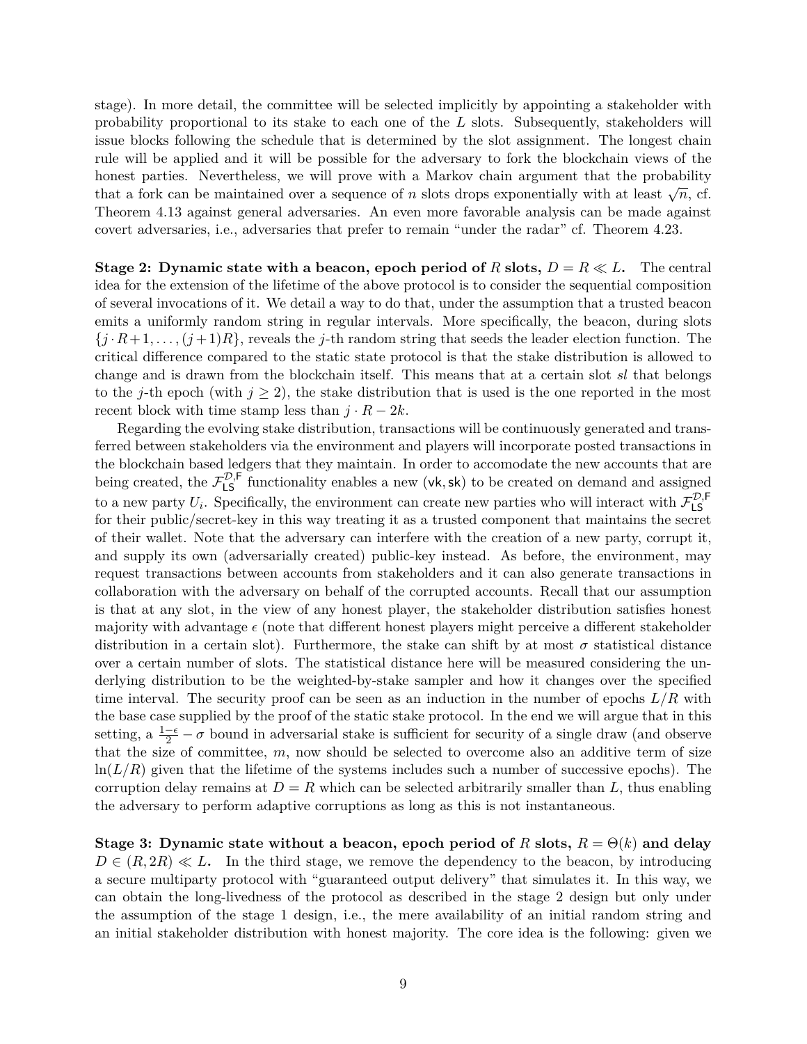stage). In more detail, the committee will be selected implicitly by appointing a stakeholder with probability proportional to its stake to each one of the $L$ slots. Subsequently, stakeholders will issue blocks following the schedule that is determined by the slot assignment. The longest chain rule will be applied and it will be possible for the adversary to fork the blockchain views of the honest parties. Nevertheless, we will prove with a Markov chain argument that the probability that a fork can be maintained over a sequence of $n$ slots drops exponentially with at least $\sqrt{n}$, cf. Theorem 4.13 against general adversaries. An even more favorable analysis can be made against covert adversaries, i.e., adversaries that prefer to remain "under the radar" cf. Theorem 4.23.

**Stage 2: Dynamic state with a beacon, epoch period of $R$ slots, $D = R \ll L$.** The central idea for the extension of the lifetime of the above protocol is to consider the sequential composition of several invocations of it. We detail a way to do that, under the assumption that a trusted beacon emits a uniformly random string in regular intervals. More specifically, the beacon, during slots $\{j \cdot R+1, \ldots, (j+1)R\}$, reveals the $j$-th random string that seeds the leader election function. The critical difference compared to the static state protocol is that the stake distribution is allowed to change and is drawn from the blockchain itself. This means that at a certain slot *sl* that belongs to the $j$-th epoch (with $j \geq 2$), the stake distribution that is used is the one reported in the most recent block with time stamp less than $j \cdot R - 2k$.

Regarding the evolving stake distribution, transactions will be continuously generated and transferred between stakeholders via the environment and players will incorporate posted transactions in the blockchain based ledgers that they maintain. In order to accomodate the new accounts that are being created, the $\mathcal{F}_{\mathsf{LS}}^{\mathcal{D},\mathsf{F}}$ functionality enables a new $(\mathsf{vk}, \mathsf{sk})$ to be created on demand and assigned to a new party $U_i$. Specifically, the environment can create new parties who will interact with $\mathcal{F}_{\mathsf{LS}}^{\mathcal{D},\mathsf{F}}$ for their public/secret-key in this way treating it as a trusted component that maintains the secret of their wallet. Note that the adversary can interfere with the creation of a new party, corrupt it, and supply its own (adversarially created) public-key instead. As before, the environment, may request transactions between accounts from stakeholders and it can also generate transactions in collaboration with the adversary on behalf of the corrupted accounts. Recall that our assumption is that at any slot, in the view of any honest player, the stakeholder distribution satisfies honest majority with advantage $\epsilon$ (note that different honest players might perceive a different stakeholder distribution in a certain slot). Furthermore, the stake can shift by at most $\sigma$ statistical distance over a certain number of slots. The statistical distance here will be measured considering the underlying distribution to be the weighted-by-stake sampler and how it changes over the specified time interval. The security proof can be seen as an induction in the number of epochs $L/R$ with the base case supplied by the proof of the static stake protocol. In the end we will argue that in this setting, a $\frac{1-\epsilon}{2} - \sigma$ bound in adversarial stake is sufficient for security of a single draw (and observe that the size of committee, $m$, now should be selected to overcome also an additive term of size $\ln(L/R)$ given that the lifetime of the systems includes such a number of successive epochs). The corruption delay remains at $D = R$ which can be selected arbitrarily smaller than $L$, thus enabling the adversary to perform adaptive corruptions as long as this is not instantaneous.

**Stage 3: Dynamic state without a beacon, epoch period of $R$ slots, $R = \Theta(k)$ and delay $D \in (R, 2R) \ll L$.** In the third stage, we remove the dependency to the beacon, by introducing a secure multiparty protocol with "guaranteed output delivery" that simulates it. In this way, we can obtain the long-livedness of the protocol as described in the stage 2 design but only under the assumption of the stage 1 design, i.e., the mere availability of an initial random string and an initial stakeholder distribution with honest majority. The core idea is the following: given we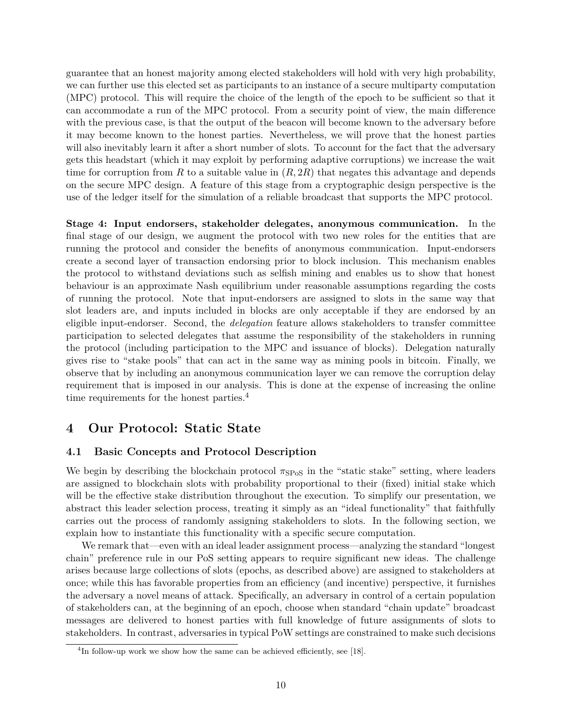guarantee that an honest majority among elected stakeholders will hold with very high probability, we can further use this elected set as participants to an instance of a secure multiparty computation (MPC) protocol. This will require the choice of the length of the epoch to be sufficient so that it can accommodate a run of the MPC protocol. From a security point of view, the main difference with the previous case, is that the output of the beacon will become known to the adversary before it may become known to the honest parties. Nevertheless, we will prove that the honest parties will also inevitably learn it after a short number of slots. To account for the fact that the adversary gets this headstart (which it may exploit by performing adaptive corruptions) we increase the wait time for corruption from $R$ to a suitable value in $(R, 2R)$ that negates this advantage and depends on the secure MPC design. A feature of this stage from a cryptographic design perspective is the use of the ledger itself for the simulation of a reliable broadcast that supports the MPC protocol.

**Stage 4: Input endorsers, stakeholder delegates, anonymous communication.** In the final stage of our design, we augment the protocol with two new roles for the entities that are running the protocol and consider the benefits of anonymous communication. Input-endorsers create a second layer of transaction endorsing prior to block inclusion. This mechanism enables the protocol to withstand deviations such as selfish mining and enables us to show that honest behaviour is an approximate Nash equilibrium under reasonable assumptions regarding the costs of running the protocol. Note that input-endorsers are assigned to slots in the same way that slot leaders are, and inputs included in blocks are only acceptable if they are endorsed by an eligible input-endorser. Second, the *delegation* feature allows stakeholders to transfer committee participation to selected delegates that assume the responsibility of the stakeholders in running the protocol (including participation to the MPC and issuance of blocks). Delegation naturally gives rise to "stake pools" that can act in the same way as mining pools in bitcoin. Finally, we observe that by including an anonymous communication layer we can remove the corruption delay requirement that is imposed in our analysis. This is done at the expense of increasing the online time requirements for the honest parties.[4]

## 4 Our Protocol: Static State

### 4.1 Basic Concepts and Protocol Description

We begin by describing the blockchain protocol $\pi_{\mathrm{SPoS}}$ in the "static stake" setting, where leaders are assigned to blockchain slots with probability proportional to their (fixed) initial stake which will be the effective stake distribution throughout the execution. To simplify our presentation, we abstract this leader selection process, treating it simply as an "ideal functionality" that faithfully carries out the process of randomly assigning stakeholders to slots. In the following section, we explain how to instantiate this functionality with a specific secure computation.

We remark that—even with an ideal leader assignment process—analyzing the standard "longest chain" preference rule in our PoS setting appears to require significant new ideas. The challenge arises because large collections of slots (epochs, as described above) are assigned to stakeholders at once; while this has favorable properties from an efficiency (and incentive) perspective, it furnishes the adversary a novel means of attack. Specifically, an adversary in control of a certain population of stakeholders can, at the beginning of an epoch, choose when standard "chain update" broadcast messages are delivered to honest parties with full knowledge of future assignments of slots to stakeholders. In contrast, adversaries in typical PoW settings are constrained to make such decisions

[4] In follow-up work we show how the same can be achieved efficiently, see [18].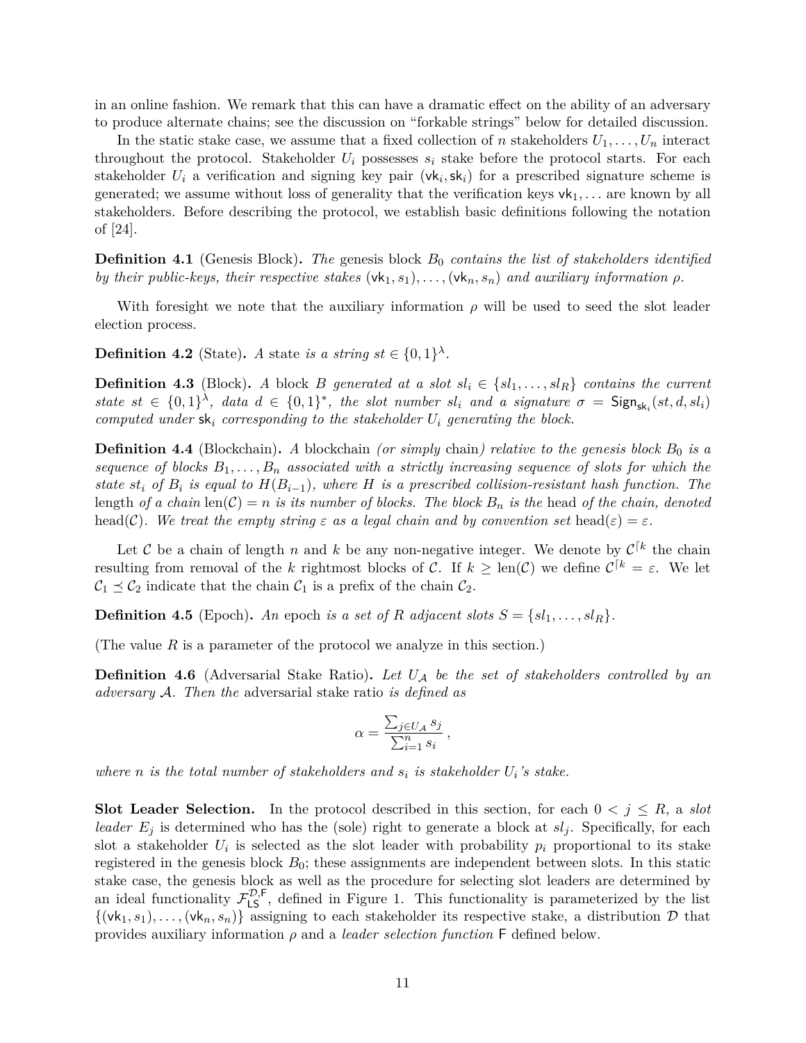in an online fashion. We remark that this can have a dramatic effect on the ability of an adversary to produce alternate chains; see the discussion on "forkable strings" below for detailed discussion.

In the static stake case, we assume that a fixed collection of $n$ stakeholders $U_1, \ldots, U_n$ interact throughout the protocol. Stakeholder $U_i$ possesses $s_i$ stake before the protocol starts. For each stakeholder $U_i$ a verification and signing key pair $(\mathsf{vk}_i, \mathsf{sk}_i)$ for a prescribed signature scheme is generated; we assume without loss of generality that the verification keys $\mathsf{vk}_1, \ldots$ are known by all stakeholders. Before describing the protocol, we establish basic definitions following the notation of [24].

**Definition 4.1** (Genesis Block)**.** *The* genesis block $B_0$ *contains the list of stakeholders identified by their public-keys, their respective stakes* $(\mathsf{vk}_1, s_1), \ldots, (\mathsf{vk}_n, s_n)$ *and auxiliary information* $\rho$*.*

With foresight we note that the auxiliary information $\rho$ will be used to seed the slot leader election process.

**Definition 4.2** (State)**.** *A* state *is a string* $st \in \{0,1\}^\lambda$*.*

**Definition 4.3** (Block)**.** *A block* $B$ *generated at a slot* $sl_i \in \{sl_1, \ldots, sl_R\}$ *contains the current state* $st \in \{0,1\}^\lambda$*, data* $d \in \{0,1\}^*$*, the slot number* $sl_i$ *and a signature* $\sigma = \mathsf{Sign}_{\mathsf{sk}_i}(st, d, sl_i)$ *computed under* $\mathsf{sk}_i$ *corresponding to the stakeholder* $U_i$ *generating the block.*

**Definition 4.4** (Blockchain)**.** *A* blockchain *(or simply* chain*) relative to the genesis block* $B_0$ *is a sequence of blocks* $B_1, \ldots, B_n$ *associated with a strictly increasing sequence of slots for which the state* $st_i$ *of* $B_i$ *is equal to* $H(B_{i-1})$*, where* $H$ *is a prescribed collision-resistant hash function. The* length *of a chain* $\mathrm{len}(\mathcal{C}) = n$ *is its number of blocks. The block* $B_n$ *is the* head *of the chain, denoted* $\mathrm{head}(\mathcal{C})$*. We treat the empty string* $\varepsilon$ *as a legal chain and by convention set* $\mathrm{head}(\varepsilon) = \varepsilon$*.*

Let $\mathcal{C}$ be a chain of length $n$ and $k$ be any non-negative integer. We denote by $\mathcal{C}^{\lceil k}$ the chain resulting from removal of the $k$ rightmost blocks of $\mathcal{C}$. If $k \geq \mathrm{len}(\mathcal{C})$ we define $\mathcal{C}^{\lceil k} = \varepsilon$. We let $\mathcal{C}_1 \preceq \mathcal{C}_2$ indicate that the chain $\mathcal{C}_1$ is a prefix of the chain $\mathcal{C}_2$.

**Definition 4.5** (Epoch)**.** *An* epoch *is a set of* $R$ *adjacent slots* $S = \{sl_1, \ldots, sl_R\}$*.*

(The value $R$ is a parameter of the protocol we analyze in this section.)

**Definition 4.6** (Adversarial Stake Ratio)**.** *Let* $U_{\mathcal{A}}$ *be the set of stakeholders controlled by an adversary* $\mathcal{A}$*. Then the* adversarial stake ratio *is defined as*

$$\alpha = \frac{\sum_{j \in U_{\mathcal{A}}} s_j}{\sum_{i=1}^{n} s_i},$$

*where* $n$ *is the total number of stakeholders and* $s_i$ *is stakeholder* $U_i$*'s stake.*

**Slot Leader Selection.** In the protocol described in this section, for each $0 < j \leq R$, a *slot leader* $E_j$ is determined who has the (sole) right to generate a block at $sl_j$. Specifically, for each slot a stakeholder $U_i$ is selected as the slot leader with probability $p_i$ proportional to its stake registered in the genesis block $B_0$; these assignments are independent between slots. In this static stake case, the genesis block as well as the procedure for selecting slot leaders are determined by an ideal functionality $\mathcal{F}_{\mathsf{LS}}^{\mathcal{D},\mathsf{F}}$, defined in Figure 1. This functionality is parameterized by the list $\{(\mathsf{vk}_1, s_1), \ldots, (\mathsf{vk}_n, s_n)\}$ assigning to each stakeholder its respective stake, a distribution $\mathcal{D}$ that provides auxiliary information $\rho$ and a *leader selection function* $\mathsf{F}$ defined below.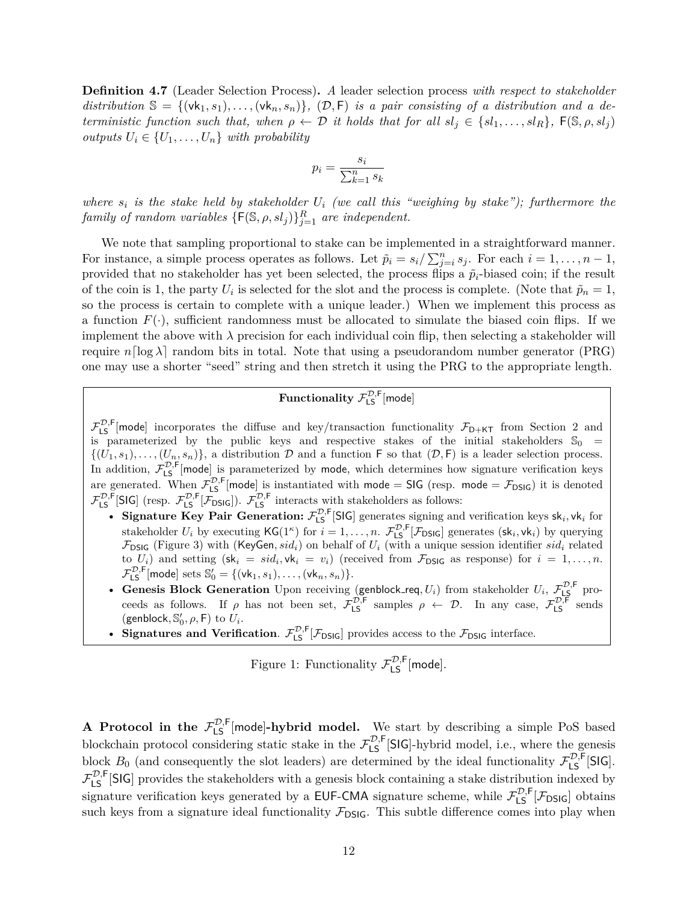**Definition 4.7** (Leader Selection Process)**.** *A* leader selection process *with respect to stakeholder distribution* $\mathbb{S} = \{(\mathsf{vk}_1, s_1), \ldots, (\mathsf{vk}_n, s_n)\}$*,* $(\mathcal{D}, \mathsf{F})$ *is a pair consisting of a distribution and a deterministic function such that, when* $\rho \leftarrow \mathcal{D}$ *it holds that for all* $sl_j \in \{sl_1, \ldots, sl_R\}$*,* $\mathsf{F}(\mathbb{S}, \rho, sl_j)$ *outputs* $U_i \in \{U_1, \ldots, U_n\}$ *with probability*

$$p_i = \frac{s_i}{\sum_{k=1}^{n} s_k}$$

*where* $s_i$ *is the stake held by stakeholder* $U_i$ *(we call this "weighing by stake"); furthermore the family of random variables* $\{\mathsf{F}(\mathbb{S}, \rho, sl_j)\}_{j=1}^{R}$ *are independent.*

We note that sampling proportional to stake can be implemented in a straightforward manner. For instance, a simple process operates as follows. Let $\tilde{p}_i = s_i / \sum_{j=i}^{n} s_j$. For each $i = 1, \ldots, n-1$, provided that no stakeholder has yet been selected, the process flips a $\tilde{p}_i$-biased coin; if the result of the coin is 1, the party $U_i$ is selected for the slot and the process is complete. (Note that $\tilde{p}_n = 1$, so the process is certain to complete with a unique leader.) When we implement this process as a function $F(\cdot)$, sufficient randomness must be allocated to simulate the biased coin flips. If we implement the above with $\lambda$ precision for each individual coin flip, then selecting a stakeholder will require $n\lceil \log \lambda \rceil$ random bits in total. Note that using a pseudorandom number generator (PRG) one may use a shorter "seed" string and then stretch it using the PRG to the appropriate length.

**Functionality $\mathcal{F}_{\mathsf{LS}}^{\mathcal{D},\mathsf{F}}[\mathsf{mode}]$**

$\mathcal{F}_{\mathsf{LS}}^{\mathcal{D},\mathsf{F}}[\mathsf{mode}]$ incorporates the diffuse and key/transaction functionality $\mathcal{F}_{\mathsf{D+KT}}$ from Section 2 and is parameterized by the public keys and respective stakes of the initial stakeholders $\mathbb{S}_0 = \{(U_1, s_1), \ldots, (U_n, s_n)\}$, a distribution $\mathcal{D}$ and a function $\mathsf{F}$ so that $(\mathcal{D}, \mathsf{F})$ is a leader selection process. In addition, $\mathcal{F}_{\mathsf{LS}}^{\mathcal{D},\mathsf{F}}[\mathsf{mode}]$ is parameterized by $\mathsf{mode}$, which determines how signature verification keys are generated. When $\mathcal{F}_{\mathsf{LS}}^{\mathcal{D},\mathsf{F}}[\mathsf{mode}]$ is instantiated with $\mathsf{mode} = \mathsf{SIG}$ (resp. $\mathsf{mode} = \mathcal{F}_{\mathsf{DSIG}}$) it is denoted $\mathcal{F}_{\mathsf{LS}}^{\mathcal{D},\mathsf{F}}[\mathsf{SIG}]$ (resp. $\mathcal{F}_{\mathsf{LS}}^{\mathcal{D},\mathsf{F}}[\mathcal{F}_{\mathsf{DSIG}}]$). $\mathcal{F}_{\mathsf{LS}}^{\mathcal{D},\mathsf{F}}$ interacts with stakeholders as follows:

- **Signature Key Pair Generation:** $\mathcal{F}_{\mathsf{LS}}^{\mathcal{D},\mathsf{F}}[\mathsf{SIG}]$ generates signing and verification keys $\mathsf{sk}_i, \mathsf{vk}_i$ for stakeholder $U_i$ by executing $\mathsf{KG}(1^\kappa)$ for $i = 1, \ldots, n$. $\mathcal{F}_{\mathsf{LS}}^{\mathcal{D},\mathsf{F}}[\mathcal{F}_{\mathsf{DSIG}}]$ generates $(\mathsf{sk}_i, \mathsf{vk}_i)$ by querying $\mathcal{F}_{\mathsf{DSIG}}$ (Figure 3) with $(\mathsf{KeyGen}, sid_i)$ on behalf of $U_i$ (with a unique session identifier $sid_i$ related to $U_i$) and setting $(\mathsf{sk}_i = sid_i, \mathsf{vk}_i = v_i)$ (received from $\mathcal{F}_{\mathsf{DSIG}}$ as response) for $i = 1, \ldots, n$. $\mathcal{F}_{\mathsf{LS}}^{\mathcal{D},\mathsf{F}}[\mathsf{mode}]$ sets $\mathbb{S}'_0 = \{(\mathsf{vk}_1, s_1), \ldots, (\mathsf{vk}_n, s_n)\}$.
- **Genesis Block Generation** Upon receiving $(\mathsf{genblock\_req}, U_i)$ from stakeholder $U_i$, $\mathcal{F}_{\mathsf{LS}}^{\mathcal{D},\mathsf{F}}$ proceeds as follows. If $\rho$ has not been set, $\mathcal{F}_{\mathsf{LS}}^{\mathcal{D},\mathsf{F}}$ samples $\rho \leftarrow \mathcal{D}$. In any case, $\mathcal{F}_{\mathsf{LS}}^{\mathcal{D},\mathsf{F}}$ sends $(\mathsf{genblock}, \mathbb{S}'_0, \rho, \mathsf{F})$ to $U_i$.
- **Signatures and Verification**. $\mathcal{F}_{\mathsf{LS}}^{\mathcal{D},\mathsf{F}}[\mathcal{F}_{\mathsf{DSIG}}]$ provides access to the $\mathcal{F}_{\mathsf{DSIG}}$ interface.

Figure 1: Functionality $\mathcal{F}_{\mathsf{LS}}^{\mathcal{D},\mathsf{F}}[\mathsf{mode}]$.

**A Protocol in the $\mathcal{F}_{\mathsf{LS}}^{\mathcal{D},\mathsf{F}}[\mathsf{mode}]$-hybrid model.** We start by describing a simple PoS based blockchain protocol considering static stake in the $\mathcal{F}_{\mathsf{LS}}^{\mathcal{D},\mathsf{F}}[\mathsf{SIG}]$-hybrid model, i.e., where the genesis block $B_0$ (and consequently the slot leaders) are determined by the ideal functionality $\mathcal{F}_{\mathsf{LS}}^{\mathcal{D},\mathsf{F}}[\mathsf{SIG}]$. $\mathcal{F}_{\mathsf{LS}}^{\mathcal{D},\mathsf{F}}[\mathsf{SIG}]$ provides the stakeholders with a genesis block containing a stake distribution indexed by signature verification keys generated by a $\mathsf{EUF\text{-}CMA}$ signature scheme, while $\mathcal{F}_{\mathsf{LS}}^{\mathcal{D},\mathsf{F}}[\mathcal{F}_{\mathsf{DSIG}}]$ obtains such keys from a signature ideal functionality $\mathcal{F}_{\mathsf{DSIG}}$. This subtle difference comes into play when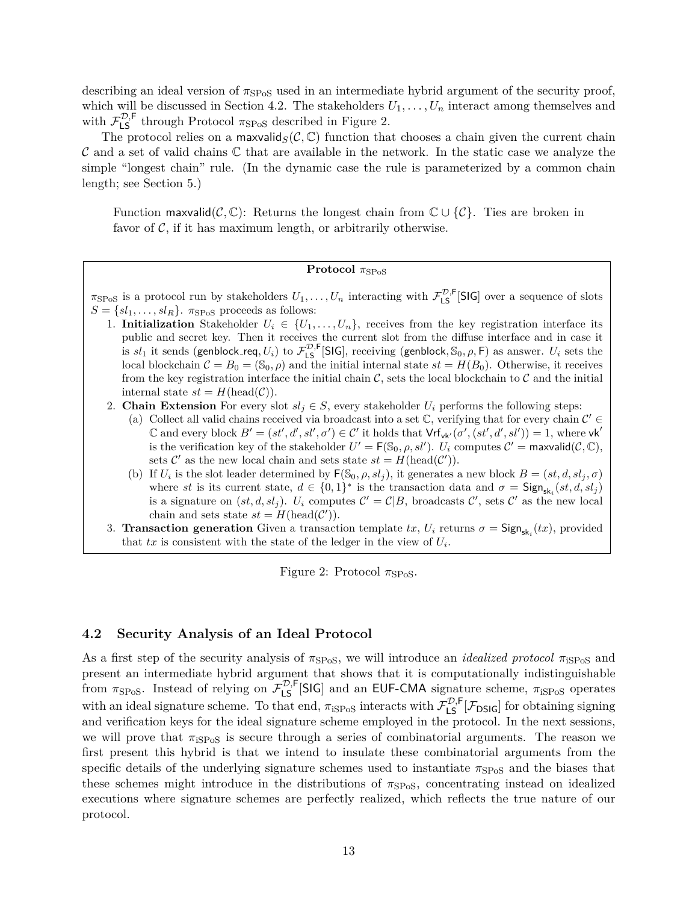describing an ideal version of $\pi_{\mathrm{SPoS}}$ used in an intermediate hybrid argument of the security proof, which will be discussed in Section 4.2. The stakeholders $U_1, \ldots, U_n$ interact among themselves and with $\mathcal{F}_{\mathsf{LS}}^{\mathcal{D},\mathsf{F}}$ through Protocol $\pi_{\mathrm{SPoS}}$ described in Figure 2.

The protocol relies on a $\mathsf{maxvalid}_S(\mathcal{C}, \mathbb{C})$ function that chooses a chain given the current chain $\mathcal{C}$ and a set of valid chains $\mathbb{C}$ that are available in the network. In the static case we analyze the simple "longest chain" rule. (In the dynamic case the rule is parameterized by a common chain length; see Section 5.)

> Function $\mathsf{maxvalid}(\mathcal{C}, \mathbb{C})$: Returns the longest chain from $\mathbb{C} \cup \{\mathcal{C}\}$. Ties are broken in favor of $\mathcal{C}$, if it has maximum length, or arbitrarily otherwise.

**Protocol $\pi_{\mathrm{SPoS}}$**

$\pi_{\mathrm{SPoS}}$ is a protocol run by stakeholders $U_1, \ldots, U_n$ interacting with $\mathcal{F}_{\mathsf{LS}}^{\mathcal{D},\mathsf{F}}[\mathsf{SIG}]$ over a sequence of slots $S = \{sl_1, \ldots, sl_R\}$. $\pi_{\mathrm{SPoS}}$ proceeds as follows:

1. **Initialization** Stakeholder $U_i \in \{U_1, \ldots, U_n\}$, receives from the key registration interface its public and secret key. Then it receives the current slot from the diffuse interface and in case it is $sl_1$ it sends $(\mathsf{genblock\_req}, U_i)$ to $\mathcal{F}_{\mathsf{LS}}^{\mathcal{D},\mathsf{F}}[\mathsf{SIG}]$, receiving $(\mathsf{genblock}, \mathbb{S}_0, \rho, \mathsf{F})$ as answer. $U_i$ sets the local blockchain $\mathcal{C} = B_0 = (\mathbb{S}_0, \rho)$ and the initial internal state $st = H(B_0)$. Otherwise, it receives from the key registration interface the initial chain $\mathcal{C}$, sets the local blockchain to $\mathcal{C}$ and the initial internal state $st = H(\mathrm{head}(\mathcal{C}))$.
2. **Chain Extension** For every slot $sl_j \in S$, every stakeholder $U_i$ performs the following steps:
   (a) Collect all valid chains received via broadcast into a set $\mathbb{C}$, verifying that for every chain $\mathcal{C}' \in \mathbb{C}$ and every block $B' = (st', d', sl', \sigma') \in \mathcal{C}'$ it holds that $\mathsf{Vrf}_{\mathsf{vk}'}(\sigma', (st', d', sl')) = 1$, where $\mathsf{vk}'$ is the verification key of the stakeholder $U' = \mathsf{F}(\mathbb{S}_0, \rho, sl')$. $U_i$ computes $\mathcal{C}' = \mathsf{maxvalid}(\mathcal{C}, \mathbb{C})$, sets $\mathcal{C}'$ as the new local chain and sets state $st = H(\mathrm{head}(\mathcal{C}'))$.
   (b) If $U_i$ is the slot leader determined by $\mathsf{F}(\mathbb{S}_0, \rho, sl_j)$, it generates a new block $B = (st, d, sl_j, \sigma)$ where $st$ is its current state, $d \in \{0,1\}^*$ is the transaction data and $\sigma = \mathsf{Sign}_{\mathsf{sk}_i}(st, d, sl_j)$ is a signature on $(st, d, sl_j)$. $U_i$ computes $\mathcal{C}' = \mathcal{C}|B$, broadcasts $\mathcal{C}'$, sets $\mathcal{C}'$ as the new local chain and sets state $st = H(\mathrm{head}(\mathcal{C}'))$.
3. **Transaction generation** Given a transaction template $tx$, $U_i$ returns $\sigma = \mathsf{Sign}_{\mathsf{sk}_i}(tx)$, provided that $tx$ is consistent with the state of the ledger in the view of $U_i$.

Figure 2: Protocol $\pi_{\mathrm{SPoS}}$.

## 4.2 Security Analysis of an Ideal Protocol

As a first step of the security analysis of $\pi_{\mathrm{SPoS}}$, we will introduce an *idealized protocol* $\pi_{\mathrm{iSPoS}}$ and present an intermediate hybrid argument that shows that it is computationally indistinguishable from $\pi_{\mathrm{SPoS}}$. Instead of relying on $\mathcal{F}_{\mathsf{LS}}^{\mathcal{D},\mathsf{F}}[\mathsf{SIG}]$ and an $\mathsf{EUF\text{-}CMA}$ signature scheme, $\pi_{\mathrm{iSPoS}}$ operates with an ideal signature scheme. To that end, $\pi_{\mathrm{iSPoS}}$ interacts with $\mathcal{F}_{\mathsf{LS}}^{\mathcal{D},\mathsf{F}}[\mathcal{F}_{\mathsf{DSIG}}]$ for obtaining signing and verification keys for the ideal signature scheme employed in the protocol. In the next sessions, we will prove that $\pi_{\mathrm{iSPoS}}$ is secure through a series of combinatorial arguments. The reason we first present this hybrid is that we intend to insulate these combinatorial arguments from the specific details of the underlying signature schemes used to instantiate $\pi_{\mathrm{SPoS}}$ and the biases that these schemes might introduce in the distributions of $\pi_{\mathrm{SPoS}}$, concentrating instead on idealized executions where signature schemes are perfectly realized, which reflects the true nature of our protocol.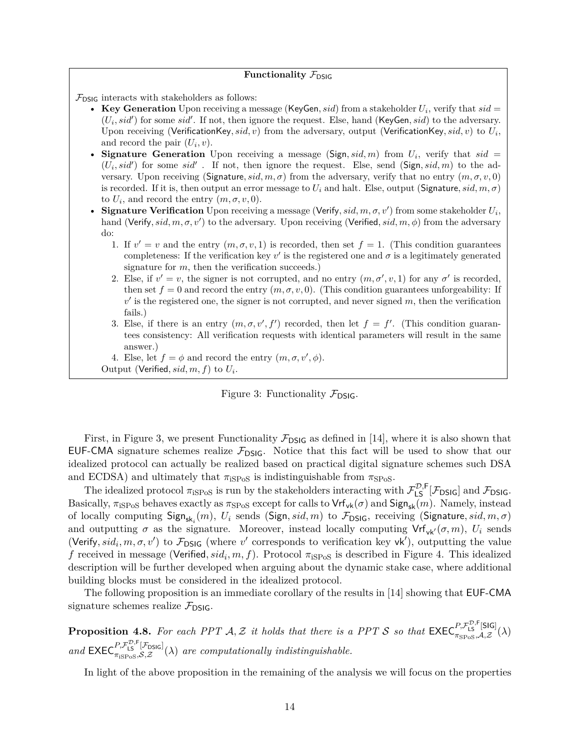**Functionality $\mathcal{F}_{\mathsf{DSIG}}$**

$\mathcal{F}_{\mathsf{DSIG}}$ interacts with stakeholders as follows:

- **Key Generation** Upon receiving a message $(\mathsf{KeyGen}, sid)$ from a stakeholder $U_i$, verify that $sid = (U_i, sid')$ for some $sid'$. If not, then ignore the request. Else, hand $(\mathsf{KeyGen}, sid)$ to the adversary. Upon receiving $(\mathsf{VerificationKey}, sid, v)$ from the adversary, output $(\mathsf{VerificationKey}, sid, v)$ to $U_i$, and record the pair $(U_i, v)$.
- **Signature Generation** Upon receiving a message $(\mathsf{Sign}, sid, m)$ from $U_i$, verify that $sid = (U_i, sid')$ for some $sid'$ . If not, then ignore the request. Else, send $(\mathsf{Sign}, sid, m)$ to the adversary. Upon receiving $(\mathsf{Signature}, sid, m, \sigma)$ from the adversary, verify that no entry $(m, \sigma, v, 0)$ is recorded. If it is, then output an error message to $U_i$ and halt. Else, output $(\mathsf{Signature}, sid, m, \sigma)$ to $U_i$, and record the entry $(m, \sigma, v, 0)$.
- **Signature Verification** Upon receiving a message $(\mathsf{Verify}, sid, m, \sigma, v')$ from some stakeholder $U_i$, hand $(\mathsf{Verify}, sid, m, \sigma, v')$ to the adversary. Upon receiving $(\mathsf{Verified}, sid, m, \phi)$ from the adversary do:
  1. If $v' = v$ and the entry $(m, \sigma, v, 1)$ is recorded, then set $f = 1$. (This condition guarantees completeness: If the verification key $v'$ is the registered one and $\sigma$ is a legitimately generated signature for $m$, then the verification succeeds.)
  2. Else, if $v' = v$, the signer is not corrupted, and no entry $(m, \sigma', v, 1)$ for any $\sigma'$ is recorded, then set $f = 0$ and record the entry $(m, \sigma, v, 0)$. (This condition guarantees unforgeability: If $v'$ is the registered one, the signer is not corrupted, and never signed $m$, then the verification fails.)
  3. Else, if there is an entry $(m, \sigma, v', f')$ recorded, then let $f = f'$. (This condition guarantees consistency: All verification requests with identical parameters will result in the same answer.)
  4. Else, let $f = \phi$ and record the entry $(m, \sigma, v', \phi)$.

  Output $(\mathsf{Verified}, sid, m, f)$ to $U_i$.

Figure 3: Functionality $\mathcal{F}_{\mathsf{DSIG}}$.

First, in Figure 3, we present Functionality $\mathcal{F}_{\mathsf{DSIG}}$ as defined in [14], where it is also shown that EUF-CMA signature schemes realize $\mathcal{F}_{\mathsf{DSIG}}$. Notice that this fact will be used to show that our idealized protocol can actually be realized based on practical digital signature schemes such DSA and ECDSA) and ultimately that $\pi_{\text{iSPoS}}$ is indistinguishable from $\pi_{\text{SPoS}}$.

The idealized protocol $\pi_{\text{iSPoS}}$ is run by the stakeholders interacting with $\mathcal{F}_{\mathsf{LS}}^{\mathcal{D},\mathsf{F}}[\mathcal{F}_{\mathsf{DSIG}}]$ and $\mathcal{F}_{\mathsf{DSIG}}$. Basically, $\pi_{\text{iSPoS}}$ behaves exactly as $\pi_{\text{SPoS}}$ except for calls to $\mathsf{Vrf}_{\mathsf{vk}}(\sigma)$ and $\mathsf{Sign}_{\mathsf{sk}}(m)$. Namely, instead of locally computing $\mathsf{Sign}_{\mathsf{sk}_i}(m)$, $U_i$ sends $(\mathsf{Sign}, sid, m)$ to $\mathcal{F}_{\mathsf{DSIG}}$, receiving $(\mathsf{Signature}, sid, m, \sigma)$ and outputting $\sigma$ as the signature. Moreover, instead locally computing $\mathsf{Vrf}_{\mathsf{vk}'}(\sigma, m)$, $U_i$ sends $(\mathsf{Verify}, sid_i, m, \sigma, v')$ to $\mathcal{F}_{\mathsf{DSIG}}$ (where $v'$ corresponds to verification key $\mathsf{vk}'$), outputting the value $f$ received in message $(\mathsf{Verified}, sid_i, m, f)$. Protocol $\pi_{\text{iSPoS}}$ is described in Figure 4. This idealized description will be further developed when arguing about the dynamic stake case, where additional building blocks must be considered in the idealized protocol.

The following proposition is an immediate corollary of the results in [14] showing that EUF-CMA signature schemes realize $\mathcal{F}_{\mathsf{DSIG}}$.

**Proposition 4.8.** *For each PPT $\mathcal{A}, \mathcal{Z}$ it holds that there is a PPT $\mathcal{S}$ so that $\mathsf{EXEC}_{\pi_{\text{SPoS}},\mathcal{A},\mathcal{Z}}^{P,\mathcal{F}_{\mathsf{LS}}^{\mathcal{D},\mathsf{F}}[\mathsf{SIG}]}(\lambda)$ and $\mathsf{EXEC}_{\pi_{\text{iSPoS}},\mathcal{S},\mathcal{Z}}^{P,\mathcal{F}_{\mathsf{LS}}^{\mathcal{D},\mathsf{F}}[\mathcal{F}_{\mathsf{DSIG}}]}(\lambda)$ are computationally indistinguishable.*

In light of the above proposition in the remaining of the analysis we will focus on the properties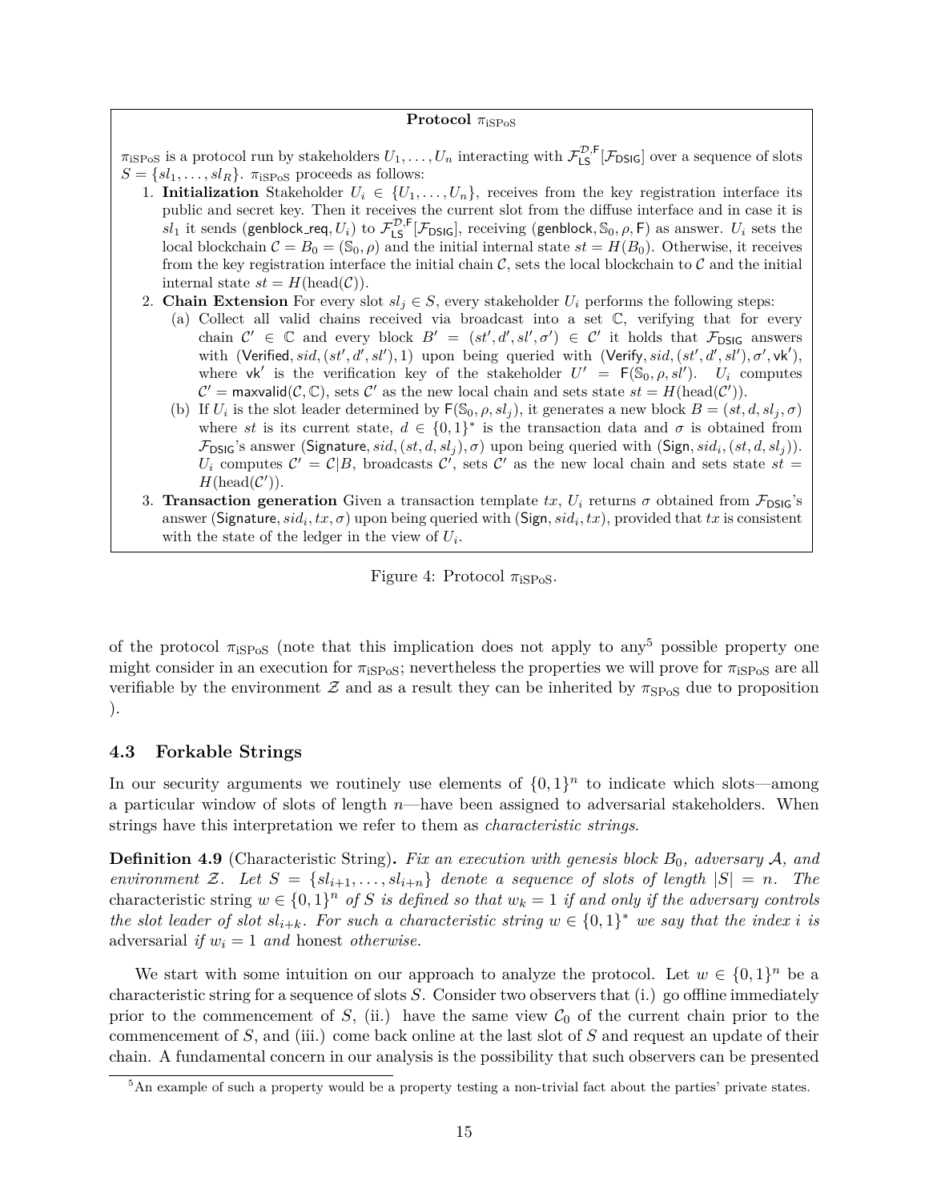**Protocol $\pi_{\text{iSPoS}}$**

$\pi_{\text{iSPoS}}$ is a protocol run by stakeholders $U_1, \ldots, U_n$ interacting with $\mathcal{F}_{\mathsf{LS}}^{\mathcal{D},\mathsf{F}}[\mathcal{F}_{\mathsf{DSIG}}]$ over a sequence of slots $S = \{sl_1, \ldots, sl_R\}$. $\pi_{\text{iSPoS}}$ proceeds as follows:

1. **Initialization** Stakeholder $U_i \in \{U_1, \ldots, U_n\}$, receives from the key registration interface its public and secret key. Then it receives the current slot from the diffuse interface and in case it is $sl_1$ it sends $(\mathsf{genblock\_req}, U_i)$ to $\mathcal{F}_{\mathsf{LS}}^{\mathcal{D},\mathsf{F}}[\mathcal{F}_{\mathsf{DSIG}}]$, receiving $(\mathsf{genblock}, \mathbb{S}_0, \rho, \mathsf{F})$ as answer. $U_i$ sets the local blockchain $\mathcal{C} = B_0 = (\mathbb{S}_0, \rho)$ and the initial internal state $st = H(B_0)$. Otherwise, it receives from the key registration interface the initial chain $\mathcal{C}$, sets the local blockchain to $\mathcal{C}$ and the initial internal state $st = H(\text{head}(\mathcal{C}))$.
2. **Chain Extension** For every slot $sl_j \in S$, every stakeholder $U_i$ performs the following steps:
   (a) Collect all valid chains received via broadcast into a set $\mathbb{C}$, verifying that for every chain $\mathcal{C}' \in \mathbb{C}$ and every block $B' = (st', d', sl', \sigma') \in \mathcal{C}'$ it holds that $\mathcal{F}_{\mathsf{DSIG}}$ answers with $(\mathsf{Verified}, sid, (st', d', sl'), 1)$ upon being queried with $(\mathsf{Verify}, sid, (st', d', sl'), \sigma', \mathsf{vk}')$, where $\mathsf{vk}'$ is the verification key of the stakeholder $U' = \mathsf{F}(\mathbb{S}_0, \rho, sl')$. $U_i$ computes $\mathcal{C}' = \mathsf{maxvalid}(\mathcal{C}, \mathbb{C})$, sets $\mathcal{C}'$ as the new local chain and sets state $st = H(\text{head}(\mathcal{C}'))$.
   (b) If $U_i$ is the slot leader determined by $\mathsf{F}(\mathbb{S}_0, \rho, sl_j)$, it generates a new block $B = (st, d, sl_j, \sigma)$ where $st$ is its current state, $d \in \{0,1\}^*$ is the transaction data and $\sigma$ is obtained from $\mathcal{F}_{\mathsf{DSIG}}$'s answer $(\mathsf{Signature}, sid, (st, d, sl_j), \sigma)$ upon being queried with $(\mathsf{Sign}, sid_i, (st, d, sl_j))$. $U_i$ computes $\mathcal{C}' = \mathcal{C}|B$, broadcasts $\mathcal{C}'$, sets $\mathcal{C}'$ as the new local chain and sets state $st = H(\text{head}(\mathcal{C}'))$.
3. **Transaction generation** Given a transaction template $tx$, $U_i$ returns $\sigma$ obtained from $\mathcal{F}_{\mathsf{DSIG}}$'s answer $(\mathsf{Signature}, sid_i, tx, \sigma)$ upon being queried with $(\mathsf{Sign}, sid_i, tx)$, provided that $tx$ is consistent with the state of the ledger in the view of $U_i$.

Figure 4: Protocol $\pi_{\text{iSPoS}}$.

of the protocol $\pi_{\text{iSPoS}}$ (note that this implication does not apply to any[5] possible property one might consider in an execution for $\pi_{\text{iSPoS}}$; nevertheless the properties we will prove for $\pi_{\text{iSPoS}}$ are all verifiable by the environment $\mathcal{Z}$ and as a result they can be inherited by $\pi_{\text{SPoS}}$ due to proposition ).

### 4.3 Forkable Strings

In our security arguments we routinely use elements of $\{0,1\}^n$ to indicate which slots—among a particular window of slots of length $n$—have been assigned to adversarial stakeholders. When strings have this interpretation we refer to them as *characteristic strings*.

**Definition 4.9** (Characteristic String)**.** *Fix an execution with genesis block $B_0$, adversary $\mathcal{A}$, and environment $\mathcal{Z}$. Let $S = \{sl_{i+1}, \ldots, sl_{i+n}\}$ denote a sequence of slots of length $|S| = n$. The* characteristic string $w \in \{0,1\}^n$ *of $S$ is defined so that $w_k = 1$ if and only if the adversary controls the slot leader of slot $sl_{i+k}$. For such a characteristic string $w \in \{0,1\}^*$ we say that the index $i$ is* adversarial *if $w_i = 1$ and* honest *otherwise.*

We start with some intuition on our approach to analyze the protocol. Let $w \in \{0,1\}^n$ be a characteristic string for a sequence of slots $S$. Consider two observers that (i.) go offline immediately prior to the commencement of $S$, (ii.) have the same view $\mathcal{C}_0$ of the current chain prior to the commencement of $S$, and (iii.) come back online at the last slot of $S$ and request an update of their chain. A fundamental concern in our analysis is the possibility that such observers can be presented

[5] An example of such a property would be a property testing a non-trivial fact about the parties' private states.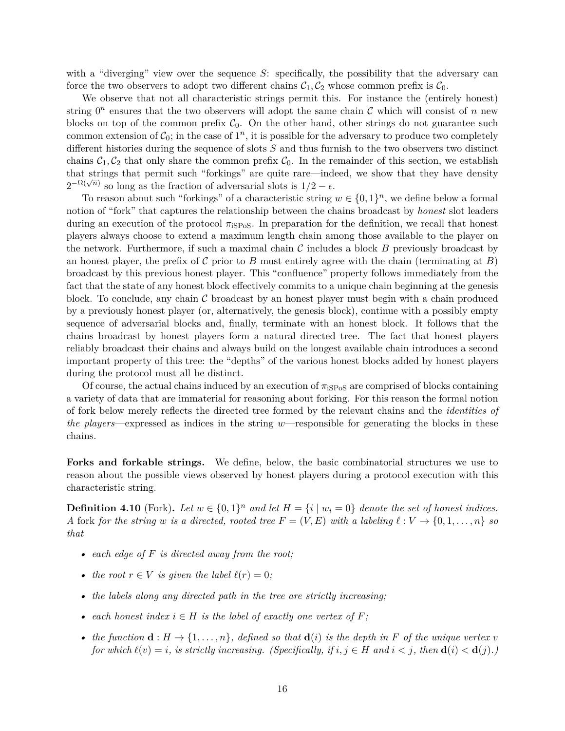with a "diverging" view over the sequence $S$: specifically, the possibility that the adversary can force the two observers to adopt two different chains $\mathcal{C}_1, \mathcal{C}_2$ whose common prefix is $\mathcal{C}_0$.

We observe that not all characteristic strings permit this. For instance the (entirely honest) string $0^n$ ensures that the two observers will adopt the same chain $\mathcal{C}$ which will consist of $n$ new blocks on top of the common prefix $\mathcal{C}_0$. On the other hand, other strings do not guarantee such common extension of $\mathcal{C}_0$; in the case of $1^n$, it is possible for the adversary to produce two completely different histories during the sequence of slots $S$ and thus furnish to the two observers two distinct chains $\mathcal{C}_1, \mathcal{C}_2$ that only share the common prefix $\mathcal{C}_0$. In the remainder of this section, we establish that strings that permit such "forkings" are quite rare—indeed, we show that they have density $2^{-\Omega(\sqrt{n})}$ so long as the fraction of adversarial slots is $1/2 - \epsilon$.

To reason about such "forkings" of a characteristic string $w \in \{0,1\}^n$, we define below a formal notion of "fork" that captures the relationship between the chains broadcast by *honest* slot leaders during an execution of the protocol $\pi_{\text{iSPoS}}$. In preparation for the definition, we recall that honest players always choose to extend a maximum length chain among those available to the player on the network. Furthermore, if such a maximal chain $\mathcal{C}$ includes a block $B$ previously broadcast by an honest player, the prefix of $\mathcal{C}$ prior to $B$ must entirely agree with the chain (terminating at $B$) broadcast by this previous honest player. This "confluence" property follows immediately from the fact that the state of any honest block effectively commits to a unique chain beginning at the genesis block. To conclude, any chain $\mathcal{C}$ broadcast by an honest player must begin with a chain produced by a previously honest player (or, alternatively, the genesis block), continue with a possibly empty sequence of adversarial blocks and, finally, terminate with an honest block. It follows that the chains broadcast by honest players form a natural directed tree. The fact that honest players reliably broadcast their chains and always build on the longest available chain introduces a second important property of this tree: the "depths" of the various honest blocks added by honest players during the protocol must all be distinct.

Of course, the actual chains induced by an execution of $\pi_{\text{iSPoS}}$ are comprised of blocks containing a variety of data that are immaterial for reasoning about forking. For this reason the formal notion of fork below merely reflects the directed tree formed by the relevant chains and the *identities of the players*—expressed as indices in the string $w$—responsible for generating the blocks in these chains.

**Forks and forkable strings.** We define, below, the basic combinatorial structures we use to reason about the possible views observed by honest players during a protocol execution with this characteristic string.

**Definition 4.10** (Fork)**.** *Let $w \in \{0,1\}^n$ and let $H = \{i \mid w_i = 0\}$ denote the set of honest indices. A* fork *for the string $w$ is a directed, rooted tree $F = (V, E)$ with a labeling $\ell : V \to \{0, 1, \ldots, n\}$ so that*

- *each edge of $F$ is directed away from the root;*
- *the root $r \in V$ is given the label $\ell(r) = 0$;*
- *the labels along any directed path in the tree are strictly increasing;*
- *each honest index $i \in H$ is the label of exactly one vertex of $F$;*
- *the function $\mathbf{d} : H \to \{1, \ldots, n\}$, defined so that $\mathbf{d}(i)$ is the depth in $F$ of the unique vertex $v$ for which $\ell(v) = i$, is strictly increasing. (Specifically, if $i, j \in H$ and $i < j$, then $\mathbf{d}(i) < \mathbf{d}(j)$.)*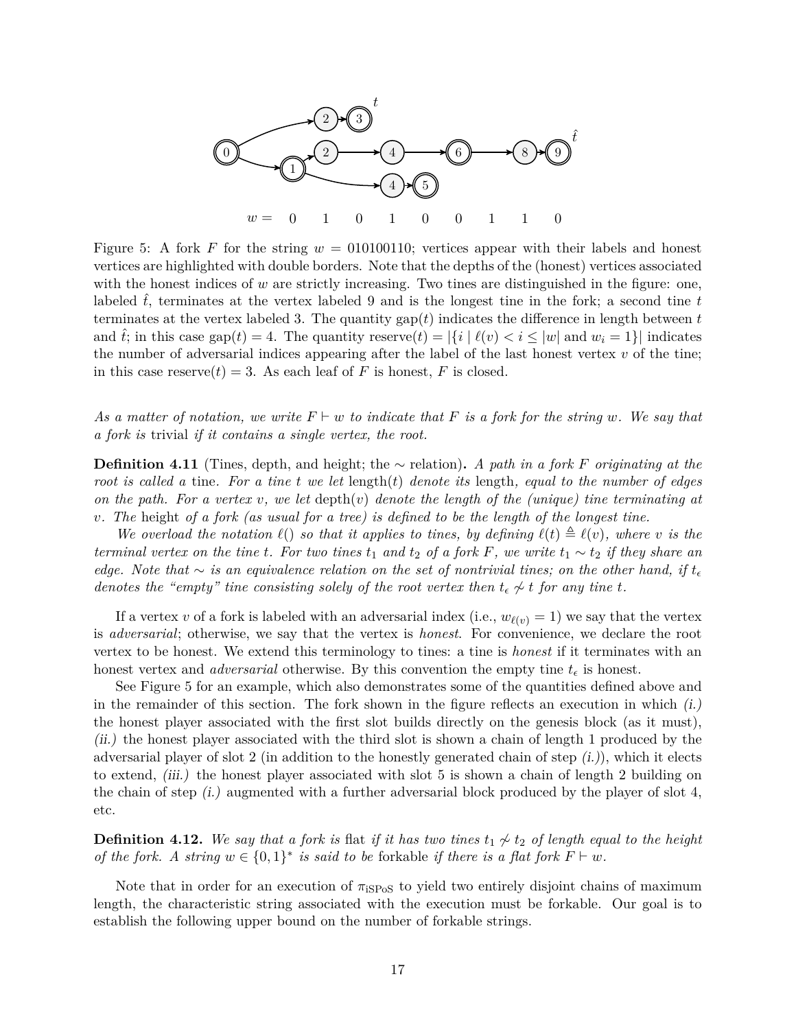Figure 5: A fork $F$ for the string $w = 010100110$; vertices appear with their labels and honest vertices are highlighted with double borders. Note that the depths of the (honest) vertices associated with the honest indices of $w$ are strictly increasing. Two tines are distinguished in the figure: one, labeled $\hat{t}$, terminates at the vertex labeled 9 and is the longest tine in the fork; a second tine $t$ terminates at the vertex labeled 3. The quantity $\text{gap}(t)$ indicates the difference in length between $t$ and $\hat{t}$; in this case $\text{gap}(t) = 4$. The quantity $\text{reserve}(t) = |\{i \mid \ell(v) < i \leq |w| \text{ and } w_i = 1\}|$ indicates the number of adversarial indices appearing after the label of the last honest vertex $v$ of the tine; in this case $\text{reserve}(t) = 3$. As each leaf of $F$ is honest, $F$ is closed.

*As a matter of notation, we write $F \vdash w$ to indicate that $F$ is a fork for the string $w$. We say that a fork is* trivial *if it contains a single vertex, the root.*

**Definition 4.11** (Tines, depth, and height; the $\sim$ relation)**.** *A path in a fork $F$ originating at the root is called a* tine*. For a tine $t$ we let* length$(t)$ *denote its* length*, equal to the number of edges on the path. For a vertex $v$, we let* depth$(v)$ *denote the length of the (unique) tine terminating at $v$. The* height *of a fork (as usual for a tree) is defined to be the length of the longest tine.*

*We overload the notation $\ell()$ so that it applies to tines, by defining $\ell(t) \triangleq \ell(v)$, where $v$ is the terminal vertex on the tine $t$. For two tines $t_1$ and $t_2$ of a fork $F$, we write $t_1 \sim t_2$ if they share an edge. Note that $\sim$ is an equivalence relation on the set of nontrivial tines; on the other hand, if $t_\epsilon$ denotes the "empty" tine consisting solely of the root vertex then $t_\epsilon \not\sim t$ for any tine $t$.*

If a vertex $v$ of a fork is labeled with an adversarial index (i.e., $w_{\ell(v)} = 1$) we say that the vertex is *adversarial*; otherwise, we say that the vertex is *honest*. For convenience, we declare the root vertex to be honest. We extend this terminology to tines: a tine is *honest* if it terminates with an honest vertex and *adversarial* otherwise. By this convention the empty tine $t_\epsilon$ is honest.

See Figure 5 for an example, which also demonstrates some of the quantities defined above and in the remainder of this section. The fork shown in the figure reflects an execution in which *(i.)* the honest player associated with the first slot builds directly on the genesis block (as it must), *(ii.)* the honest player associated with the third slot is shown a chain of length 1 produced by the adversarial player of slot 2 (in addition to the honestly generated chain of step *(i.)*), which it elects to extend, *(iii.)* the honest player associated with slot 5 is shown a chain of length 2 building on the chain of step *(i.)* augmented with a further adversarial block produced by the player of slot 4, etc.

**Definition 4.12.** *We say that a fork is* flat *if it has two tines $t_1 \not\sim t_2$ of length equal to the height of the fork. A string $w \in \{0, 1\}^*$ is said to be* forkable *if there is a flat fork $F \vdash w$.*

Note that in order for an execution of $\pi_{\text{iSPoS}}$ to yield two entirely disjoint chains of maximum length, the characteristic string associated with the execution must be forkable. Our goal is to establish the following upper bound on the number of forkable strings.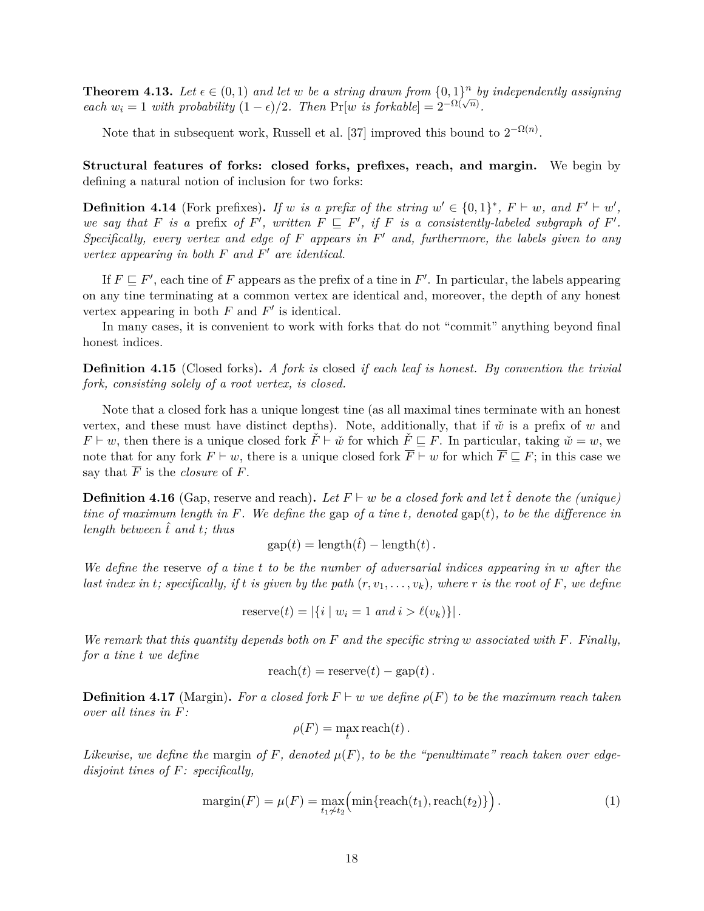**Theorem 4.13.** *Let $\epsilon \in (0,1)$ and let $w$ be a string drawn from $\{0,1\}^n$ by independently assigning each $w_i = 1$ with probability $(1-\epsilon)/2$. Then $\Pr[w \text{ is forkable}] = 2^{-\Omega(\sqrt{n})}$.*

Note that in subsequent work, Russell et al. [37] improved this bound to $2^{-\Omega(n)}$.

**Structural features of forks: closed forks, prefixes, reach, and margin.** We begin by defining a natural notion of inclusion for two forks:

**Definition 4.14** (Fork prefixes)**.** *If $w$ is a prefix of the string $w' \in \{0,1\}^*$, $F \vdash w$, and $F' \vdash w'$, we say that $F$ is a* prefix *of $F'$, written $F \sqsubseteq F'$, if $F$ is a consistently-labeled subgraph of $F'$. Specifically, every vertex and edge of $F$ appears in $F'$ and, furthermore, the labels given to any vertex appearing in both $F$ and $F'$ are identical.*

If $F \sqsubseteq F'$, each tine of $F$ appears as the prefix of a tine in $F'$. In particular, the labels appearing on any tine terminating at a common vertex are identical and, moreover, the depth of any honest vertex appearing in both $F$ and $F'$ is identical.

In many cases, it is convenient to work with forks that do not "commit" anything beyond final honest indices.

**Definition 4.15** (Closed forks)**.** *A fork is* closed *if each leaf is honest. By convention the trivial fork, consisting solely of a root vertex, is closed.*

Note that a closed fork has a unique longest tine (as all maximal tines terminate with an honest vertex, and these must have distinct depths). Note, additionally, that if $\check{w}$ is a prefix of $w$ and $F \vdash w$, then there is a unique closed fork $\check{F} \vdash \check{w}$ for which $\check{F} \sqsubseteq F$. In particular, taking $\check{w} = w$, we note that for any fork $F \vdash w$, there is a unique closed fork $\overline{F} \vdash w$ for which $\overline{F} \sqsubseteq F$; in this case we say that $\overline{F}$ is the *closure* of $F$.

**Definition 4.16** (Gap, reserve and reach)**.** *Let $F \vdash w$ be a closed fork and let $\hat{t}$ denote the (unique) tine of maximum length in $F$. We define the* gap *of a tine $t$, denoted $\text{gap}(t)$, to be the difference in length between $\hat{t}$ and $t$; thus*

$$\text{gap}(t) = \text{length}(\hat{t}) - \text{length}(t)\,.$$

*We define the* reserve *of a tine $t$ to be the number of adversarial indices appearing in $w$ after the last index in $t$; specifically, if $t$ is given by the path $(r, v_1, \ldots, v_k)$, where $r$ is the root of $F$, we define*

$$\text{reserve}(t) = |\{i \mid w_i = 1 \text{ and } i > \ell(v_k)\}|\,.$$

*We remark that this quantity depends both on $F$ and the specific string $w$ associated with $F$. Finally, for a tine $t$ we define*

$$\text{reach}(t) = \text{reserve}(t) - \text{gap}(t)\,.$$

**Definition 4.17** (Margin)**.** *For a closed fork $F \vdash w$ we define $\rho(F)$ to be the maximum reach taken over all tines in $F$:*

$$\rho(F) = \max_t \text{reach}(t)\,.$$

*Likewise, we define the* margin *of $F$, denoted $\mu(F)$, to be the "penultimate" reach taken over edge-disjoint tines of $F$: specifically,*

$$\text{margin}(F) = \mu(F) = \max_{t_1 \not\sim t_2} \Big( \min\{\text{reach}(t_1), \text{reach}(t_2)\} \Big)\,. \tag{1}$$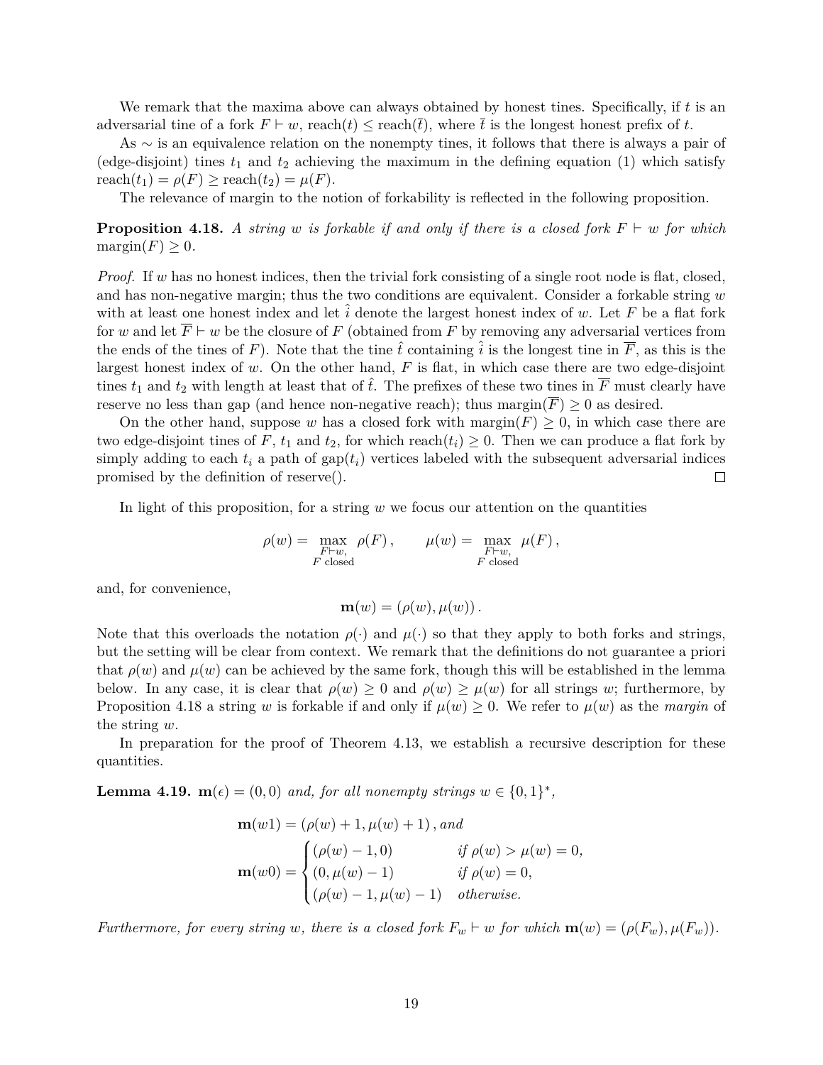We remark that the maxima above can always obtained by honest tines. Specifically, if $t$ is an adversarial tine of a fork $F \vdash w$, $\text{reach}(t) \leq \text{reach}(\bar{t})$, where $\bar{t}$ is the longest honest prefix of $t$.

As $\sim$ is an equivalence relation on the nonempty tines, it follows that there is always a pair of (edge-disjoint) tines $t_1$ and $t_2$ achieving the maximum in the defining equation (1) which satisfy $\text{reach}(t_1) = \rho(F) \geq \text{reach}(t_2) = \mu(F)$.

The relevance of margin to the notion of forkability is reflected in the following proposition.

**Proposition 4.18.** *A string $w$ is forkable if and only if there is a closed fork $F \vdash w$ for which $\text{margin}(F) \geq 0$.*

*Proof.* If $w$ has no honest indices, then the trivial fork consisting of a single root node is flat, closed, and has non-negative margin; thus the two conditions are equivalent. Consider a forkable string $w$ with at least one honest index and let $\hat{i}$ denote the largest honest index of $w$. Let $F$ be a flat fork for $w$ and let $\overline{F} \vdash w$ be the closure of $F$ (obtained from $F$ by removing any adversarial vertices from the ends of the tines of $F$). Note that the tine $\hat{t}$ containing $\hat{i}$ is the longest tine in $\overline{F}$, as this is the largest honest index of $w$. On the other hand, $F$ is flat, in which case there are two edge-disjoint tines $t_1$ and $t_2$ with length at least that of $\hat{t}$. The prefixes of these two tines in $\overline{F}$ must clearly have reserve no less than gap (and hence non-negative reach); thus $\text{margin}(\overline{F}) \geq 0$ as desired.

On the other hand, suppose $w$ has a closed fork with $\text{margin}(F) \geq 0$, in which case there are two edge-disjoint tines of $F$, $t_1$ and $t_2$, for which $\text{reach}(t_i) \geq 0$. Then we can produce a flat fork by simply adding to each $t_i$ a path of $\text{gap}(t_i)$ vertices labeled with the subsequent adversarial indices promised by the definition of reserve(). $\square$

In light of this proposition, for a string $w$ we focus our attention on the quantities

$$\rho(w) = \max_{\substack{F \vdash w, \\ F \text{ closed}}} \rho(F)\,, \qquad \mu(w) = \max_{\substack{F \vdash w, \\ F \text{ closed}}} \mu(F)\,,$$

and, for convenience,

$$\mathbf{m}(w) = (\rho(w), \mu(w))\,.$$

Note that this overloads the notation $\rho(\cdot)$ and $\mu(\cdot)$ so that they apply to both forks and strings, but the setting will be clear from context. We remark that the definitions do not guarantee a priori that $\rho(w)$ and $\mu(w)$ can be achieved by the same fork, though this will be established in the lemma below. In any case, it is clear that $\rho(w) \geq 0$ and $\rho(w) \geq \mu(w)$ for all strings $w$; furthermore, by Proposition 4.18 a string $w$ is forkable if and only if $\mu(w) \geq 0$. We refer to $\mu(w)$ as the *margin* of the string $w$.

In preparation for the proof of Theorem 4.13, we establish a recursive description for these quantities.

**Lemma 4.19.** $\mathbf{m}(\epsilon) = (0, 0)$ *and, for all nonempty strings $w \in \{0, 1\}^*$,*

$$\mathbf{m}(w1) = (\rho(w) + 1, \mu(w) + 1)\,, \textit{ and}$$

$$\mathbf{m}(w0) = \begin{cases} (\rho(w) - 1, 0) & \textit{if } \rho(w) > \mu(w) = 0, \\ (0, \mu(w) - 1) & \textit{if } \rho(w) = 0, \\ (\rho(w) - 1, \mu(w) - 1) & \textit{otherwise.} \end{cases}$$

*Furthermore, for every string $w$, there is a closed fork $F_w \vdash w$ for which $\mathbf{m}(w) = (\rho(F_w), \mu(F_w))$.*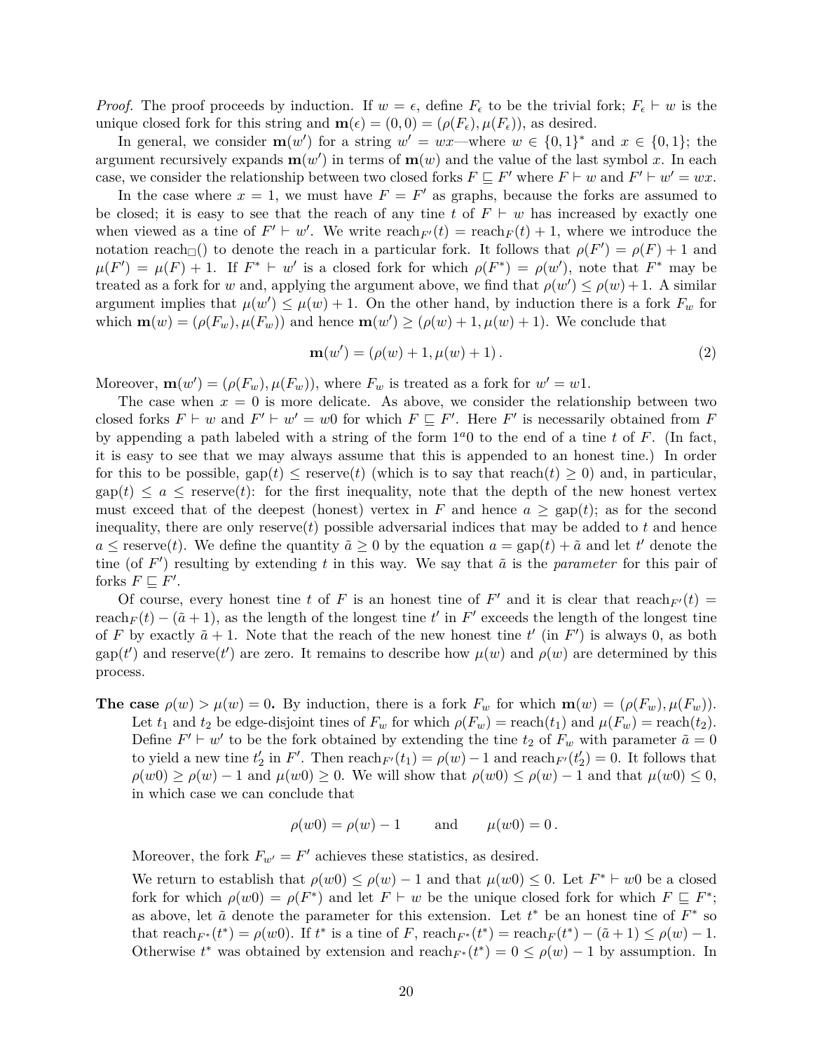*Proof.* The proof proceeds by induction. If $w = \epsilon$, define $F_\epsilon$ to be the trivial fork; $F_\epsilon \vdash w$ is the unique closed fork for this string and $\mathbf{m}(\epsilon) = (0, 0) = (\rho(F_\epsilon), \mu(F_\epsilon))$, as desired.

In general, we consider $\mathbf{m}(w')$ for a string $w' = wx$—where $w \in \{0,1\}^*$ and $x \in \{0,1\}$; the argument recursively expands $\mathbf{m}(w')$ in terms of $\mathbf{m}(w)$ and the value of the last symbol $x$. In each case, we consider the relationship between two closed forks $F \sqsubseteq F'$ where $F \vdash w$ and $F' \vdash w' = wx$.

In the case where $x = 1$, we must have $F = F'$ as graphs, because the forks are assumed to be closed; it is easy to see that the reach of any tine $t$ of $F \vdash w$ has increased by exactly one when viewed as a tine of $F' \vdash w'$. We write $\text{reach}_{F'}(t) = \text{reach}_F(t) + 1$, where we introduce the notation $\text{reach}_\square()$ to denote the reach in a particular fork. It follows that $\rho(F') = \rho(F) + 1$ and $\mu(F') = \mu(F) + 1$. If $F^* \vdash w'$ is a closed fork for which $\rho(F^*) = \rho(w')$, note that $F^*$ may be treated as a fork for $w$ and, applying the argument above, we find that $\rho(w') \leq \rho(w) + 1$. A similar argument implies that $\mu(w') \leq \mu(w) + 1$. On the other hand, by induction there is a fork $F_w$ for which $\mathbf{m}(w) = (\rho(F_w), \mu(F_w))$ and hence $\mathbf{m}(w') \geq (\rho(w) + 1, \mu(w) + 1)$. We conclude that

$$\mathbf{m}(w') = (\rho(w) + 1, \mu(w) + 1)\,. \tag{2}$$

Moreover, $\mathbf{m}(w') = (\rho(F_w), \mu(F_w))$, where $F_w$ is treated as a fork for $w' = w1$.

The case when $x = 0$ is more delicate. As above, we consider the relationship between two closed forks $F \vdash w$ and $F' \vdash w' = w0$ for which $F \sqsubseteq F'$. Here $F'$ is necessarily obtained from $F$ by appending a path labeled with a string of the form $1^a 0$ to the end of a tine $t$ of $F$. (In fact, it is easy to see that we may always assume that this is appended to an honest tine.) In order for this to be possible, $\text{gap}(t) \leq \text{reserve}(t)$ (which is to say that $\text{reach}(t) \geq 0$) and, in particular, $\text{gap}(t) \leq a \leq \text{reserve}(t)$: for the first inequality, note that the depth of the new honest vertex must exceed that of the deepest (honest) vertex in $F$ and hence $a \geq \text{gap}(t)$; as for the second inequality, there are only $\text{reserve}(t)$ possible adversarial indices that may be added to $t$ and hence $a \leq \text{reserve}(t)$. We define the quantity $\tilde{a} \geq 0$ by the equation $a = \text{gap}(t) + \tilde{a}$ and let $t'$ denote the tine (of $F'$) resulting by extending $t$ in this way. We say that $\tilde{a}$ is the *parameter* for this pair of forks $F \sqsubseteq F'$.

Of course, every honest tine $t$ of $F$ is an honest tine of $F'$ and it is clear that $\text{reach}_{F'}(t) = \text{reach}_F(t) - (\tilde{a} + 1)$, as the length of the longest tine $t'$ in $F'$ exceeds the length of the longest tine of $F$ by exactly $\tilde{a} + 1$. Note that the reach of the new honest tine $t'$ (in $F'$) is always 0, as both $\text{gap}(t')$ and $\text{reserve}(t')$ are zero. It remains to describe how $\mu(w)$ and $\rho(w)$ are determined by this process.

**The case $\rho(w) > \mu(w) = 0$.** By induction, there is a fork $F_w$ for which $\mathbf{m}(w) = (\rho(F_w), \mu(F_w))$. Let $t_1$ and $t_2$ be edge-disjoint tines of $F_w$ for which $\rho(F_w) = \text{reach}(t_1)$ and $\mu(F_w) = \text{reach}(t_2)$. Define $F' \vdash w'$ to be the fork obtained by extending the tine $t_2$ of $F_w$ with parameter $\tilde{a} = 0$ to yield a new tine $t_2'$ in $F'$. Then $\text{reach}_{F'}(t_1) = \rho(w) - 1$ and $\text{reach}_{F'}(t_2') = 0$. It follows that $\rho(w0) \geq \rho(w) - 1$ and $\mu(w0) \geq 0$. We will show that $\rho(w0) \leq \rho(w) - 1$ and that $\mu(w0) \leq 0$, in which case we can conclude that

$$\rho(w0) = \rho(w) - 1 \qquad \text{and} \qquad \mu(w0) = 0\,.$$

Moreover, the fork $F_{w'} = F'$ achieves these statistics, as desired.

We return to establish that $\rho(w0) \leq \rho(w) - 1$ and that $\mu(w0) \leq 0$. Let $F^* \vdash w0$ be a closed fork for which $\rho(w0) = \rho(F^*)$ and let $F \vdash w$ be the unique closed fork for which $F \sqsubseteq F^*$; as above, let $\tilde{a}$ denote the parameter for this extension. Let $t^*$ be an honest tine of $F^*$ so that $\text{reach}_{F^*}(t^*) = \rho(w0)$. If $t^*$ is a tine of $F$, $\text{reach}_{F^*}(t^*) = \text{reach}_F(t^*) - (\tilde{a} + 1) \leq \rho(w) - 1$. Otherwise $t^*$ was obtained by extension and $\text{reach}_{F^*}(t^*) = 0 \leq \rho(w) - 1$ by assumption. In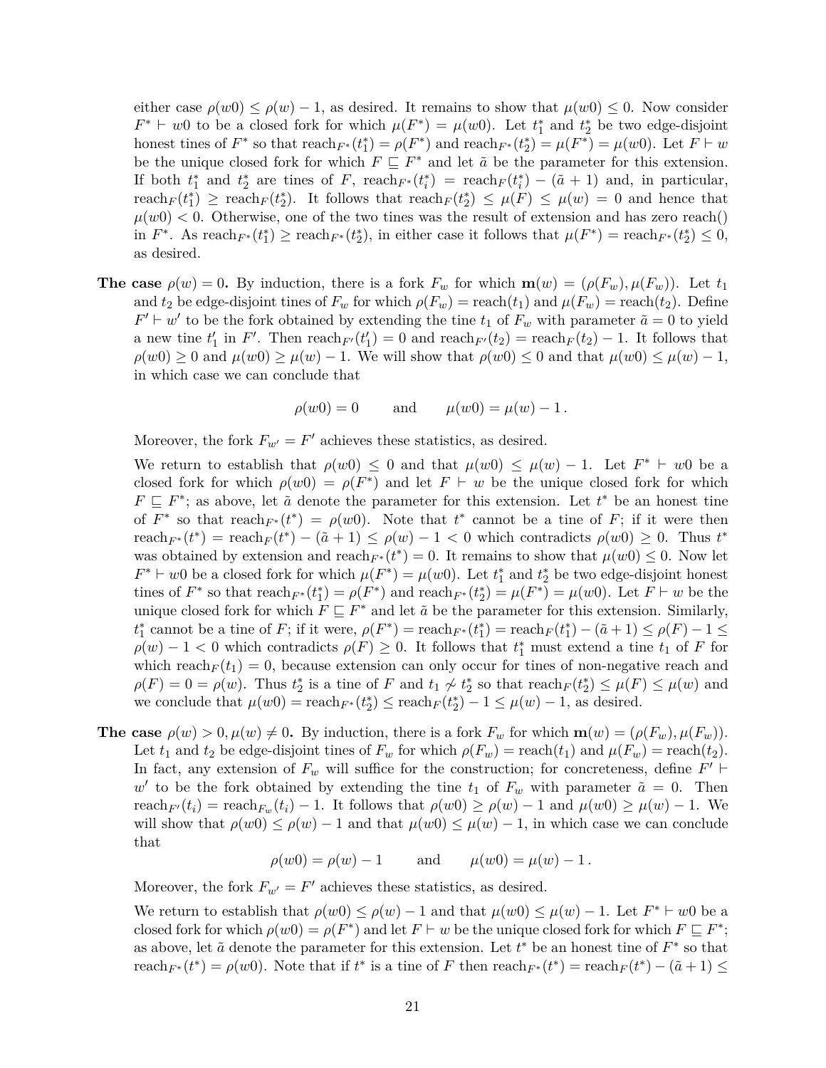either case $\rho(w0) \leq \rho(w) - 1$, as desired. It remains to show that $\mu(w0) \leq 0$. Now consider $F^* \vdash w0$ to be a closed fork for which $\mu(F^*) = \mu(w0)$. Let $t_1^*$ and $t_2^*$ be two edge-disjoint honest tines of $F^*$ so that $\text{reach}_{F^*}(t_1^*) = \rho(F^*)$ and $\text{reach}_{F^*}(t_2^*) = \mu(F^*) = \mu(w0)$. Let $F \vdash w$ be the unique closed fork for which $F \sqsubseteq F^*$ and let $\tilde{a}$ be the parameter for this extension. If both $t_1^*$ and $t_2^*$ are tines of $F$, $\text{reach}_{F^*}(t_i^*) = \text{reach}_F(t_i^*) - (\tilde{a}+1)$ and, in particular, $\text{reach}_F(t_1^*) \geq \text{reach}_F(t_2^*)$. It follows that $\text{reach}_F(t_2^*) \leq \mu(F) \leq \mu(w) = 0$ and hence that $\mu(w0) < 0$. Otherwise, one of the two tines was the result of extension and has zero reach() in $F^*$. As $\text{reach}_{F^*}(t_1^*) \geq \text{reach}_{F^*}(t_2^*)$, in either case it follows that $\mu(F^*) = \text{reach}_{F^*}(t_2^*) \leq 0$, as desired.

**The case $\rho(w) = 0$.** By induction, there is a fork $F_w$ for which $\mathbf{m}(w) = (\rho(F_w), \mu(F_w))$. Let $t_1$ and $t_2$ be edge-disjoint tines of $F_w$ for which $\rho(F_w) = \text{reach}(t_1)$ and $\mu(F_w) = \text{reach}(t_2)$. Define $F' \vdash w'$ to be the fork obtained by extending the tine $t_1$ of $F_w$ with parameter $\tilde{a} = 0$ to yield a new tine $t_1'$ in $F'$. Then $\text{reach}_{F'}(t_1') = 0$ and $\text{reach}_{F'}(t_2) = \text{reach}_F(t_2) - 1$. It follows that $\rho(w0) \geq 0$ and $\mu(w0) \geq \mu(w) - 1$. We will show that $\rho(w0) \leq 0$ and that $\mu(w0) \leq \mu(w) - 1$, in which case we can conclude that

$$\rho(w0) = 0 \qquad \text{and} \qquad \mu(w0) = \mu(w) - 1\,.$$

Moreover, the fork $F_{w'} = F'$ achieves these statistics, as desired.

We return to establish that $\rho(w0) \leq 0$ and that $\mu(w0) \leq \mu(w) - 1$. Let $F^* \vdash w0$ be a closed fork for which $\rho(w0) = \rho(F^*)$ and let $F \vdash w$ be the unique closed fork for which $F \sqsubseteq F^*$; as above, let $\tilde{a}$ denote the parameter for this extension. Let $t^*$ be an honest tine of $F^*$ so that $\text{reach}_{F^*}(t^*) = \rho(w0)$. Note that $t^*$ cannot be a tine of $F$; if it were then $\text{reach}_{F^*}(t^*) = \text{reach}_F(t^*) - (\tilde{a}+1) \leq \rho(w) - 1 < 0$ which contradicts $\rho(w0) \geq 0$. Thus $t^*$ was obtained by extension and $\text{reach}_{F^*}(t^*) = 0$. It remains to show that $\mu(w0) \leq 0$. Now let $F^* \vdash w0$ be a closed fork for which $\mu(F^*) = \mu(w0)$. Let $t_1^*$ and $t_2^*$ be two edge-disjoint honest tines of $F^*$ so that $\text{reach}_{F^*}(t_1^*) = \rho(F^*)$ and $\text{reach}_{F^*}(t_2^*) = \mu(F^*) = \mu(w0)$. Let $F \vdash w$ be the unique closed fork for which $F \sqsubseteq F^*$ and let $\tilde{a}$ be the parameter for this extension. Similarly, $t_1^*$ cannot be a tine of $F$; if it were, $\rho(F^*) = \text{reach}_{F^*}(t_1^*) = \text{reach}_F(t_1^*) - (\tilde{a}+1) \leq \rho(F) - 1 \leq \rho(w) - 1 < 0$ which contradicts $\rho(F) \geq 0$. It follows that $t_1^*$ must extend a tine $t_1$ of $F$ for which $\text{reach}_F(t_1) = 0$, because extension can only occur for tines of non-negative reach and $\rho(F) = 0 = \rho(w)$. Thus $t_2^*$ is a tine of $F$ and $t_1 \not\sim t_2^*$ so that $\text{reach}_F(t_2^*) \leq \mu(F) \leq \mu(w)$ and we conclude that $\mu(w0) = \text{reach}_{F^*}(t_2^*) \leq \text{reach}_F(t_2^*) - 1 \leq \mu(w) - 1$, as desired.

**The case $\rho(w) > 0, \mu(w) \neq 0$.** By induction, there is a fork $F_w$ for which $\mathbf{m}(w) = (\rho(F_w), \mu(F_w))$. Let $t_1$ and $t_2$ be edge-disjoint tines of $F_w$ for which $\rho(F_w) = \text{reach}(t_1)$ and $\mu(F_w) = \text{reach}(t_2)$. In fact, any extension of $F_w$ will suffice for the construction; for concreteness, define $F' \vdash w'$ to be the fork obtained by extending the tine $t_1$ of $F_w$ with parameter $\tilde{a} = 0$. Then $\text{reach}_{F'}(t_i) = \text{reach}_{F_w}(t_i) - 1$. It follows that $\rho(w0) \geq \rho(w) - 1$ and $\mu(w0) \geq \mu(w) - 1$. We will show that $\rho(w0) \leq \rho(w) - 1$ and that $\mu(w0) \leq \mu(w) - 1$, in which case we can conclude that

$$\rho(w0) = \rho(w) - 1 \qquad \text{and} \qquad \mu(w0) = \mu(w) - 1\,.$$

Moreover, the fork $F_{w'} = F'$ achieves these statistics, as desired.

We return to establish that $\rho(w0) \leq \rho(w) - 1$ and that $\mu(w0) \leq \mu(w) - 1$. Let $F^* \vdash w0$ be a closed fork for which $\rho(w0) = \rho(F^*)$ and let $F \vdash w$ be the unique closed fork for which $F \sqsubseteq F^*$; as above, let $\tilde{a}$ denote the parameter for this extension. Let $t^*$ be an honest tine of $F^*$ so that $\text{reach}_{F^*}(t^*) = \rho(w0)$. Note that if $t^*$ is a tine of $F$ then $\text{reach}_{F^*}(t^*) = \text{reach}_F(t^*) - (\tilde{a}+1) \leq$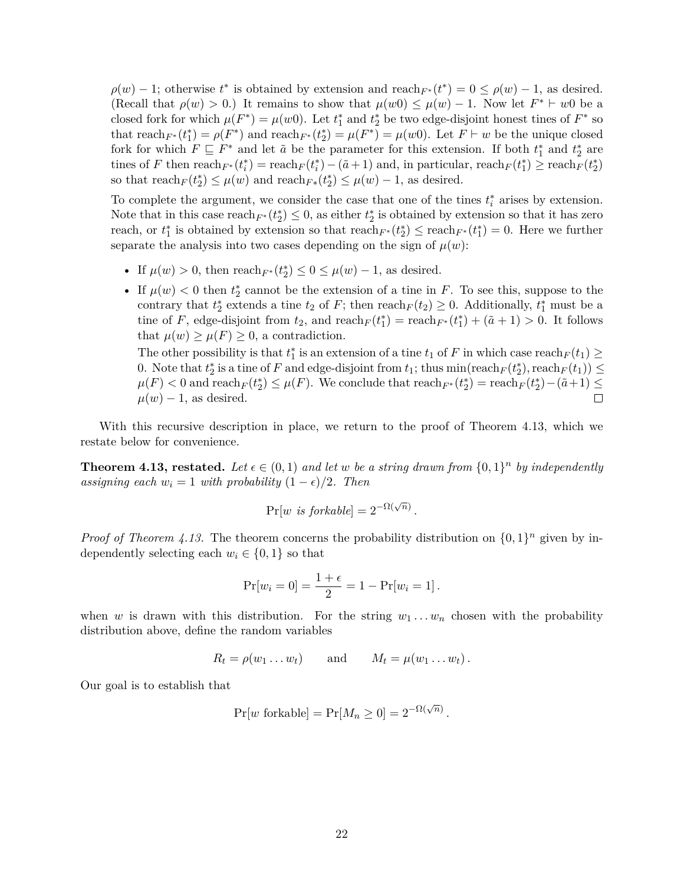$\rho(w) - 1$; otherwise $t^*$ is obtained by extension and $\text{reach}_{F^*}(t^*) = 0 \leq \rho(w) - 1$, as desired. (Recall that $\rho(w) > 0$.) It remains to show that $\mu(w0) \leq \mu(w) - 1$. Now let $F^* \vdash w0$ be a closed fork for which $\mu(F^*) = \mu(w0)$. Let $t_1^*$ and $t_2^*$ be two edge-disjoint honest tines of $F^*$ so that $\text{reach}_{F^*}(t_1^*) = \rho(F^*)$ and $\text{reach}_{F^*}(t_2^*) = \mu(F^*) = \mu(w0)$. Let $F \vdash w$ be the unique closed fork for which $F \sqsubseteq F^*$ and let $\tilde{a}$ be the parameter for this extension. If both $t_1^*$ and $t_2^*$ are tines of $F$ then $\text{reach}_{F^*}(t_i^*) = \text{reach}_F(t_i^*) - (\tilde{a}+1)$ and, in particular, $\text{reach}_F(t_1^*) \geq \text{reach}_F(t_2^*)$ so that $\text{reach}_F(t_2^*) \leq \mu(w)$ and $\text{reach}_{F*}(t_2^*) \leq \mu(w) - 1$, as desired.

To complete the argument, we consider the case that one of the tines $t_i^*$ arises by extension. Note that in this case $\text{reach}_{F^*}(t_2^*) \leq 0$, as either $t_2^*$ is obtained by extension so that it has zero reach, or $t_1^*$ is obtained by extension so that $\text{reach}_{F^*}(t_2^*) \leq \text{reach}_{F^*}(t_1^*) = 0$. Here we further separate the analysis into two cases depending on the sign of $\mu(w)$:

- If $\mu(w) > 0$, then $\text{reach}_{F^*}(t_2^*) \leq 0 \leq \mu(w) - 1$, as desired.
- If $\mu(w) < 0$ then $t_2^*$ cannot be the extension of a tine in $F$. To see this, suppose to the contrary that $t_2^*$ extends a tine $t_2$ of $F$; then $\text{reach}_F(t_2) \geq 0$. Additionally, $t_1^*$ must be a tine of $F$, edge-disjoint from $t_2$, and $\text{reach}_F(t_1^*) = \text{reach}_{F^*}(t_1^*) + (\tilde{a}+1) > 0$. It follows that $\mu(w) \geq \mu(F) \geq 0$, a contradiction.

  The other possibility is that $t_1^*$ is an extension of a tine $t_1$ of $F$ in which case $\text{reach}_F(t_1) \geq 0$. Note that $t_2^*$ is a tine of $F$ and edge-disjoint from $t_1$; thus $\min(\text{reach}_F(t_2^*), \text{reach}_F(t_1)) \leq \mu(F) < 0$ and $\text{reach}_F(t_2^*) \leq \mu(F)$. We conclude that $\text{reach}_{F^*}(t_2^*) = \text{reach}_F(t_2^*) - (\tilde{a}+1) \leq \mu(w) - 1$, as desired. ☐

With this recursive description in place, we return to the proof of Theorem 4.13, which we restate below for convenience.

**Theorem 4.13, restated.** *Let $\epsilon \in (0,1)$ and let $w$ be a string drawn from $\{0,1\}^n$ by independently assigning each $w_i = 1$ with probability $(1-\epsilon)/2$. Then*

$$\Pr[w \textit{ is forkable}] = 2^{-\Omega(\sqrt{n})}.$$

*Proof of Theorem 4.13.* The theorem concerns the probability distribution on $\{0,1\}^n$ given by independently selecting each $w_i \in \{0,1\}$ so that

$$\Pr[w_i = 0] = \frac{1+\epsilon}{2} = 1 - \Pr[w_i = 1].$$

when $w$ is drawn with this distribution. For the string $w_1 \dots w_n$ chosen with the probability distribution above, define the random variables

$$R_t = \rho(w_1 \dots w_t) \qquad \text{and} \qquad M_t = \mu(w_1 \dots w_t).$$

Our goal is to establish that

$$\Pr[w \text{ forkable}] = \Pr[M_n \geq 0] = 2^{-\Omega(\sqrt{n})}.$$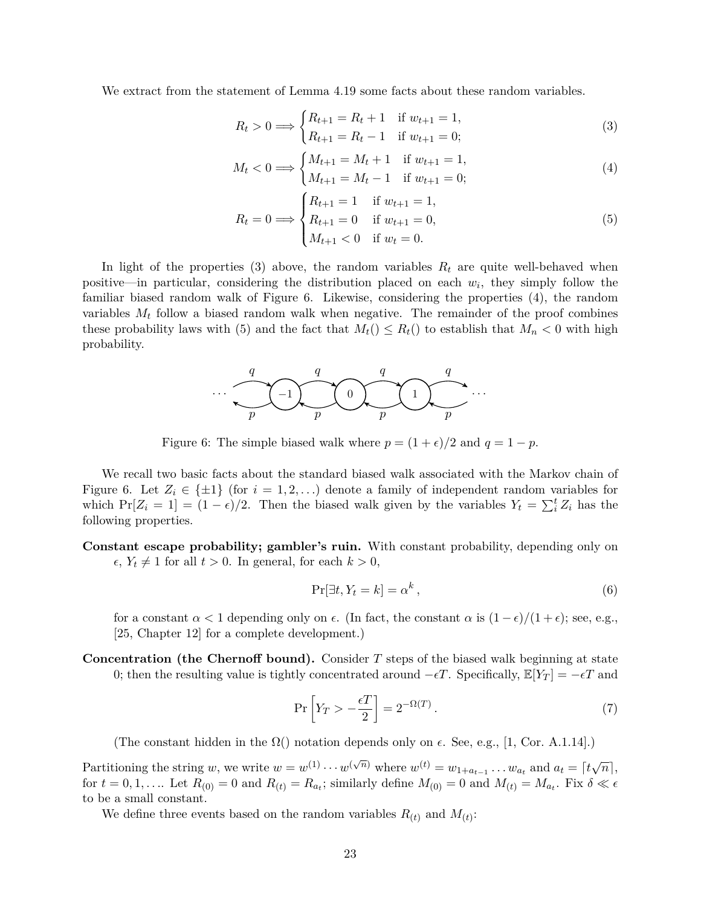We extract from the statement of Lemma 4.19 some facts about these random variables.

$$R_t > 0 \Longrightarrow \begin{cases} R_{t+1} = R_t + 1 & \text{if } w_{t+1} = 1, \\ R_{t+1} = R_t - 1 & \text{if } w_{t+1} = 0; \end{cases} \tag{3}$$

$$M_t < 0 \Longrightarrow \begin{cases} M_{t+1} = M_t + 1 & \text{if } w_{t+1} = 1, \\ M_{t+1} = M_t - 1 & \text{if } w_{t+1} = 0; \end{cases} \tag{4}$$

$$R_t = 0 \Longrightarrow \begin{cases} R_{t+1} = 1 & \text{if } w_{t+1} = 1, \\ R_{t+1} = 0 & \text{if } w_{t+1} = 0, \\ M_{t+1} < 0 & \text{if } w_t = 0. \end{cases} \tag{5}$$

In light of the properties (3) above, the random variables $R_t$ are quite well-behaved when positive—in particular, considering the distribution placed on each $w_i$, they simply follow the familiar biased random walk of Figure 6. Likewise, considering the properties (4), the random variables $M_t$ follow a biased random walk when negative. The remainder of the proof combines these probability laws with (5) and the fact that $M_t() \leq R_t()$ to establish that $M_n < 0$ with high probability.

Figure 6: The simple biased walk where $p = (1 + \epsilon)/2$ and $q = 1 - p$.

We recall two basic facts about the standard biased walk associated with the Markov chain of Figure 6. Let $Z_i \in \{\pm 1\}$ (for $i = 1, 2, \ldots$) denote a family of independent random variables for which $\Pr[Z_i = 1] = (1 - \epsilon)/2$. Then the biased walk given by the variables $Y_t = \sum_i^t Z_i$ has the following properties.

**Constant escape probability; gambler's ruin.** With constant probability, depending only on $\epsilon$, $Y_t \neq 1$ for all $t > 0$. In general, for each $k > 0$,

$$\Pr[\exists t, Y_t = k] = \alpha^k\,, \tag{6}$$

for a constant $\alpha < 1$ depending only on $\epsilon$. (In fact, the constant $\alpha$ is $(1 - \epsilon)/(1 + \epsilon)$; see, e.g., [25, Chapter 12] for a complete development.)

**Concentration (the Chernoff bound).** Consider $T$ steps of the biased walk beginning at state 0; then the resulting value is tightly concentrated around $-\epsilon T$. Specifically, $\mathbb{E}[Y_T] = -\epsilon T$ and

$$\Pr\left[Y_T > -\frac{\epsilon T}{2}\right] = 2^{-\Omega(T)}\,. \tag{7}$$

(The constant hidden in the $\Omega()$ notation depends only on $\epsilon$. See, e.g., [1, Cor. A.1.14].)

Partitioning the string $w$, we write $w = w^{(1)} \cdots w^{(\sqrt{n})}$ where $w^{(t)} = w_{1+a_{t-1}} \ldots w_{a_t}$ and $a_t = \lceil t\sqrt{n} \rceil$, for $t = 0, 1, \ldots$. Let $R_{(0)} = 0$ and $R_{(t)} = R_{a_t}$; similarly define $M_{(0)} = 0$ and $M_{(t)} = M_{a_t}$. Fix $\delta \ll \epsilon$ to be a small constant.

We define three events based on the random variables $R_{(t)}$ and $M_{(t)}$: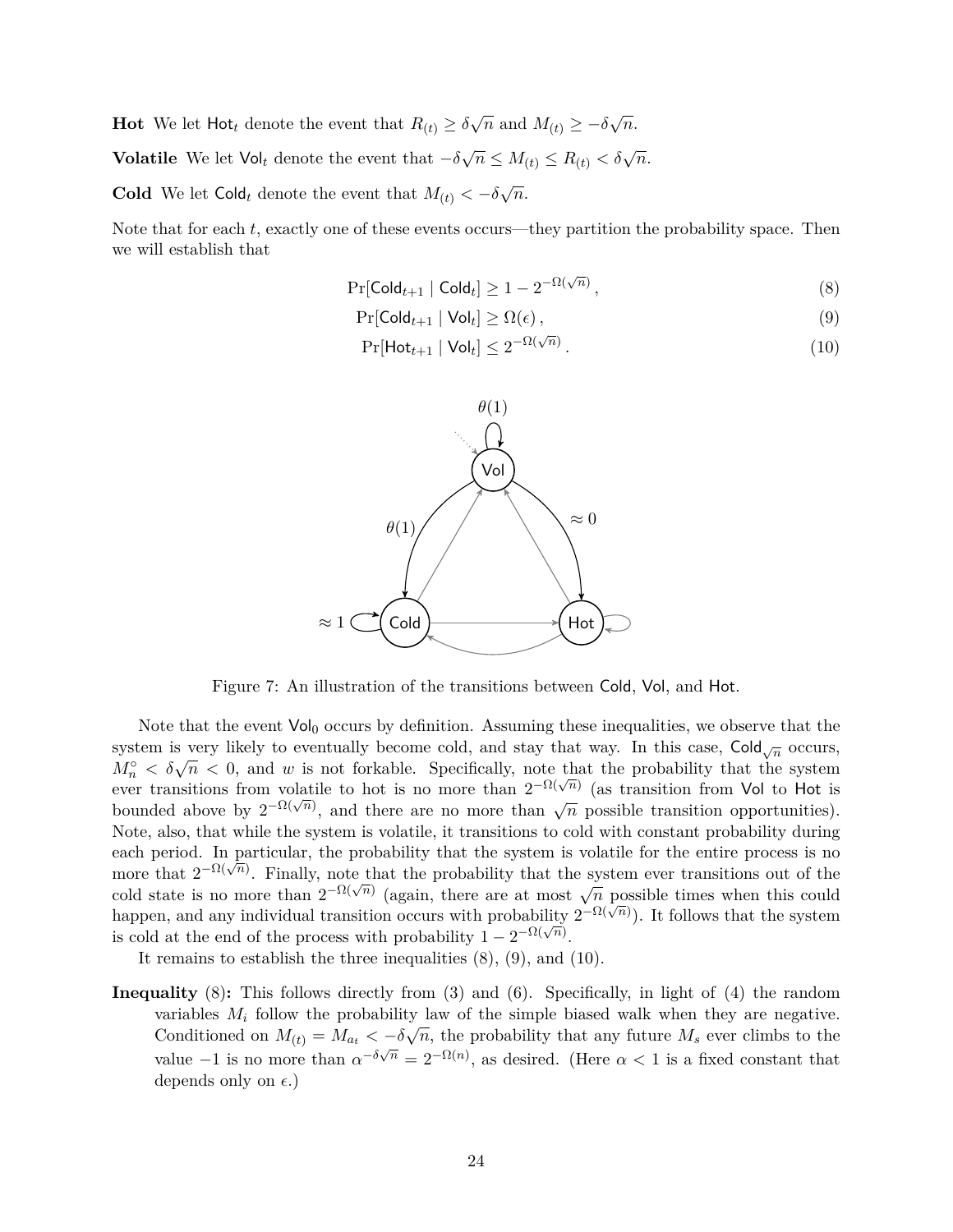**Hot** We let $\mathsf{Hot}_t$ denote the event that $R_{(t)} \geq \delta\sqrt{n}$ and $M_{(t)} \geq -\delta\sqrt{n}$.

**Volatile** We let $\mathsf{Vol}_t$ denote the event that $-\delta\sqrt{n} \leq M_{(t)} \leq R_{(t)} < \delta\sqrt{n}$.

**Cold** We let $\mathsf{Cold}_t$ denote the event that $M_{(t)} < -\delta\sqrt{n}$.

Note that for each $t$, exactly one of these events occurs—they partition the probability space. Then we will establish that

$$\Pr[\mathsf{Cold}_{t+1} \mid \mathsf{Cold}_t] \geq 1 - 2^{-\Omega(\sqrt{n})}\,, \tag{8}$$

$$\Pr[\mathsf{Cold}_{t+1} \mid \mathsf{Vol}_t] \geq \Omega(\epsilon)\,, \tag{9}$$

$$\Pr[\mathsf{Hot}_{t+1} \mid \mathsf{Vol}_t] \leq 2^{-\Omega(\sqrt{n})}\,. \tag{10}$$

Figure 7: An illustration of the transitions between Cold, Vol, and Hot.

Note that the event $\mathsf{Vol}_0$ occurs by definition. Assuming these inequalities, we observe that the system is very likely to eventually become cold, and stay that way. In this case, $\mathsf{Cold}_{\sqrt{n}}$ occurs, $M_n^\circ < \delta\sqrt{n} < 0$, and $w$ is not forkable. Specifically, note that the probability that the system ever transitions from volatile to hot is no more than $2^{-\Omega(\sqrt{n})}$ (as transition from Vol to Hot is bounded above by $2^{-\Omega(\sqrt{n})}$, and there are no more than $\sqrt{n}$ possible transition opportunities). Note, also, that while the system is volatile, it transitions to cold with constant probability during each period. In particular, the probability that the system is volatile for the entire process is no more that $2^{-\Omega(\sqrt{n})}$. Finally, note that the probability that the system ever transitions out of the cold state is no more than $2^{-\Omega(\sqrt{n})}$ (again, there are at most $\sqrt{n}$ possible times when this could happen, and any individual transition occurs with probability $2^{-\Omega(\sqrt{n})}$). It follows that the system is cold at the end of the process with probability $1 - 2^{-\Omega(\sqrt{n})}$.

It remains to establish the three inequalities (8), (9), and (10).

**Inequality (8):** This follows directly from (3) and (6). Specifically, in light of (4) the random variables $M_i$ follow the probability law of the simple biased walk when they are negative. Conditioned on $M_{(t)} = M_{a_t} < -\delta\sqrt{n}$, the probability that any future $M_s$ ever climbs to the value $-1$ is no more than $\alpha^{-\delta\sqrt{n}} = 2^{-\Omega(n)}$, as desired. (Here $\alpha < 1$ is a fixed constant that depends only on $\epsilon$.)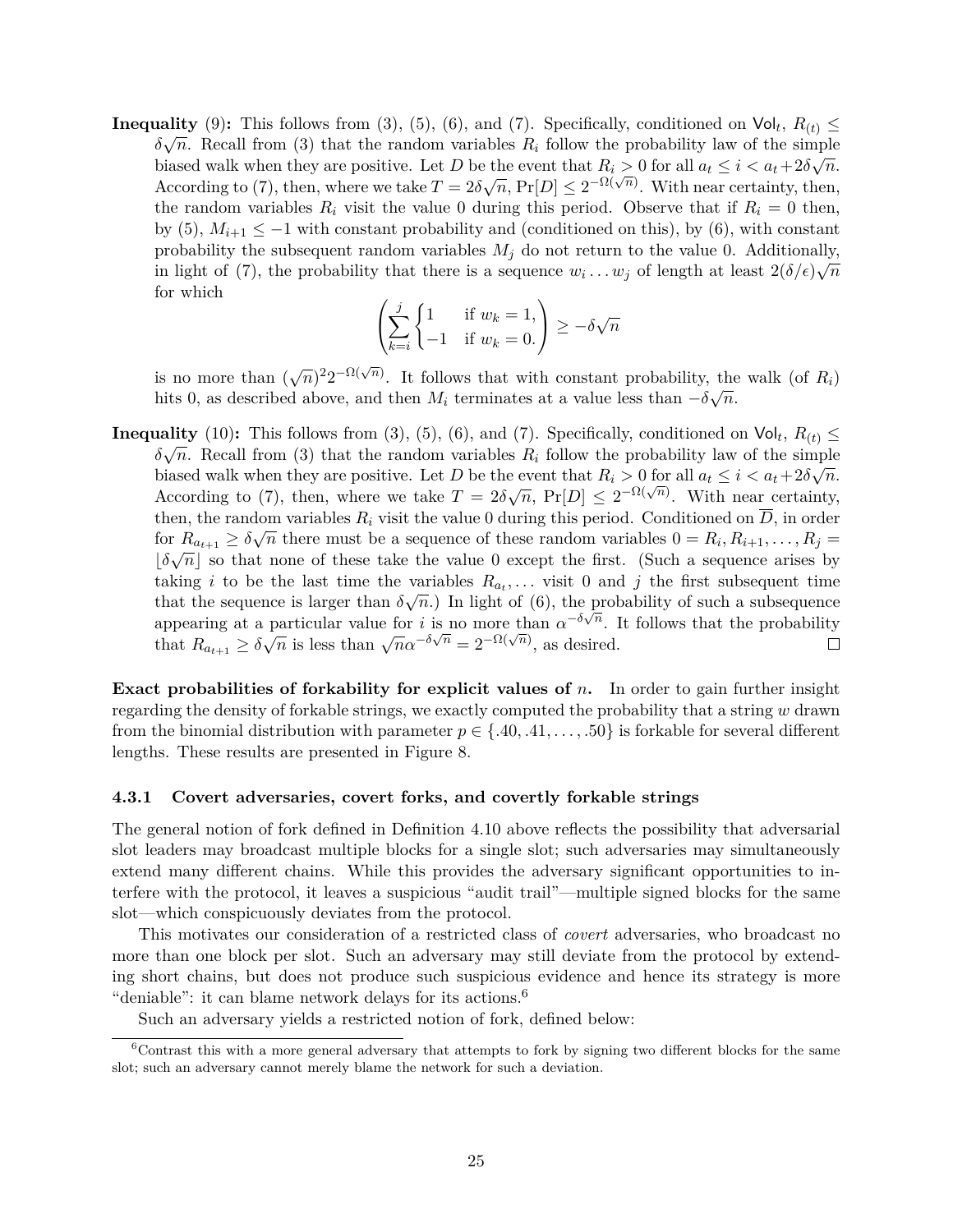**Inequality** (9)**:** This follows from (3), (5), (6), and (7). Specifically, conditioned on $\mathsf{Vol}_t$, $R_{(t)} \leq \delta\sqrt{n}$. Recall from (3) that the random variables $R_i$ follow the probability law of the simple biased walk when they are positive. Let $D$ be the event that $R_i > 0$ for all $a_t \leq i < a_t + 2\delta\sqrt{n}$. According to (7), then, where we take $T = 2\delta\sqrt{n}$, $\Pr[D] \leq 2^{-\Omega(\sqrt{n})}$. With near certainty, then, the random variables $R_i$ visit the value 0 during this period. Observe that if $R_i = 0$ then, by (5), $M_{i+1} \leq -1$ with constant probability and (conditioned on this), by (6), with constant probability the subsequent random variables $M_j$ do not return to the value 0. Additionally, in light of (7), the probability that there is a sequence $w_i \ldots w_j$ of length at least $2(\delta/\epsilon)\sqrt{n}$ for which

$$\left(\sum_{k=i}^{j} \begin{cases} 1 & \text{if } w_k = 1, \\ -1 & \text{if } w_k = 0. \end{cases}\right) \geq -\delta\sqrt{n}$$

is no more than $(\sqrt{n})^2 2^{-\Omega(\sqrt{n})}$. It follows that with constant probability, the walk (of $R_i$) hits 0, as described above, and then $M_i$ terminates at a value less than $-\delta\sqrt{n}$.

**Inequality** (10)**:** This follows from (3), (5), (6), and (7). Specifically, conditioned on $\mathsf{Vol}_t$, $R_{(t)} \leq \delta\sqrt{n}$. Recall from (3) that the random variables $R_i$ follow the probability law of the simple biased walk when they are positive. Let $D$ be the event that $R_i > 0$ for all $a_t \leq i < a_t + 2\delta\sqrt{n}$. According to (7), then, where we take $T = 2\delta\sqrt{n}$, $\Pr[D] \leq 2^{-\Omega(\sqrt{n})}$. With near certainty, then, the random variables $R_i$ visit the value 0 during this period. Conditioned on $\overline{D}$, in order for $R_{a_{t+1}} \geq \delta\sqrt{n}$ there must be a sequence of these random variables $0 = R_i, R_{i+1}, \ldots, R_j = \lfloor \delta\sqrt{n} \rfloor$ so that none of these take the value 0 except the first. (Such a sequence arises by taking $i$ to be the last time the variables $R_{a_t}, \ldots$ visit 0 and $j$ the first subsequent time that the sequence is larger than $\delta\sqrt{n}$.) In light of (6), the probability of such a subsequence appearing at a particular value for $i$ is no more than $\alpha^{-\delta\sqrt{n}}$. It follows that the probability that $R_{a_{t+1}} \geq \delta\sqrt{n}$ is less than $\sqrt{n}\alpha^{-\delta\sqrt{n}} = 2^{-\Omega(\sqrt{n})}$, as desired. □

**Exact probabilities of forkability for explicit values of $n$.** In order to gain further insight regarding the density of forkable strings, we exactly computed the probability that a string $w$ drawn from the binomial distribution with parameter $p \in \{.40, .41, \ldots, .50\}$ is forkable for several different lengths. These results are presented in Figure 8.

### 4.3.1 Covert adversaries, covert forks, and covertly forkable strings

The general notion of fork defined in Definition 4.10 above reflects the possibility that adversarial slot leaders may broadcast multiple blocks for a single slot; such adversaries may simultaneously extend many different chains. While this provides the adversary significant opportunities to interfere with the protocol, it leaves a suspicious "audit trail"—multiple signed blocks for the same slot—which conspicuously deviates from the protocol.

This motivates our consideration of a restricted class of *covert* adversaries, who broadcast no more than one block per slot. Such an adversary may still deviate from the protocol by extending short chains, but does not produce such suspicious evidence and hence its strategy is more "deniable": it can blame network delays for its actions.[6]

Such an adversary yields a restricted notion of fork, defined below:

[6] Contrast this with a more general adversary that attempts to fork by signing two different blocks for the same slot; such an adversary cannot merely blame the network for such a deviation.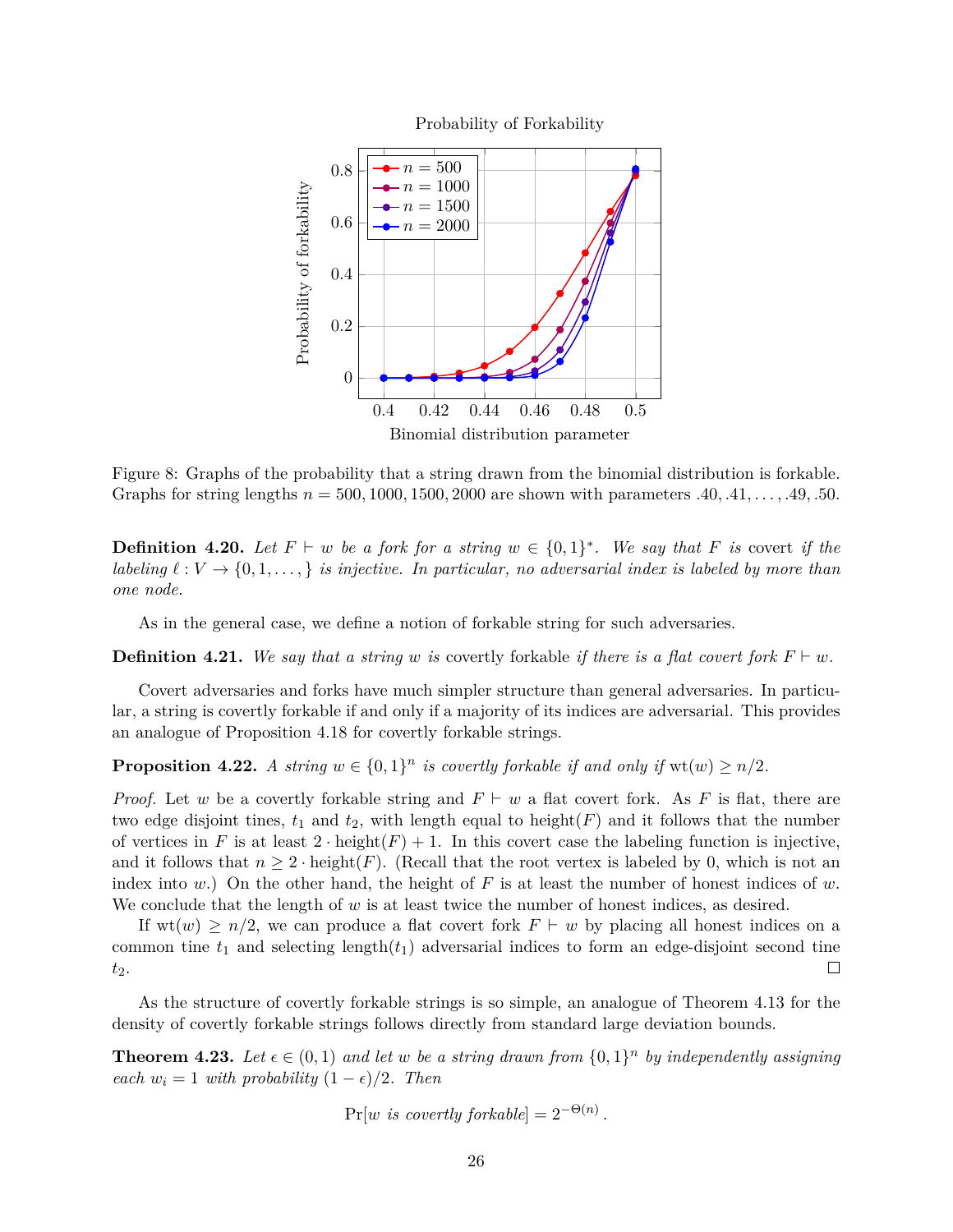Figure 8: Graphs of the probability that a string drawn from the binomial distribution is forkable. Graphs for string lengths $n = 500, 1000, 1500, 2000$ are shown with parameters $.40, .41, \ldots, .49, .50$.

**Definition 4.20.** *Let $F \vdash w$ be a fork for a string $w \in \{0,1\}^*$. We say that $F$ is* covert *if the labeling $\ell : V \to \{0, 1, \ldots, \}$ is injective. In particular, no adversarial index is labeled by more than one node.*

As in the general case, we define a notion of forkable string for such adversaries.

**Definition 4.21.** *We say that a string $w$ is* covertly forkable *if there is a flat covert fork $F \vdash w$.*

Covert adversaries and forks have much simpler structure than general adversaries. In particular, a string is covertly forkable if and only if a majority of its indices are adversarial. This provides an analogue of Proposition 4.18 for covertly forkable strings.

**Proposition 4.22.** *A string $w \in \{0,1\}^n$ is covertly forkable if and only if $\mathrm{wt}(w) \geq n/2$.*

*Proof.* Let $w$ be a covertly forkable string and $F \vdash w$ a flat covert fork. As $F$ is flat, there are two edge disjoint tines, $t_1$ and $t_2$, with length equal to $\mathrm{height}(F)$ and it follows that the number of vertices in $F$ is at least $2 \cdot \mathrm{height}(F) + 1$. In this covert case the labeling function is injective, and it follows that $n \geq 2 \cdot \mathrm{height}(F)$. (Recall that the root vertex is labeled by 0, which is not an index into $w$.) On the other hand, the height of $F$ is at least the number of honest indices of $w$. We conclude that the length of $w$ is at least twice the number of honest indices, as desired.

If $\mathrm{wt}(w) \geq n/2$, we can produce a flat covert fork $F \vdash w$ by placing all honest indices on a common tine $t_1$ and selecting $\mathrm{length}(t_1)$ adversarial indices to form an edge-disjoint second tine $t_2$. $\square$

As the structure of covertly forkable strings is so simple, an analogue of Theorem 4.13 for the density of covertly forkable strings follows directly from standard large deviation bounds.

**Theorem 4.23.** *Let $\epsilon \in (0,1)$ and let $w$ be a string drawn from $\{0,1\}^n$ by independently assigning each $w_i = 1$ with probability $(1-\epsilon)/2$. Then*

$$\Pr[w \text{ is covertly forkable}] = 2^{-\Theta(n)} .$$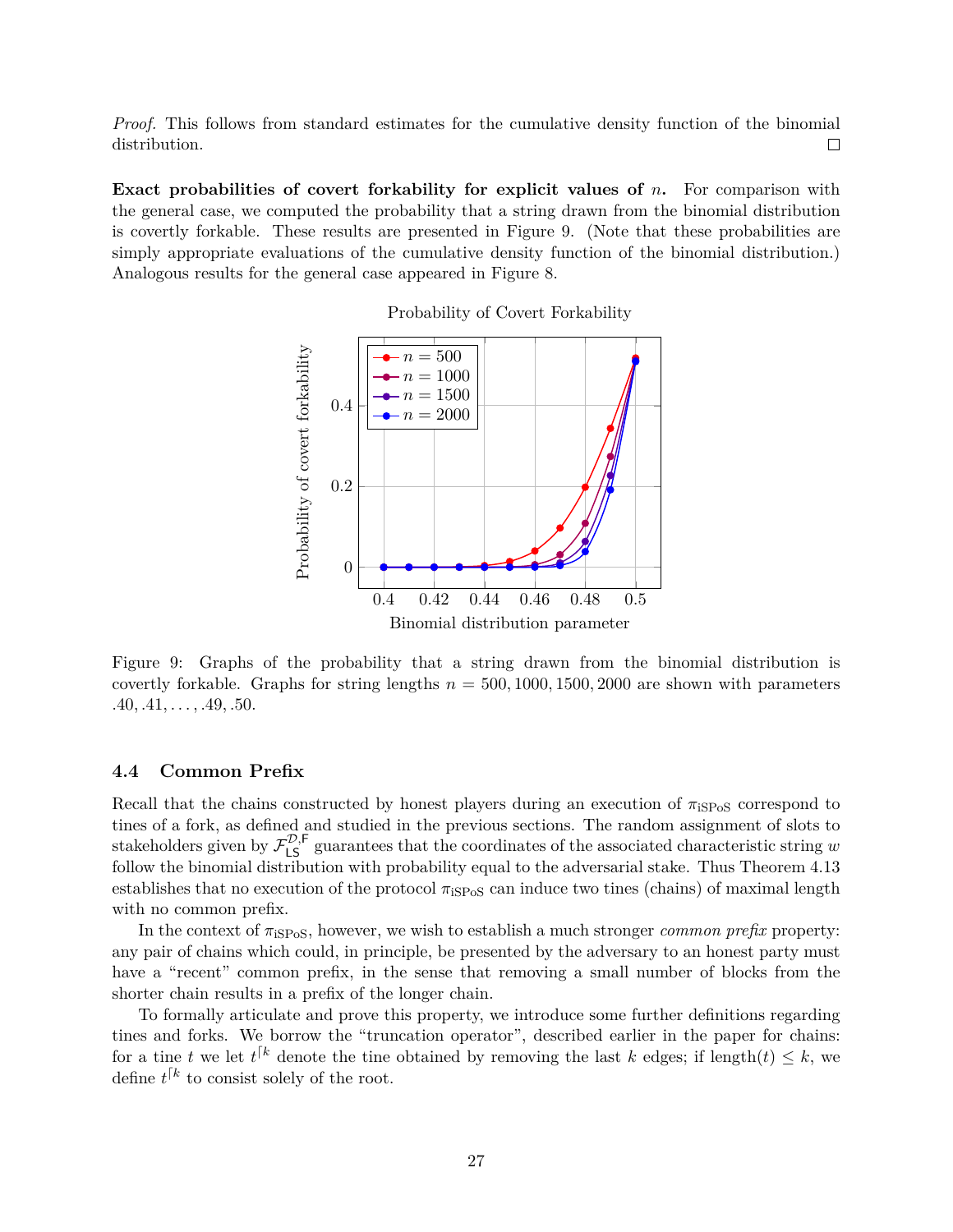*Proof.* This follows from standard estimates for the cumulative density function of the binomial distribution. ◻

**Exact probabilities of covert forkability for explicit values of $n$.** For comparison with the general case, we computed the probability that a string drawn from the binomial distribution is covertly forkable. These results are presented in Figure 9. (Note that these probabilities are simply appropriate evaluations of the cumulative density function of the binomial distribution.) Analogous results for the general case appeared in Figure 8.

Figure 9: Graphs of the probability that a string drawn from the binomial distribution is covertly forkable. Graphs for string lengths $n = 500, 1000, 1500, 2000$ are shown with parameters $.40, .41, \ldots, .49, .50$.

### 4.4 Common Prefix

Recall that the chains constructed by honest players during an execution of $\pi_{\text{iSPoS}}$ correspond to tines of a fork, as defined and studied in the previous sections. The random assignment of slots to stakeholders given by $\mathcal{F}_{\mathsf{LS}}^{\mathcal{D},\mathsf{F}}$ guarantees that the coordinates of the associated characteristic string $w$ follow the binomial distribution with probability equal to the adversarial stake. Thus Theorem 4.13 establishes that no execution of the protocol $\pi_{\text{iSPoS}}$ can induce two tines (chains) of maximal length with no common prefix.

In the context of $\pi_{\text{iSPoS}}$, however, we wish to establish a much stronger *common prefix* property: any pair of chains which could, in principle, be presented by the adversary to an honest party must have a "recent" common prefix, in the sense that removing a small number of blocks from the shorter chain results in a prefix of the longer chain.

To formally articulate and prove this property, we introduce some further definitions regarding tines and forks. We borrow the "truncation operator", described earlier in the paper for chains: for a tine $t$ we let $t^{\lceil k}$ denote the tine obtained by removing the last $k$ edges; if $\text{length}(t) \leq k$, we define $t^{\lceil k}$ to consist solely of the root.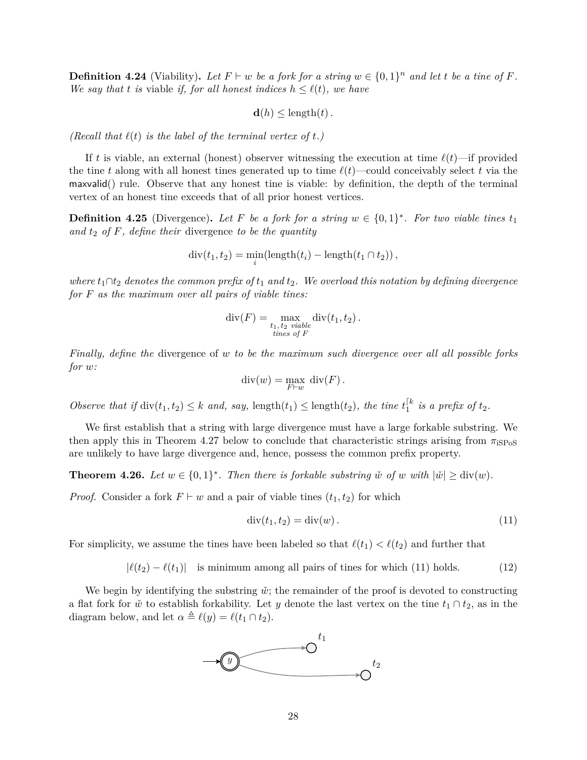**Definition 4.24** (Viability)**.** *Let $F \vdash w$ be a fork for a string $w \in \{0,1\}^n$ and let $t$ be a tine of $F$. We say that $t$ is* viable *if, for all honest indices $h \leq \ell(t)$, we have*

$$\mathbf{d}(h) \leq \text{length}(t)\,.$$

*(Recall that $\ell(t)$ is the label of the terminal vertex of $t$.)*

If $t$ is viable, an external (honest) observer witnessing the execution at time $\ell(t)$—if provided the tine $t$ along with all honest tines generated up to time $\ell(t)$—could conceivably select $t$ via the $\mathsf{maxvalid}()$ rule. Observe that any honest tine is viable: by definition, the depth of the terminal vertex of an honest tine exceeds that of all prior honest vertices.

**Definition 4.25** (Divergence)**.** *Let $F$ be a fork for a string $w \in \{0,1\}^*$. For two viable tines $t_1$ and $t_2$ of $F$, define their* divergence *to be the quantity*

$$\text{div}(t_1, t_2) = \min_i(\text{length}(t_i) - \text{length}(t_1 \cap t_2))\,,$$

*where $t_1 \cap t_2$ denotes the common prefix of $t_1$ and $t_2$. We overload this notation by defining divergence for $F$ as the maximum over all pairs of viable tines:*

$$\text{div}(F) = \max_{\substack{t_1,\, t_2 \text{ viable} \\ \text{tines of } F}} \text{div}(t_1, t_2)\,.$$

*Finally, define the* divergence of $w$ *to be the maximum such divergence over all all possible forks for $w$:*

$$\text{div}(w) = \max_{F \vdash w} \text{div}(F)\,.$$

*Observe that if $\text{div}(t_1, t_2) \leq k$ and, say, $\text{length}(t_1) \leq \text{length}(t_2)$, the tine $t_1^{\lceil k}$ is a prefix of $t_2$.*

We first establish that a string with large divergence must have a large forkable substring. We then apply this in Theorem 4.27 below to conclude that characteristic strings arising from $\pi_{\text{iSPoS}}$ are unlikely to have large divergence and, hence, possess the common prefix property.

**Theorem 4.26.** *Let $w \in \{0,1\}^*$. Then there is forkable substring $\check{w}$ of $w$ with $|\check{w}| \geq \text{div}(w)$.*

*Proof.* Consider a fork $F \vdash w$ and a pair of viable tines $(t_1, t_2)$ for which

$$\text{div}(t_1, t_2) = \text{div}(w)\,. \tag{11}$$

For simplicity, we assume the tines have been labeled so that $\ell(t_1) < \ell(t_2)$ and further that

$$|\ell(t_2) - \ell(t_1)| \quad \text{is minimum among all pairs of tines for which (11) holds.} \tag{12}$$

We begin by identifying the substring $\check{w}$; the remainder of the proof is devoted to constructing a flat fork for $\check{w}$ to establish forkability. Let $y$ denote the last vertex on the tine $t_1 \cap t_2$, as in the diagram below, and let $\alpha \triangleq \ell(y) = \ell(t_1 \cap t_2)$.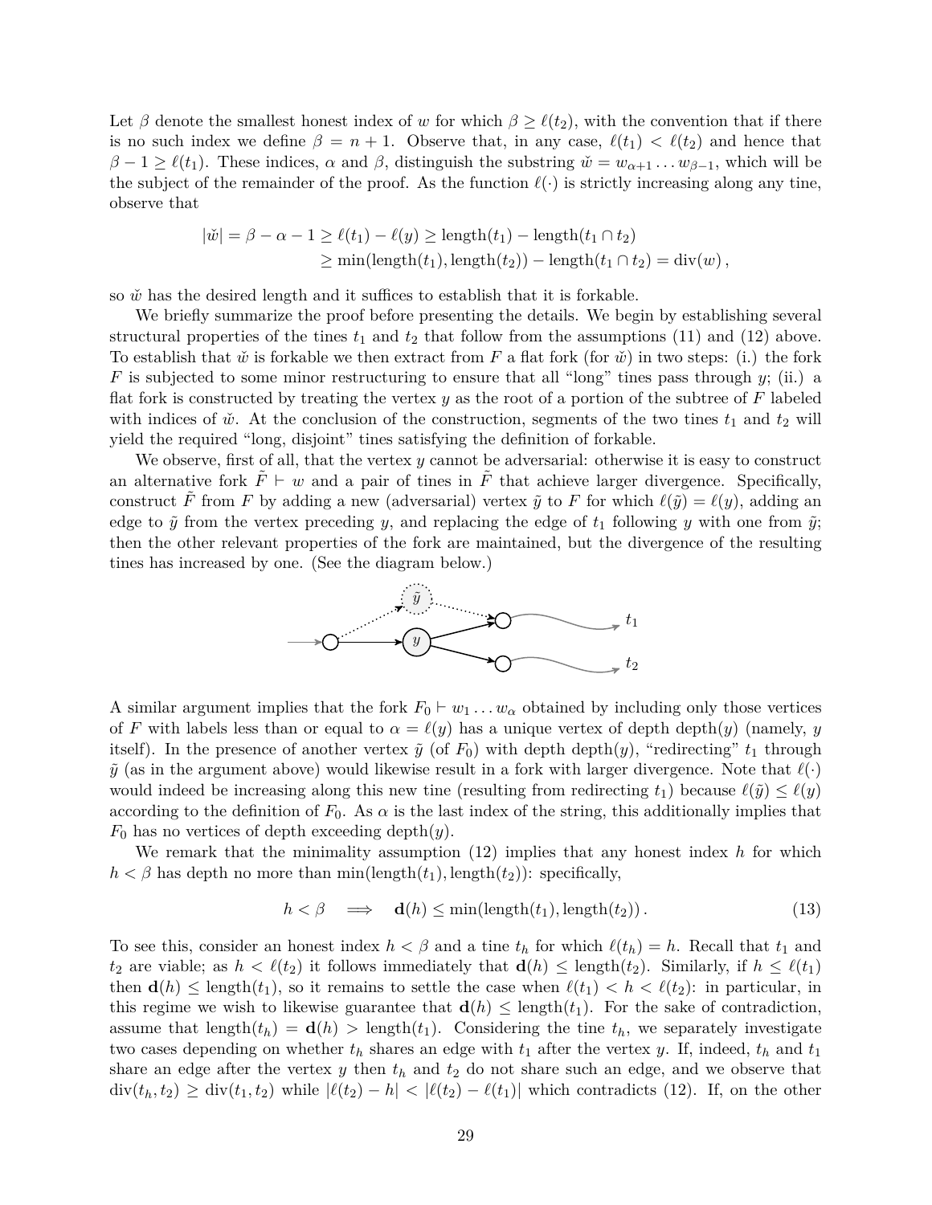Let $\beta$ denote the smallest honest index of $w$ for which $\beta \geq \ell(t_2)$, with the convention that if there is no such index we define $\beta = n + 1$. Observe that, in any case, $\ell(t_1) < \ell(t_2)$ and hence that $\beta - 1 \geq \ell(t_1)$. These indices, $\alpha$ and $\beta$, distinguish the substring $\check{w} = w_{\alpha+1} \dots w_{\beta-1}$, which will be the subject of the remainder of the proof. As the function $\ell(\cdot)$ is strictly increasing along any tine, observe that

$$
\begin{aligned}
|\check{w}| = \beta - \alpha - 1 &\geq \ell(t_1) - \ell(y) \geq \text{length}(t_1) - \text{length}(t_1 \cap t_2) \\
&\geq \min(\text{length}(t_1), \text{length}(t_2)) - \text{length}(t_1 \cap t_2) = \text{div}(w)\,,
\end{aligned}
$$

so $\check{w}$ has the desired length and it suffices to establish that it is forkable.

We briefly summarize the proof before presenting the details. We begin by establishing several structural properties of the tines $t_1$ and $t_2$ that follow from the assumptions (11) and (12) above. To establish that $\check{w}$ is forkable we then extract from $F$ a flat fork (for $\check{w}$) in two steps: (i.) the fork $F$ is subjected to some minor restructuring to ensure that all "long" tines pass through $y$; (ii.) a flat fork is constructed by treating the vertex $y$ as the root of a portion of the subtree of $F$ labeled with indices of $\check{w}$. At the conclusion of the construction, segments of the two tines $t_1$ and $t_2$ will yield the required "long, disjoint" tines satisfying the definition of forkable.

We observe, first of all, that the vertex $y$ cannot be adversarial: otherwise it is easy to construct an alternative fork $\tilde{F} \vdash w$ and a pair of tines in $\tilde{F}$ that achieve larger divergence. Specifically, construct $\tilde{F}$ from $F$ by adding a new (adversarial) vertex $\tilde{y}$ to $F$ for which $\ell(\tilde{y}) = \ell(y)$, adding an edge to $\tilde{y}$ from the vertex preceding $y$, and replacing the edge of $t_1$ following $y$ with one from $\tilde{y}$; then the other relevant properties of the fork are maintained, but the divergence of the resulting tines has increased by one. (See the diagram below.)

A similar argument implies that the fork $F_0 \vdash w_1 \dots w_\alpha$ obtained by including only those vertices of $F$ with labels less than or equal to $\alpha = \ell(y)$ has a unique vertex of depth depth$(y)$ (namely, $y$ itself). In the presence of another vertex $\tilde{y}$ (of $F_0$) with depth depth$(y)$, "redirecting" $t_1$ through $\tilde{y}$ (as in the argument above) would likewise result in a fork with larger divergence. Note that $\ell(\cdot)$ would indeed be increasing along this new tine (resulting from redirecting $t_1$) because $\ell(\tilde{y}) \leq \ell(y)$ according to the definition of $F_0$. As $\alpha$ is the last index of the string, this additionally implies that $F_0$ has no vertices of depth exceeding depth$(y)$.

We remark that the minimality assumption (12) implies that any honest index $h$ for which $h < \beta$ has depth no more than $\min(\text{length}(t_1), \text{length}(t_2))$: specifically,

$$
h < \beta \quad \implies \quad \mathbf{d}(h) \leq \min(\text{length}(t_1), \text{length}(t_2))\,. \tag{13}
$$

To see this, consider an honest index $h < \beta$ and a tine $t_h$ for which $\ell(t_h) = h$. Recall that $t_1$ and $t_2$ are viable; as $h < \ell(t_2)$ it follows immediately that $\mathbf{d}(h) \leq \text{length}(t_2)$. Similarly, if $h \leq \ell(t_1)$ then $\mathbf{d}(h) \leq \text{length}(t_1)$, so it remains to settle the case when $\ell(t_1) < h < \ell(t_2)$: in particular, in this regime we wish to likewise guarantee that $\mathbf{d}(h) \leq \text{length}(t_1)$. For the sake of contradiction, assume that $\text{length}(t_h) = \mathbf{d}(h) > \text{length}(t_1)$. Considering the tine $t_h$, we separately investigate two cases depending on whether $t_h$ shares an edge with $t_1$ after the vertex $y$. If, indeed, $t_h$ and $t_1$ share an edge after the vertex $y$ then $t_h$ and $t_2$ do not share such an edge, and we observe that $\text{div}(t_h, t_2) \geq \text{div}(t_1, t_2)$ while $|\ell(t_2) - h| < |\ell(t_2) - \ell(t_1)|$ which contradicts (12). If, on the other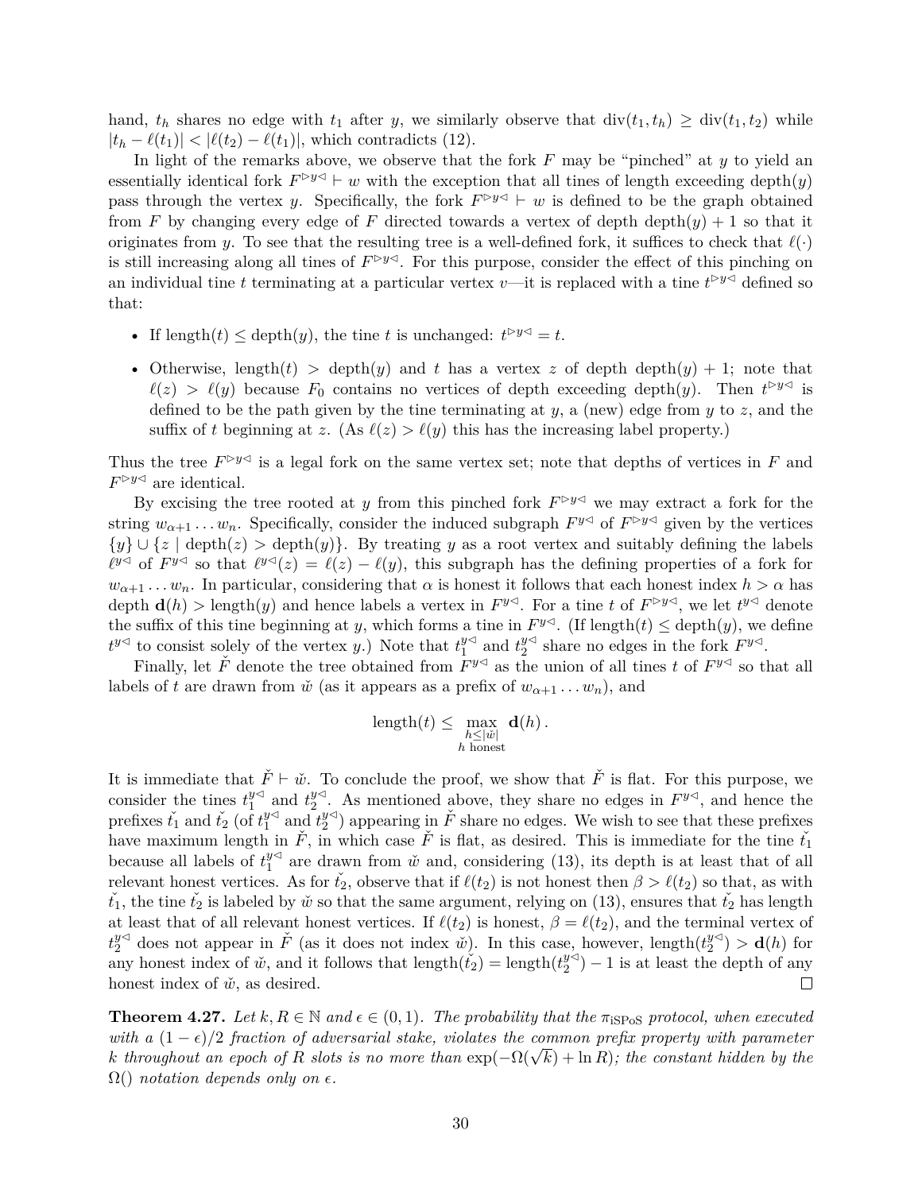hand, $t_h$ shares no edge with $t_1$ after $y$, we similarly observe that $\text{div}(t_1, t_h) \geq \text{div}(t_1, t_2)$ while $|t_h - \ell(t_1)| < |\ell(t_2) - \ell(t_1)|$, which contradicts (12).

In light of the remarks above, we observe that the fork $F$ may be "pinched" at $y$ to yield an essentially identical fork $F^{\triangleright y \triangleleft} \vdash w$ with the exception that all tines of length exceeding $\text{depth}(y)$ pass through the vertex $y$. Specifically, the fork $F^{\triangleright y \triangleleft} \vdash w$ is defined to be the graph obtained from $F$ by changing every edge of $F$ directed towards a vertex of depth $\text{depth}(y) + 1$ so that it originates from $y$. To see that the resulting tree is a well-defined fork, it suffices to check that $\ell(\cdot)$ is still increasing along all tines of $F^{\triangleright y \triangleleft}$. For this purpose, consider the effect of this pinching on an individual tine $t$ terminating at a particular vertex $v$—it is replaced with a tine $t^{\triangleright y \triangleleft}$ defined so that:

- If $\text{length}(t) \leq \text{depth}(y)$, the tine $t$ is unchanged: $t^{\triangleright y \triangleleft} = t$.
- Otherwise, $\text{length}(t) > \text{depth}(y)$ and $t$ has a vertex $z$ of depth $\text{depth}(y) + 1$; note that $\ell(z) > \ell(y)$ because $F_0$ contains no vertices of depth exceeding $\text{depth}(y)$. Then $t^{\triangleright y \triangleleft}$ is defined to be the path given by the tine terminating at $y$, a (new) edge from $y$ to $z$, and the suffix of $t$ beginning at $z$. (As $\ell(z) > \ell(y)$ this has the increasing label property.)

Thus the tree $F^{\triangleright y \triangleleft}$ is a legal fork on the same vertex set; note that depths of vertices in $F$ and $F^{\triangleright y \triangleleft}$ are identical.

By excising the tree rooted at $y$ from this pinched fork $F^{\triangleright y \triangleleft}$ we may extract a fork for the string $w_{\alpha+1} \dots w_n$. Specifically, consider the induced subgraph $F^{y \triangleleft}$ of $F^{\triangleright y \triangleleft}$ given by the vertices $\{y\} \cup \{z \mid \text{depth}(z) > \text{depth}(y)\}$. By treating $y$ as a root vertex and suitably defining the labels $\ell^{y \triangleleft}$ of $F^{y \triangleleft}$ so that $\ell^{y \triangleleft}(z) = \ell(z) - \ell(y)$, this subgraph has the defining properties of a fork for $w_{\alpha+1} \dots w_n$. In particular, considering that $\alpha$ is honest it follows that each honest index $h > \alpha$ has depth $\mathbf{d}(h) > \text{length}(y)$ and hence labels a vertex in $F^{y \triangleleft}$. For a tine $t$ of $F^{\triangleright y \triangleleft}$, we let $t^{y \triangleleft}$ denote the suffix of this tine beginning at $y$, which forms a tine in $F^{y \triangleleft}$. (If $\text{length}(t) \leq \text{depth}(y)$, we define $t^{y \triangleleft}$ to consist solely of the vertex $y$.) Note that $t_1^{y \triangleleft}$ and $t_2^{y \triangleleft}$ share no edges in the fork $F^{y \triangleleft}$.

Finally, let $\check{F}$ denote the tree obtained from $F^{y \triangleleft}$ as the union of all tines $t$ of $F^{y \triangleleft}$ so that all labels of $t$ are drawn from $\check{w}$ (as it appears as a prefix of $w_{\alpha+1} \dots w_n$), and

$$\text{length}(t) \leq \max_{\substack{h \leq |\check{w}| \\ h \text{ honest}}} \mathbf{d}(h) \,.$$

It is immediate that $\check{F} \vdash \check{w}$. To conclude the proof, we show that $\check{F}$ is flat. For this purpose, we consider the tines $t_1^{y \triangleleft}$ and $t_2^{y \triangleleft}$. As mentioned above, they share no edges in $F^{y \triangleleft}$, and hence the prefixes $\check{t_1}$ and $\check{t_2}$ (of $t_1^{y \triangleleft}$ and $t_2^{y \triangleleft}$) appearing in $\check{F}$ share no edges. We wish to see that these prefixes have maximum length in $\check{F}$, in which case $\check{F}$ is flat, as desired. This is immediate for the tine $\check{t_1}$ because all labels of $t_1^{y \triangleleft}$ are drawn from $\check{w}$ and, considering (13), its depth is at least that of all relevant honest vertices. As for $\check{t_2}$, observe that if $\ell(t_2)$ is not honest then $\beta > \ell(t_2)$ so that, as with $\check{t_1}$, the tine $\check{t_2}$ is labeled by $\check{w}$ so that the same argument, relying on (13), ensures that $\check{t_2}$ has length at least that of all relevant honest vertices. If $\ell(t_2)$ is honest, $\beta = \ell(t_2)$, and the terminal vertex of $t_2^{y \triangleleft}$ does not appear in $\check{F}$ (as it does not index $\check{w}$). In this case, however, $\text{length}(t_2^{y \triangleleft}) > \mathbf{d}(h)$ for any honest index of $\check{w}$, and it follows that $\text{length}(\check{t_2}) = \text{length}(t_2^{y \triangleleft}) - 1$ is at least the depth of any honest index of $\check{w}$, as desired. ◻

**Theorem 4.27.** *Let $k, R \in \mathbb{N}$ and $\epsilon \in (0, 1)$. The probability that the $\pi_{\text{iSPoS}}$ protocol, when executed with a $(1 - \epsilon)/2$ fraction of adversarial stake, violates the common prefix property with parameter $k$ throughout an epoch of $R$ slots is no more than $\exp(-\Omega(\sqrt{k}) + \ln R)$; the constant hidden by the $\Omega()$ notation depends only on $\epsilon$.*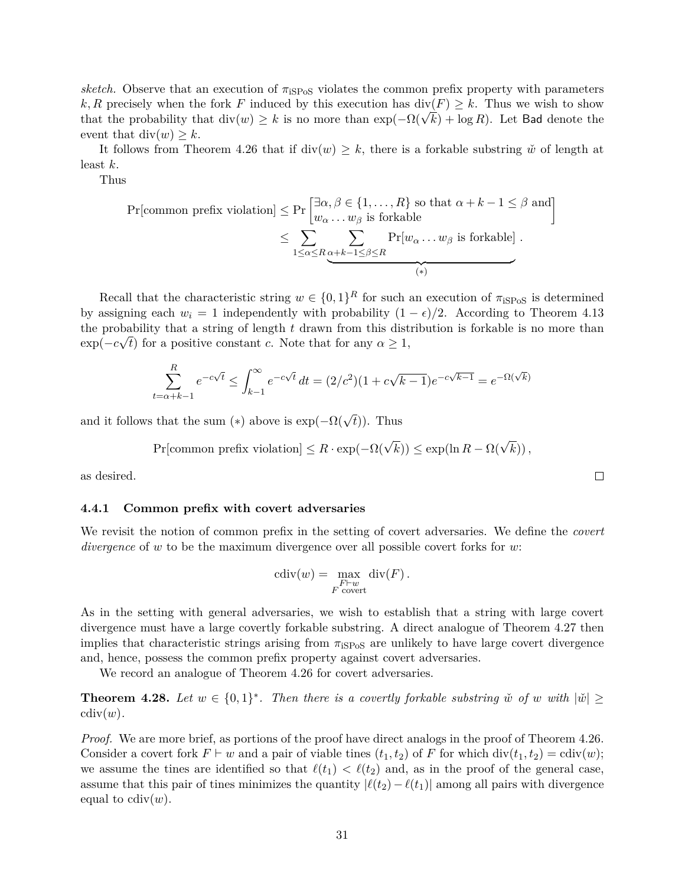*sketch.* Observe that an execution of $\pi_{\text{iSPoS}}$ violates the common prefix property with parameters $k, R$ precisely when the fork $F$ induced by this execution has $\text{div}(F) \geq k$. Thus we wish to show that the probability that $\text{div}(w) \geq k$ is no more than $\exp(-\Omega(\sqrt{k}) + \log R)$. Let $\mathsf{Bad}$ denote the event that $\text{div}(w) \geq k$.

It follows from Theorem 4.26 that if $\text{div}(w) \geq k$, there is a forkable substring $\check{w}$ of length at least $k$.

Thus

$$\begin{aligned}
\Pr[\text{common prefix violation}] &\leq \Pr\begin{bmatrix}\exists \alpha, \beta \in \{1, \ldots, R\} \text{ so that } \alpha + k - 1 \leq \beta \text{ and} \\ w_\alpha \ldots w_\beta \text{ is forkable}\end{bmatrix} \\
&\leq \sum_{1 \leq \alpha \leq R} \underbrace{\sum_{\alpha + k - 1 \leq \beta \leq R} \Pr[w_\alpha \ldots w_\beta \text{ is forkable}]}_{(*)}\,.
\end{aligned}$$

Recall that the characteristic string $w \in \{0,1\}^R$ for such an execution of $\pi_{\text{iSPoS}}$ is determined by assigning each $w_i = 1$ independently with probability $(1-\epsilon)/2$. According to Theorem 4.13 the probability that a string of length $t$ drawn from this distribution is forkable is no more than $\exp(-c\sqrt{t})$ for a positive constant $c$. Note that for any $\alpha \geq 1$,

$$\sum_{t=\alpha+k-1}^{R} e^{-c\sqrt{t}} \leq \int_{k-1}^{\infty} e^{-c\sqrt{t}}\, dt = (2/c^2)(1 + c\sqrt{k-1})e^{-c\sqrt{k-1}} = e^{-\Omega(\sqrt{k})}$$

and it follows that the sum $(*)$ above is $\exp(-\Omega(\sqrt{t}))$. Thus

$$\Pr[\text{common prefix violation}] \leq R \cdot \exp(-\Omega(\sqrt{k})) \leq \exp(\ln R - \Omega(\sqrt{k}))\,,$$

as desired. □

### 4.4.1 Common prefix with covert adversaries

We revisit the notion of common prefix in the setting of covert adversaries. We define the *covert divergence* of $w$ to be the maximum divergence over all possible covert forks for $w$:

$$\text{cdiv}(w) = \max_{\substack{F \vdash w \\ F \text{ covert}}} \text{div}(F)\,.$$

As in the setting with general adversaries, we wish to establish that a string with large covert divergence must have a large covertly forkable substring. A direct analogue of Theorem 4.27 then implies that characteristic strings arising from $\pi_{\text{iSPoS}}$ are unlikely to have large covert divergence and, hence, possess the common prefix property against covert adversaries.

We record an analogue of Theorem 4.26 for covert adversaries.

**Theorem 4.28.** *Let $w \in \{0,1\}^*$. Then there is a covertly forkable substring $\check{w}$ of $w$ with $|\check{w}| \geq \text{cdiv}(w)$.*

*Proof.* We are more brief, as portions of the proof have direct analogs in the proof of Theorem 4.26. Consider a covert fork $F \vdash w$ and a pair of viable tines $(t_1, t_2)$ of $F$ for which $\text{div}(t_1, t_2) = \text{cdiv}(w)$; we assume the tines are identified so that $\ell(t_1) < \ell(t_2)$ and, as in the proof of the general case, assume that this pair of tines minimizes the quantity $|\ell(t_2) - \ell(t_1)|$ among all pairs with divergence equal to $\text{cdiv}(w)$.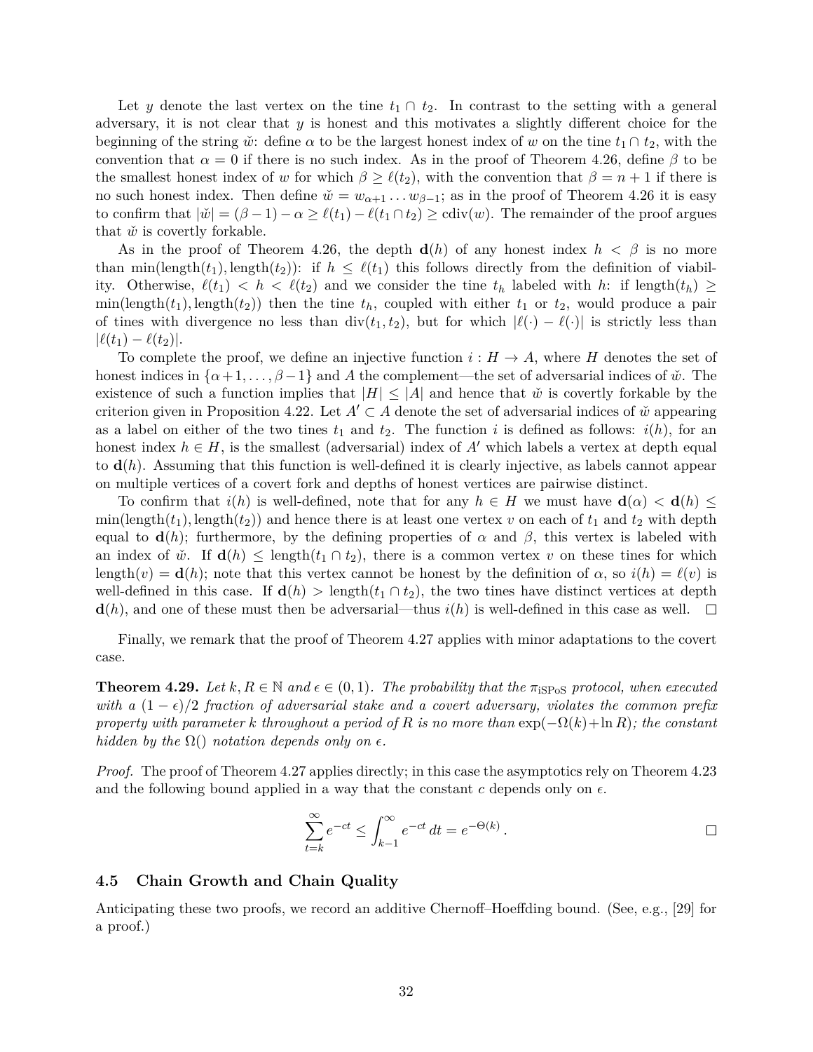Let $y$ denote the last vertex on the tine $t_1 \cap t_2$. In contrast to the setting with a general adversary, it is not clear that $y$ is honest and this motivates a slightly different choice for the beginning of the string $\check{w}$: define $\alpha$ to be the largest honest index of $w$ on the tine $t_1 \cap t_2$, with the convention that $\alpha = 0$ if there is no such index. As in the proof of Theorem 4.26, define $\beta$ to be the smallest honest index of $w$ for which $\beta \geq \ell(t_2)$, with the convention that $\beta = n + 1$ if there is no such honest index. Then define $\check{w} = w_{\alpha+1} \dots w_{\beta-1}$; as in the proof of Theorem 4.26 it is easy to confirm that $|\check{w}| = (\beta - 1) - \alpha \geq \ell(t_1) - \ell(t_1 \cap t_2) \geq \mathrm{cdiv}(w)$. The remainder of the proof argues that $\check{w}$ is covertly forkable.

As in the proof of Theorem 4.26, the depth $\mathbf{d}(h)$ of any honest index $h < \beta$ is no more than $\min(\mathrm{length}(t_1), \mathrm{length}(t_2))$: if $h \leq \ell(t_1)$ this follows directly from the definition of viability. Otherwise, $\ell(t_1) < h < \ell(t_2)$ and we consider the tine $t_h$ labeled with $h$: if $\mathrm{length}(t_h) \geq \min(\mathrm{length}(t_1), \mathrm{length}(t_2))$ then the tine $t_h$, coupled with either $t_1$ or $t_2$, would produce a pair of tines with divergence no less than $\mathrm{div}(t_1, t_2)$, but for which $|\ell(\cdot) - \ell(\cdot)|$ is strictly less than $|\ell(t_1) - \ell(t_2)|$.

To complete the proof, we define an injective function $i : H \to A$, where $H$ denotes the set of honest indices in $\{\alpha+1, \dots, \beta-1\}$ and $A$ the complement—the set of adversarial indices of $\check{w}$. The existence of such a function implies that $|H| \leq |A|$ and hence that $\check{w}$ is covertly forkable by the criterion given in Proposition 4.22. Let $A' \subset A$ denote the set of adversarial indices of $\check{w}$ appearing as a label on either of the two tines $t_1$ and $t_2$. The function $i$ is defined as follows: $i(h)$, for an honest index $h \in H$, is the smallest (adversarial) index of $A'$ which labels a vertex at depth equal to $\mathbf{d}(h)$. Assuming that this function is well-defined it is clearly injective, as labels cannot appear on multiple vertices of a covert fork and depths of honest vertices are pairwise distinct.

To confirm that $i(h)$ is well-defined, note that for any $h \in H$ we must have $\mathbf{d}(\alpha) < \mathbf{d}(h) \leq \min(\mathrm{length}(t_1), \mathrm{length}(t_2))$ and hence there is at least one vertex $v$ on each of $t_1$ and $t_2$ with depth equal to $\mathbf{d}(h)$; furthermore, by the defining properties of $\alpha$ and $\beta$, this vertex is labeled with an index of $\check{w}$. If $\mathbf{d}(h) \leq \mathrm{length}(t_1 \cap t_2)$, there is a common vertex $v$ on these tines for which $\mathrm{length}(v) = \mathbf{d}(h)$; note that this vertex cannot be honest by the definition of $\alpha$, so $i(h) = \ell(v)$ is well-defined in this case. If $\mathbf{d}(h) > \mathrm{length}(t_1 \cap t_2)$, the two tines have distinct vertices at depth $\mathbf{d}(h)$, and one of these must then be adversarial—thus $i(h)$ is well-defined in this case as well. ◻

Finally, we remark that the proof of Theorem 4.27 applies with minor adaptations to the covert case.

**Theorem 4.29.** *Let $k, R \in \mathbb{N}$ and $\epsilon \in (0,1)$. The probability that the $\pi_{\mathrm{iSPoS}}$ protocol, when executed with a $(1-\epsilon)/2$ fraction of adversarial stake and a covert adversary, violates the common prefix property with parameter $k$ throughout a period of $R$ is no more than $\exp(-\Omega(k) + \ln R)$; the constant hidden by the $\Omega()$ notation depends only on $\epsilon$.*

*Proof.* The proof of Theorem 4.27 applies directly; in this case the asymptotics rely on Theorem 4.23 and the following bound applied in a way that the constant $c$ depends only on $\epsilon$.

$$\sum_{t=k}^{\infty} e^{-ct} \leq \int_{k-1}^{\infty} e^{-ct}\, dt = e^{-\Theta(k)}\,.$$

◻

### 4.5 Chain Growth and Chain Quality

Anticipating these two proofs, we record an additive Chernoff–Hoeffding bound. (See, e.g., [29] for a proof.)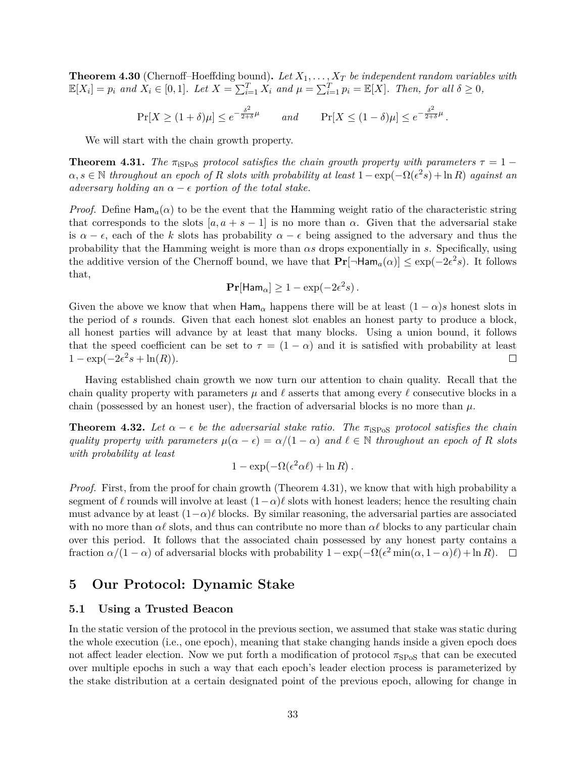**Theorem 4.30** (Chernoff–Hoeffding bound)**.** *Let $X_1, \ldots, X_T$ be independent random variables with $\mathbb{E}[X_i] = p_i$ and $X_i \in [0,1]$. Let $X = \sum_{i=1}^{T} X_i$ and $\mu = \sum_{i=1}^{T} p_i = \mathbb{E}[X]$. Then, for all $\delta \geq 0$,*

$$\Pr[X \geq (1+\delta)\mu] \leq e^{-\frac{\delta^2}{2+\delta}\mu} \qquad \textit{and} \qquad \Pr[X \leq (1-\delta)\mu] \leq e^{-\frac{\delta^2}{2+\delta}\mu}.$$

We will start with the chain growth property.

**Theorem 4.31.** *The $\pi_{\mathrm{iSPoS}}$ protocol satisfies the chain growth property with parameters $\tau = 1 - \alpha, s \in \mathbb{N}$ throughout an epoch of $R$ slots with probability at least $1 - \exp(-\Omega(\epsilon^2 s) + \ln R)$ against an adversary holding an $\alpha - \epsilon$ portion of the total stake.*

*Proof.* Define $\mathsf{Ham}_a(\alpha)$ to be the event that the Hamming weight ratio of the characteristic string that corresponds to the slots $[a, a+s-1]$ is no more than $\alpha$. Given that the adversarial stake is $\alpha - \epsilon$, each of the $k$ slots has probability $\alpha - \epsilon$ being assigned to the adversary and thus the probability that the Hamming weight is more than $\alpha s$ drops exponentially in $s$. Specifically, using the additive version of the Chernoff bound, we have that $\mathbf{Pr}[\neg\mathsf{Ham}_a(\alpha)] \leq \exp(-2\epsilon^2 s)$. It follows that,

$$\mathbf{Pr}[\mathsf{Ham}_\alpha] \geq 1 - \exp(-2\epsilon^2 s).$$

Given the above we know that when $\mathsf{Ham}_\alpha$ happens there will be at least $(1-\alpha)s$ honest slots in the period of $s$ rounds. Given that each honest slot enables an honest party to produce a block, all honest parties will advance by at least that many blocks. Using a union bound, it follows that the speed coefficient can be set to $\tau = (1-\alpha)$ and it is satisfied with probability at least $1 - \exp(-2\epsilon^2 s + \ln(R))$. $\square$

Having established chain growth we now turn our attention to chain quality. Recall that the chain quality property with parameters $\mu$ and $\ell$ asserts that among every $\ell$ consecutive blocks in a chain (possessed by an honest user), the fraction of adversarial blocks is no more than $\mu$.

**Theorem 4.32.** *Let $\alpha - \epsilon$ be the adversarial stake ratio. The $\pi_{\mathrm{iSPoS}}$ protocol satisfies the chain quality property with parameters $\mu(\alpha - \epsilon) = \alpha/(1-\alpha)$ and $\ell \in \mathbb{N}$ throughout an epoch of $R$ slots with probability at least*

$$1 - \exp(-\Omega(\epsilon^2 \alpha \ell) + \ln R).$$

*Proof.* First, from the proof for chain growth (Theorem 4.31), we know that with high probability a segment of $\ell$ rounds will involve at least $(1-\alpha)\ell$ slots with honest leaders; hence the resulting chain must advance by at least $(1-\alpha)\ell$ blocks. By similar reasoning, the adversarial parties are associated with no more than $\alpha\ell$ slots, and thus can contribute no more than $\alpha\ell$ blocks to any particular chain over this period. It follows that the associated chain possessed by any honest party contains a fraction $\alpha/(1-\alpha)$ of adversarial blocks with probability $1 - \exp(-\Omega(\epsilon^2 \min(\alpha, 1-\alpha)\ell) + \ln R)$. $\square$

# 5 Our Protocol: Dynamic Stake

## 5.1 Using a Trusted Beacon

In the static version of the protocol in the previous section, we assumed that stake was static during the whole execution (i.e., one epoch), meaning that stake changing hands inside a given epoch does not affect leader election. Now we put forth a modification of protocol $\pi_{\mathrm{SPoS}}$ that can be executed over multiple epochs in such a way that each epoch's leader election process is parameterized by the stake distribution at a certain designated point of the previous epoch, allowing for change in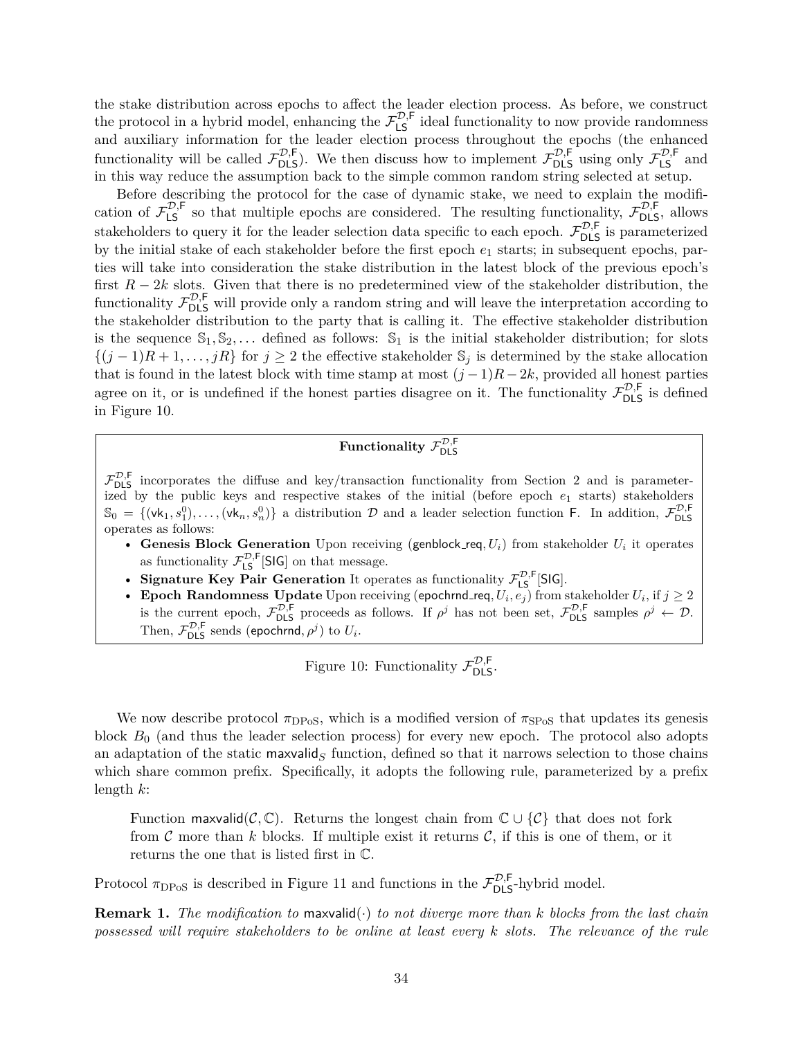the stake distribution across epochs to affect the leader election process. As before, we construct the protocol in a hybrid model, enhancing the $\mathcal{F}_{\mathsf{LS}}^{\mathcal{D},\mathsf{F}}$ ideal functionality to now provide randomness and auxiliary information for the leader election process throughout the epochs (the enhanced functionality will be called $\mathcal{F}_{\mathsf{DLS}}^{\mathcal{D},\mathsf{F}}$). We then discuss how to implement $\mathcal{F}_{\mathsf{DLS}}^{\mathcal{D},\mathsf{F}}$ using only $\mathcal{F}_{\mathsf{LS}}^{\mathcal{D},\mathsf{F}}$ and in this way reduce the assumption back to the simple common random string selected at setup.

Before describing the protocol for the case of dynamic stake, we need to explain the modification of $\mathcal{F}_{\mathsf{LS}}^{\mathcal{D},\mathsf{F}}$ so that multiple epochs are considered. The resulting functionality, $\mathcal{F}_{\mathsf{DLS}}^{\mathcal{D},\mathsf{F}}$, allows stakeholders to query it for the leader selection data specific to each epoch. $\mathcal{F}_{\mathsf{DLS}}^{\mathcal{D},\mathsf{F}}$ is parameterized by the initial stake of each stakeholder before the first epoch $e_1$ starts; in subsequent epochs, parties will take into consideration the stake distribution in the latest block of the previous epoch's first $R-2k$ slots. Given that there is no predetermined view of the stakeholder distribution, the functionality $\mathcal{F}_{\mathsf{DLS}}^{\mathcal{D},\mathsf{F}}$ will provide only a random string and will leave the interpretation according to the stakeholder distribution to the party that is calling it. The effective stakeholder distribution is the sequence $\mathbb{S}_1, \mathbb{S}_2, \ldots$ defined as follows: $\mathbb{S}_1$ is the initial stakeholder distribution; for slots $\{(j-1)R+1, \ldots, jR\}$ for $j \geq 2$ the effective stakeholder $\mathbb{S}_j$ is determined by the stake allocation that is found in the latest block with time stamp at most $(j-1)R-2k$, provided all honest parties agree on it, or is undefined if the honest parties disagree on it. The functionality $\mathcal{F}_{\mathsf{DLS}}^{\mathcal{D},\mathsf{F}}$ is defined in Figure 10.

**Functionality $\mathcal{F}_{\mathsf{DLS}}^{\mathcal{D},\mathsf{F}}$**

$\mathcal{F}_{\mathsf{DLS}}^{\mathcal{D},\mathsf{F}}$ incorporates the diffuse and key/transaction functionality from Section 2 and is parameterized by the public keys and respective stakes of the initial (before epoch $e_1$ starts) stakeholders $\mathbb{S}_0 = \{(\mathsf{vk}_1, s_1^0), \ldots, (\mathsf{vk}_n, s_n^0)\}$ a distribution $\mathcal{D}$ and a leader selection function $\mathsf{F}$. In addition, $\mathcal{F}_{\mathsf{DLS}}^{\mathcal{D},\mathsf{F}}$ operates as follows:

- **Genesis Block Generation** Upon receiving $(\mathsf{genblock\_req}, U_i)$ from stakeholder $U_i$ it operates as functionality $\mathcal{F}_{\mathsf{LS}}^{\mathcal{D},\mathsf{F}}[\mathsf{SIG}]$ on that message.
- **Signature Key Pair Generation** It operates as functionality $\mathcal{F}_{\mathsf{LS}}^{\mathcal{D},\mathsf{F}}[\mathsf{SIG}]$.
- **Epoch Randomness Update** Upon receiving $(\mathsf{epochrnd\_req}, U_i, e_j)$ from stakeholder $U_i$, if $j \geq 2$ is the current epoch, $\mathcal{F}_{\mathsf{DLS}}^{\mathcal{D},\mathsf{F}}$ proceeds as follows. If $\rho^j$ has not been set, $\mathcal{F}_{\mathsf{DLS}}^{\mathcal{D},\mathsf{F}}$ samples $\rho^j \leftarrow \mathcal{D}$. Then, $\mathcal{F}_{\mathsf{DLS}}^{\mathcal{D},\mathsf{F}}$ sends $(\mathsf{epochrnd}, \rho^j)$ to $U_i$.

Figure 10: Functionality $\mathcal{F}_{\mathsf{DLS}}^{\mathcal{D},\mathsf{F}}$.

We now describe protocol $\pi_{\text{DPoS}}$, which is a modified version of $\pi_{\text{SPoS}}$ that updates its genesis block $B_0$ (and thus the leader selection process) for every new epoch. The protocol also adopts an adaptation of the static $\mathsf{maxvalid}_S$ function, defined so that it narrows selection to those chains which share common prefix. Specifically, it adopts the following rule, parameterized by a prefix length $k$:

> Function $\mathsf{maxvalid}(\mathcal{C}, \mathbb{C})$. Returns the longest chain from $\mathbb{C} \cup \{\mathcal{C}\}$ that does not fork from $\mathcal{C}$ more than $k$ blocks. If multiple exist it returns $\mathcal{C}$, if this is one of them, or it returns the one that is listed first in $\mathbb{C}$.

Protocol $\pi_{\text{DPoS}}$ is described in Figure 11 and functions in the $\mathcal{F}_{\mathsf{DLS}}^{\mathcal{D},\mathsf{F}}$-hybrid model.

**Remark 1.** *The modification to $\mathsf{maxvalid}(\cdot)$ to not diverge more than $k$ blocks from the last chain possessed will require stakeholders to be online at least every $k$ slots. The relevance of the rule*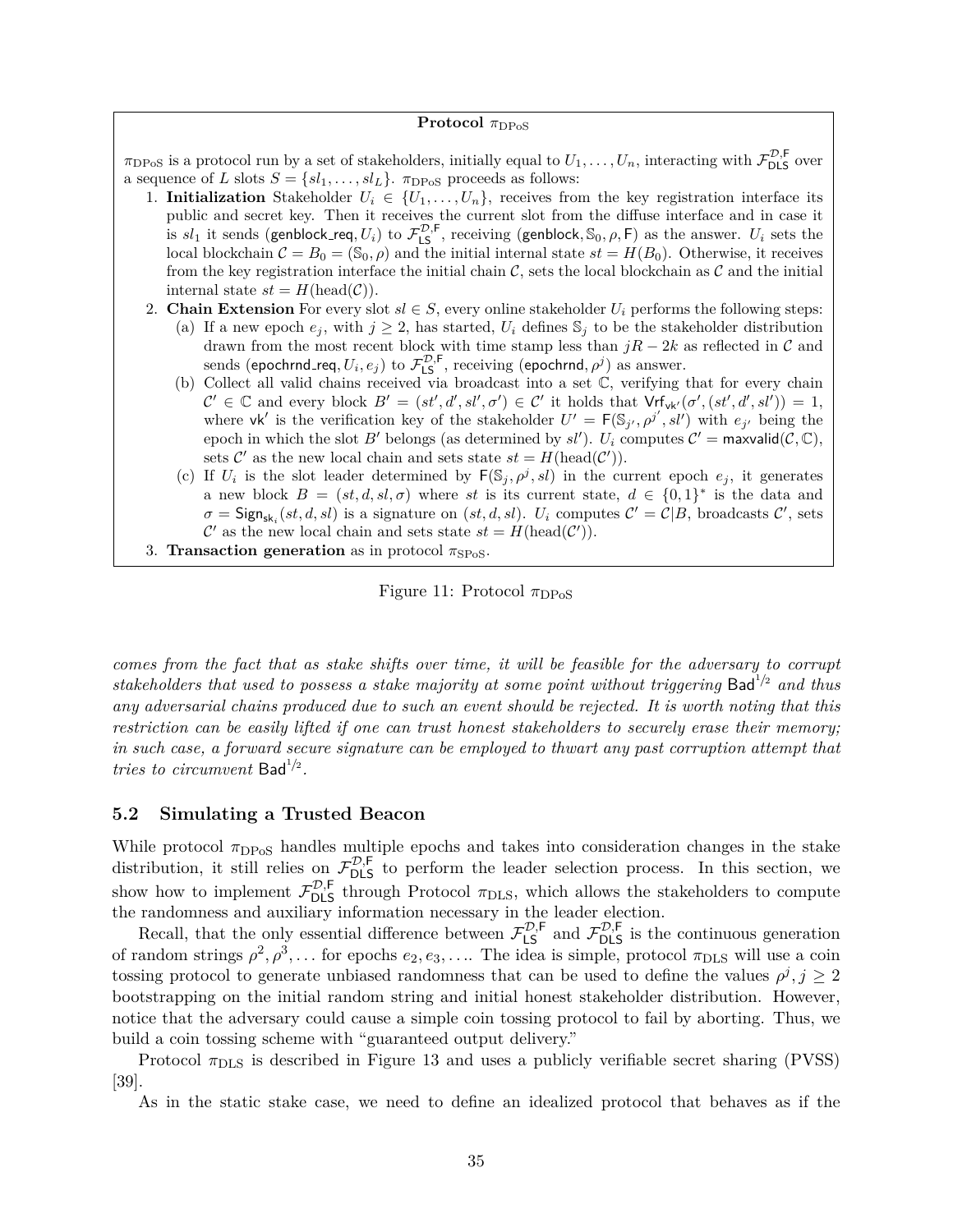**Protocol $\pi_{\text{DPoS}}$**

$\pi_{\text{DPoS}}$ is a protocol run by a set of stakeholders, initially equal to $U_1, \ldots, U_n$, interacting with $\mathcal{F}_{\mathsf{DLS}}^{\mathcal{D},\mathsf{F}}$ over a sequence of $L$ slots $S = \{sl_1, \ldots, sl_L\}$. $\pi_{\text{DPoS}}$ proceeds as follows:

1. **Initialization** Stakeholder $U_i \in \{U_1, \ldots, U_n\}$, receives from the key registration interface its public and secret key. Then it receives the current slot from the diffuse interface and in case it is $sl_1$ it sends $(\mathsf{genblock\_req}, U_i)$ to $\mathcal{F}_{\mathsf{LS}}^{\mathcal{D},\mathsf{F}}$, receiving $(\mathsf{genblock}, \mathbb{S}_0, \rho, \mathsf{F})$ as the answer. $U_i$ sets the local blockchain $\mathcal{C} = B_0 = (\mathbb{S}_0, \rho)$ and the initial internal state $st = H(B_0)$. Otherwise, it receives from the key registration interface the initial chain $\mathcal{C}$, sets the local blockchain as $\mathcal{C}$ and the initial internal state $st = H(\text{head}(\mathcal{C}))$.
2. **Chain Extension** For every slot $sl \in S$, every online stakeholder $U_i$ performs the following steps:
   (a) If a new epoch $e_j$, with $j \geq 2$, has started, $U_i$ defines $\mathbb{S}_j$ to be the stakeholder distribution drawn from the most recent block with time stamp less than $jR - 2k$ as reflected in $\mathcal{C}$ and sends $(\mathsf{epochrnd\_req}, U_i, e_j)$ to $\mathcal{F}_{\mathsf{LS}}^{\mathcal{D},\mathsf{F}}$, receiving $(\mathsf{epochrnd}, \rho^j)$ as answer.
   (b) Collect all valid chains received via broadcast into a set $\mathbb{C}$, verifying that for every chain $\mathcal{C}' \in \mathbb{C}$ and every block $B' = (st', d', sl', \sigma') \in \mathcal{C}'$ it holds that $\mathsf{Vrf}_{\mathsf{vk}'}(\sigma', (st', d', sl')) = 1$, where $\mathsf{vk}'$ is the verification key of the stakeholder $U' = \mathsf{F}(\mathbb{S}_{j'}, \rho^{j'}, sl')$ with $e_{j'}$ being the epoch in which the slot $B'$ belongs (as determined by $sl'$). $U_i$ computes $\mathcal{C}' = \mathsf{maxvalid}(\mathcal{C}, \mathbb{C})$, sets $\mathcal{C}'$ as the new local chain and sets state $st = H(\text{head}(\mathcal{C}'))$.
   (c) If $U_i$ is the slot leader determined by $\mathsf{F}(\mathbb{S}_j, \rho^j, sl)$ in the current epoch $e_j$, it generates a new block $B = (st, d, sl, \sigma)$ where $st$ is its current state, $d \in \{0,1\}^*$ is the data and $\sigma = \mathsf{Sign}_{\mathsf{sk}_i}(st, d, sl)$ is a signature on $(st, d, sl)$. $U_i$ computes $\mathcal{C}' = \mathcal{C}|B$, broadcasts $\mathcal{C}'$, sets $\mathcal{C}'$ as the new local chain and sets state $st = H(\text{head}(\mathcal{C}'))$.
3. **Transaction generation** as in protocol $\pi_{\text{SPoS}}$.

Figure 11: Protocol $\pi_{\text{DPoS}}$

*comes from the fact that as stake shifts over time, it will be feasible for the adversary to corrupt stakeholders that used to possess a stake majority at some point without triggering* $\mathsf{Bad}^{1/2}$ *and thus any adversarial chains produced due to such an event should be rejected. It is worth noting that this restriction can be easily lifted if one can trust honest stakeholders to securely erase their memory; in such case, a forward secure signature can be employed to thwart any past corruption attempt that tries to circumvent* $\mathsf{Bad}^{1/2}$.

## 5.2 Simulating a Trusted Beacon

While protocol $\pi_{\text{DPoS}}$ handles multiple epochs and takes into consideration changes in the stake distribution, it still relies on $\mathcal{F}_{\mathsf{DLS}}^{\mathcal{D},\mathsf{F}}$ to perform the leader selection process. In this section, we show how to implement $\mathcal{F}_{\mathsf{DLS}}^{\mathcal{D},\mathsf{F}}$ through Protocol $\pi_{\text{DLS}}$, which allows the stakeholders to compute the randomness and auxiliary information necessary in the leader election.

Recall, that the only essential difference between $\mathcal{F}_{\mathsf{LS}}^{\mathcal{D},\mathsf{F}}$ and $\mathcal{F}_{\mathsf{DLS}}^{\mathcal{D},\mathsf{F}}$ is the continuous generation of random strings $\rho^2, \rho^3, \ldots$ for epochs $e_2, e_3, \ldots$. The idea is simple, protocol $\pi_{\text{DLS}}$ will use a coin tossing protocol to generate unbiased randomness that can be used to define the values $\rho^j, j \geq 2$ bootstrapping on the initial random string and initial honest stakeholder distribution. However, notice that the adversary could cause a simple coin tossing protocol to fail by aborting. Thus, we build a coin tossing scheme with "guaranteed output delivery."

Protocol $\pi_{\text{DLS}}$ is described in Figure 13 and uses a publicly verifiable secret sharing (PVSS) [39].

As in the static stake case, we need to define an idealized protocol that behaves as if the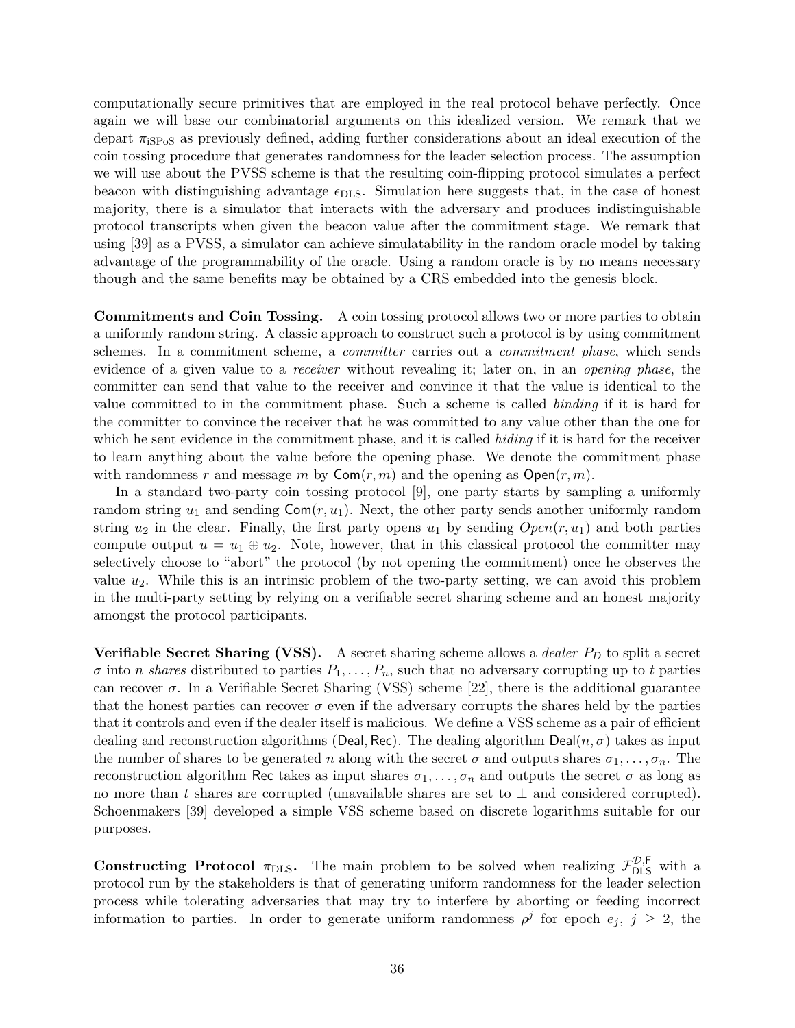computationally secure primitives that are employed in the real protocol behave perfectly. Once again we will base our combinatorial arguments on this idealized version. We remark that we depart $\pi_{\text{iSPoS}}$ as previously defined, adding further considerations about an ideal execution of the coin tossing procedure that generates randomness for the leader selection process. The assumption we will use about the PVSS scheme is that the resulting coin-flipping protocol simulates a perfect beacon with distinguishing advantage $\epsilon_{\text{DLS}}$. Simulation here suggests that, in the case of honest majority, there is a simulator that interacts with the adversary and produces indistinguishable protocol transcripts when given the beacon value after the commitment stage. We remark that using [39] as a PVSS, a simulator can achieve simulatability in the random oracle model by taking advantage of the programmability of the oracle. Using a random oracle is by no means necessary though and the same benefits may be obtained by a CRS embedded into the genesis block.

**Commitments and Coin Tossing.** A coin tossing protocol allows two or more parties to obtain a uniformly random string. A classic approach to construct such a protocol is by using commitment schemes. In a commitment scheme, a *committer* carries out a *commitment phase*, which sends evidence of a given value to a *receiver* without revealing it; later on, in an *opening phase*, the committer can send that value to the receiver and convince it that the value is identical to the value committed to in the commitment phase. Such a scheme is called *binding* if it is hard for the committer to convince the receiver that he was committed to any value other than the one for which he sent evidence in the commitment phase, and it is called *hiding* if it is hard for the receiver to learn anything about the value before the opening phase. We denote the commitment phase with randomness $r$ and message $m$ by $\mathsf{Com}(r, m)$ and the opening as $\mathsf{Open}(r, m)$.

In a standard two-party coin tossing protocol [9], one party starts by sampling a uniformly random string $u_1$ and sending $\mathsf{Com}(r, u_1)$. Next, the other party sends another uniformly random string $u_2$ in the clear. Finally, the first party opens $u_1$ by sending $Open(r, u_1)$ and both parties compute output $u = u_1 \oplus u_2$. Note, however, that in this classical protocol the committer may selectively choose to "abort" the protocol (by not opening the commitment) once he observes the value $u_2$. While this is an intrinsic problem of the two-party setting, we can avoid this problem in the multi-party setting by relying on a verifiable secret sharing scheme and an honest majority amongst the protocol participants.

**Verifiable Secret Sharing (VSS).** A secret sharing scheme allows a *dealer* $P_D$ to split a secret $\sigma$ into $n$ *shares* distributed to parties $P_1, \ldots, P_n$, such that no adversary corrupting up to $t$ parties can recover $\sigma$. In a Verifiable Secret Sharing (VSS) scheme [22], there is the additional guarantee that the honest parties can recover $\sigma$ even if the adversary corrupts the shares held by the parties that it controls and even if the dealer itself is malicious. We define a VSS scheme as a pair of efficient dealing and reconstruction algorithms $(\mathsf{Deal}, \mathsf{Rec})$. The dealing algorithm $\mathsf{Deal}(n, \sigma)$ takes as input the number of shares to be generated $n$ along with the secret $\sigma$ and outputs shares $\sigma_1, \ldots, \sigma_n$. The reconstruction algorithm $\mathsf{Rec}$ takes as input shares $\sigma_1, \ldots, \sigma_n$ and outputs the secret $\sigma$ as long as no more than $t$ shares are corrupted (unavailable shares are set to $\perp$ and considered corrupted). Schoenmakers [39] developed a simple VSS scheme based on discrete logarithms suitable for our purposes.

**Constructing Protocol $\pi_{\text{DLS}}$.** The main problem to be solved when realizing $\mathcal{F}_{\mathsf{DLS}}^{\mathcal{D},\mathsf{F}}$ with a protocol run by the stakeholders is that of generating uniform randomness for the leader selection process while tolerating adversaries that may try to interfere by aborting or feeding incorrect information to parties. In order to generate uniform randomness $\rho^j$ for epoch $e_j$, $j \geq 2$, the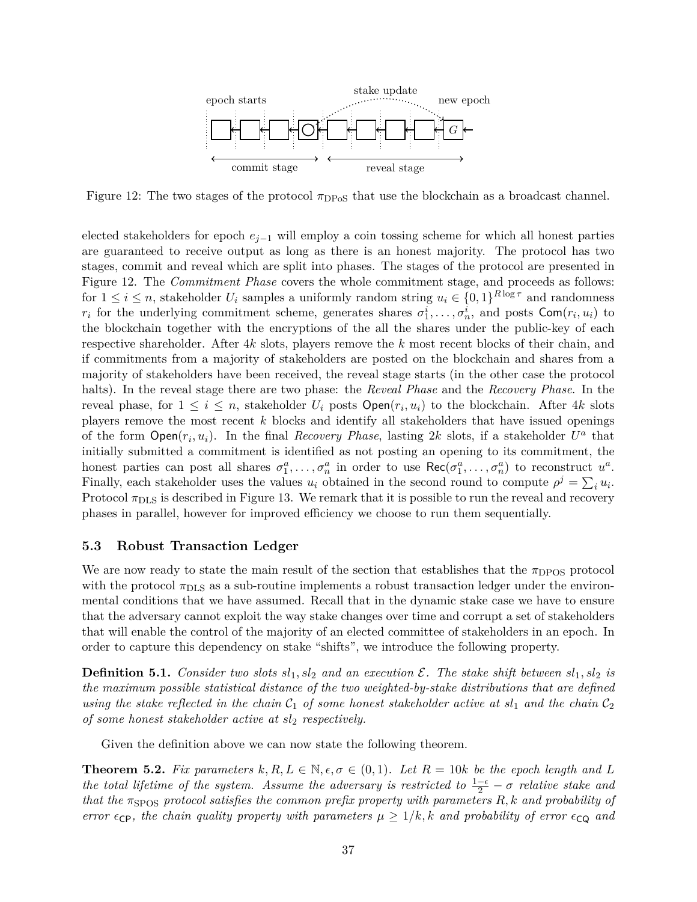Figure 12: The two stages of the protocol $\pi_{\text{DPoS}}$ that use the blockchain as a broadcast channel.

elected stakeholders for epoch $e_{j-1}$ will employ a coin tossing scheme for which all honest parties are guaranteed to receive output as long as there is an honest majority. The protocol has two stages, commit and reveal which are split into phases. The stages of the protocol are presented in Figure 12. The *Commitment Phase* covers the whole commitment stage, and proceeds as follows: for $1 \leq i \leq n$, stakeholder $U_i$ samples a uniformly random string $u_i \in \{0,1\}^{R \log \tau}$ and randomness $r_i$ for the underlying commitment scheme, generates shares $\sigma_1^i, \dots, \sigma_n^i$, and posts $\mathsf{Com}(r_i, u_i)$ to the blockchain together with the encryptions of the all the shares under the public-key of each respective shareholder. After $4k$ slots, players remove the $k$ most recent blocks of their chain, and if commitments from a majority of stakeholders are posted on the blockchain and shares from a majority of stakeholders have been received, the reveal stage starts (in the other case the protocol halts). In the reveal stage there are two phase: the *Reveal Phase* and the *Recovery Phase*. In the reveal phase, for $1 \leq i \leq n$, stakeholder $U_i$ posts $\mathsf{Open}(r_i, u_i)$ to the blockchain. After $4k$ slots players remove the most recent $k$ blocks and identify all stakeholders that have issued openings of the form $\mathsf{Open}(r_i, u_i)$. In the final *Recovery Phase*, lasting $2k$ slots, if a stakeholder $U^a$ that initially submitted a commitment is identified as not posting an opening to its commitment, the honest parties can post all shares $\sigma_1^a, \dots, \sigma_n^a$ in order to use $\mathsf{Rec}(\sigma_1^a, \dots, \sigma_n^a)$ to reconstruct $u^a$. Finally, each stakeholder uses the values $u_i$ obtained in the second round to compute $\rho^j = \sum_i u_i$. Protocol $\pi_{\text{DLS}}$ is described in Figure 13. We remark that it is possible to run the reveal and recovery phases in parallel, however for improved efficiency we choose to run them sequentially.

### 5.3 Robust Transaction Ledger

We are now ready to state the main result of the section that establishes that the $\pi_{\text{DPOS}}$ protocol with the protocol $\pi_{\text{DLS}}$ as a sub-routine implements a robust transaction ledger under the environmental conditions that we have assumed. Recall that in the dynamic stake case we have to ensure that the adversary cannot exploit the way stake changes over time and corrupt a set of stakeholders that will enable the control of the majority of an elected committee of stakeholders in an epoch. In order to capture this dependency on stake "shifts", we introduce the following property.

**Definition 5.1.** *Consider two slots $sl_1, sl_2$ and an execution $\mathcal{E}$. The stake shift between $sl_1, sl_2$ is the maximum possible statistical distance of the two weighted-by-stake distributions that are defined using the stake reflected in the chain $\mathcal{C}_1$ of some honest stakeholder active at $sl_1$ and the chain $\mathcal{C}_2$ of some honest stakeholder active at $sl_2$ respectively.*

Given the definition above we can now state the following theorem.

**Theorem 5.2.** *Fix parameters $k, R, L \in \mathbb{N}, \epsilon, \sigma \in (0,1)$. Let $R = 10k$ be the epoch length and $L$ the total lifetime of the system. Assume the adversary is restricted to $\frac{1-\epsilon}{2} - \sigma$ relative stake and that the $\pi_{\text{SPOS}}$ protocol satisfies the common prefix property with parameters $R, k$ and probability of error $\epsilon_{\mathsf{CP}}$, the chain quality property with parameters $\mu \geq 1/k, k$ and probability of error $\epsilon_{\mathsf{CQ}}$ and*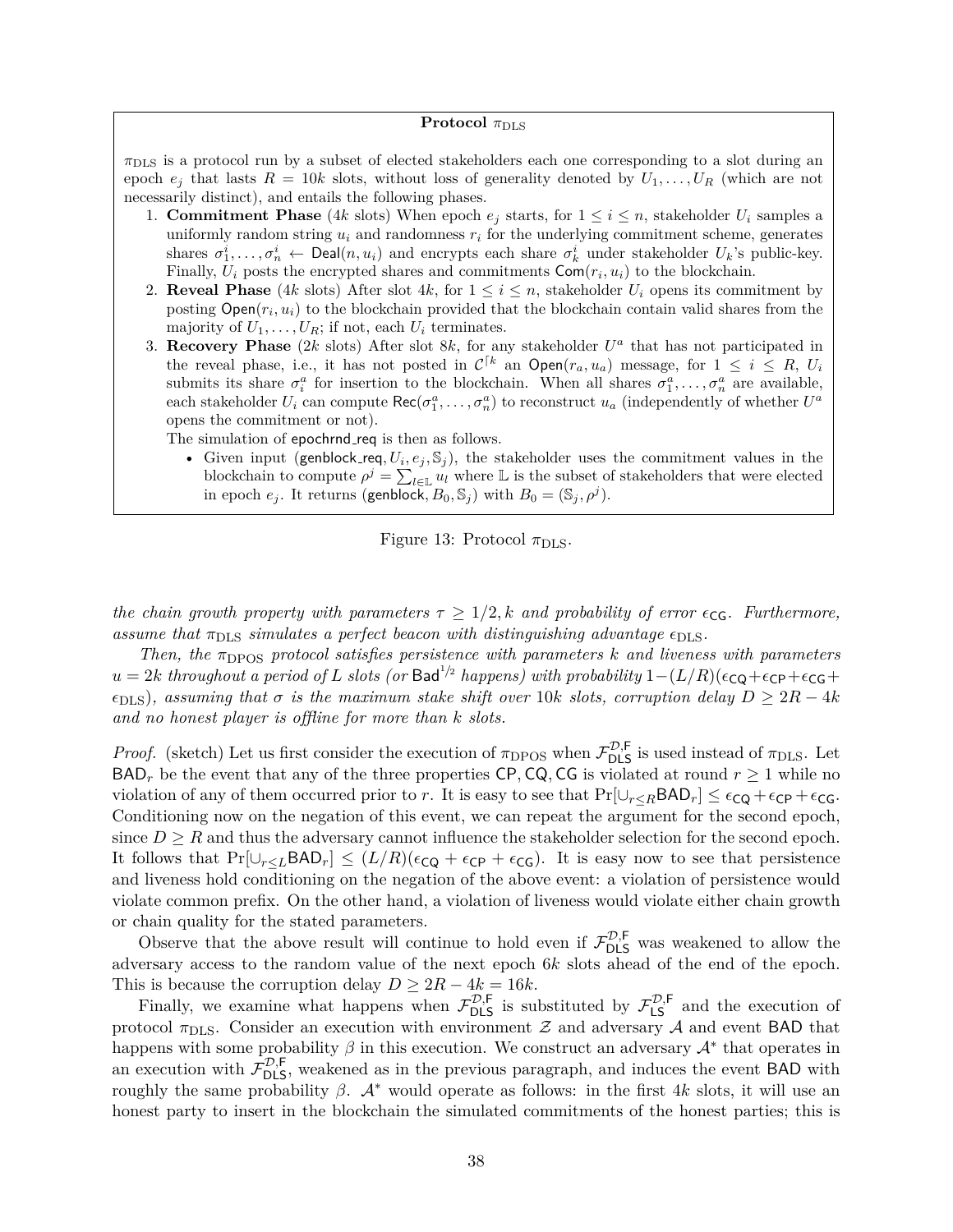**Protocol $\pi_{\text{DLS}}$**

$\pi_{\text{DLS}}$ is a protocol run by a subset of elected stakeholders each one corresponding to a slot during an epoch $e_j$ that lasts $R = 10k$ slots, without loss of generality denoted by $U_1, \ldots, U_R$ (which are not necessarily distinct), and entails the following phases.

1. **Commitment Phase** ($4k$ slots) When epoch $e_j$ starts, for $1 \leq i \leq n$, stakeholder $U_i$ samples a uniformly random string $u_i$ and randomness $r_i$ for the underlying commitment scheme, generates shares $\sigma_1^i, \ldots, \sigma_n^i \leftarrow \mathsf{Deal}(n, u_i)$ and encrypts each share $\sigma_k^i$ under stakeholder $U_k$'s public-key. Finally, $U_i$ posts the encrypted shares and commitments $\mathsf{Com}(r_i, u_i)$ to the blockchain.
2. **Reveal Phase** ($4k$ slots) After slot $4k$, for $1 \leq i \leq n$, stakeholder $U_i$ opens its commitment by posting $\mathsf{Open}(r_i, u_i)$ to the blockchain provided that the blockchain contain valid shares from the majority of $U_1, \ldots, U_R$; if not, each $U_i$ terminates.
3. **Recovery Phase** ($2k$ slots) After slot $8k$, for any stakeholder $U^a$ that has not participated in the reveal phase, i.e., it has not posted in $\mathcal{C}^{\lceil k}$ an $\mathsf{Open}(r_a, u_a)$ message, for $1 \leq i \leq R$, $U_i$ submits its share $\sigma_i^a$ for insertion to the blockchain. When all shares $\sigma_1^a, \ldots, \sigma_n^a$ are available, each stakeholder $U_i$ can compute $\mathsf{Rec}(\sigma_1^a, \ldots, \sigma_n^a)$ to reconstruct $u_a$ (independently of whether $U^a$ opens the commitment or not).

   The simulation of $\mathsf{epochrnd\_req}$ is then as follows.

   - Given input ($\mathsf{genblock\_req}, U_i, e_j, \mathbb{S}_j$), the stakeholder uses the commitment values in the blockchain to compute $\rho^j = \sum_{l \in \mathbb{L}} u_l$ where $\mathbb{L}$ is the subset of stakeholders that were elected in epoch $e_j$. It returns ($\mathsf{genblock}, B_0, \mathbb{S}_j$) with $B_0 = (\mathbb{S}_j, \rho^j)$.

Figure 13: Protocol $\pi_{\text{DLS}}$.

*the chain growth property with parameters $\tau \geq 1/2, k$ and probability of error $\epsilon_{\mathsf{CG}}$. Furthermore, assume that $\pi_{\text{DLS}}$ simulates a perfect beacon with distinguishing advantage $\epsilon_{\text{DLS}}$.*

*Then, the $\pi_{\text{DPOS}}$ protocol satisfies persistence with parameters $k$ and liveness with parameters $u = 2k$ throughout a period of $L$ slots (or $\mathsf{Bad}^{1/2}$ happens) with probability $1-(L/R)(\epsilon_{\mathsf{CQ}}+\epsilon_{\mathsf{CP}}+\epsilon_{\mathsf{CG}}+\epsilon_{\text{DLS}})$, assuming that $\sigma$ is the maximum stake shift over $10k$ slots, corruption delay $D \geq 2R - 4k$ and no honest player is offline for more than $k$ slots.*

*Proof.* (sketch) Let us first consider the execution of $\pi_{\text{DPOS}}$ when $\mathcal{F}_{\mathsf{DLS}}^{\mathcal{D},\mathsf{F}}$ is used instead of $\pi_{\text{DLS}}$. Let $\mathsf{BAD}_r$ be the event that any of the three properties $\mathsf{CP}, \mathsf{CQ}, \mathsf{CG}$ is violated at round $r \geq 1$ while no violation of any of them occurred prior to $r$. It is easy to see that $\Pr[\cup_{r \leq R} \mathsf{BAD}_r] \leq \epsilon_{\mathsf{CQ}} + \epsilon_{\mathsf{CP}} + \epsilon_{\mathsf{CG}}$. Conditioning now on the negation of this event, we can repeat the argument for the second epoch, since $D \geq R$ and thus the adversary cannot influence the stakeholder selection for the second epoch. It follows that $\Pr[\cup_{r \leq L} \mathsf{BAD}_r] \leq (L/R)(\epsilon_{\mathsf{CQ}} + \epsilon_{\mathsf{CP}} + \epsilon_{\mathsf{CG}})$. It is easy now to see that persistence and liveness hold conditioning on the negation of the above event: a violation of persistence would violate common prefix. On the other hand, a violation of liveness would violate either chain growth or chain quality for the stated parameters.

Observe that the above result will continue to hold even if $\mathcal{F}_{\mathsf{DLS}}^{\mathcal{D},\mathsf{F}}$ was weakened to allow the adversary access to the random value of the next epoch $6k$ slots ahead of the end of the epoch. This is because the corruption delay $D \geq 2R - 4k = 16k$.

Finally, we examine what happens when $\mathcal{F}_{\mathsf{DLS}}^{\mathcal{D},\mathsf{F}}$ is substituted by $\mathcal{F}_{\mathsf{LS}}^{\mathcal{D},\mathsf{F}}$ and the execution of protocol $\pi_{\text{DLS}}$. Consider an execution with environment $\mathcal{Z}$ and adversary $\mathcal{A}$ and event $\mathsf{BAD}$ that happens with some probability $\beta$ in this execution. We construct an adversary $\mathcal{A}^*$ that operates in an execution with $\mathcal{F}_{\mathsf{DLS}}^{\mathcal{D},\mathsf{F}}$, weakened as in the previous paragraph, and induces the event $\mathsf{BAD}$ with roughly the same probability $\beta$. $\mathcal{A}^*$ would operate as follows: in the first $4k$ slots, it will use an honest party to insert in the blockchain the simulated commitments of the honest parties; this is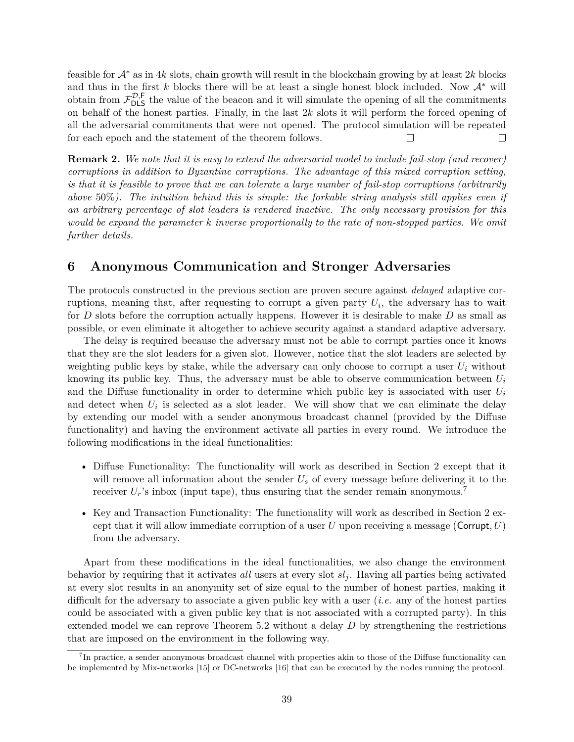feasible for $\mathcal{A}^*$ as in $4k$ slots, chain growth will result in the blockchain growing by at least $2k$ blocks and thus in the first $k$ blocks there will be at least a single honest block included. Now $\mathcal{A}^*$ will obtain from $\mathcal{F}_{\mathsf{DLS}}^{\mathcal{D},\mathsf{F}}$ the value of the beacon and it will simulate the opening of all the commitments on behalf of the honest parties. Finally, in the last $2k$ slots it will perform the forced opening of all the adversarial commitments that were not opened. The protocol simulation will be repeated for each epoch and the statement of the theorem follows. □ □

**Remark 2.** *We note that it is easy to extend the adversarial model to include fail-stop (and recover) corruptions in addition to Byzantine corruptions. The advantage of this mixed corruption setting, is that it is feasible to prove that we can tolerate a large number of fail-stop corruptions (arbitrarily above* 50%*). The intuition behind this is simple: the forkable string analysis still applies even if an arbitrary percentage of slot leaders is rendered inactive. The only necessary provision for this would be expand the parameter $k$ inverse proportionally to the rate of non-stopped parties. We omit further details.*

## 6 Anonymous Communication and Stronger Adversaries

The protocols constructed in the previous section are proven secure against *delayed* adaptive corruptions, meaning that, after requesting to corrupt a given party $U_i$, the adversary has to wait for $D$ slots before the corruption actually happens. However it is desirable to make $D$ as small as possible, or even eliminate it altogether to achieve security against a standard adaptive adversary.

The delay is required because the adversary must not be able to corrupt parties once it knows that they are the slot leaders for a given slot. However, notice that the slot leaders are selected by weighting public keys by stake, while the adversary can only choose to corrupt a user $U_i$ without knowing its public key. Thus, the adversary must be able to observe communication between $U_i$ and the Diffuse functionality in order to determine which public key is associated with user $U_i$ and detect when $U_i$ is selected as a slot leader. We will show that we can eliminate the delay by extending our model with a sender anonymous broadcast channel (provided by the Diffuse functionality) and having the environment activate all parties in every round. We introduce the following modifications in the ideal functionalities:

- Diffuse Functionality: The functionality will work as described in Section 2 except that it will remove all information about the sender $U_s$ of every message before delivering it to the receiver $U_r$'s inbox (input tape), thus ensuring that the sender remain anonymous.[7]
- Key and Transaction Functionality: The functionality will work as described in Section 2 except that it will allow immediate corruption of a user $U$ upon receiving a message $(\mathsf{Corrupt}, U)$ from the adversary.

Apart from these modifications in the ideal functionalities, we also change the environment behavior by requiring that it activates *all* users at every slot $sl_j$. Having all parties being activated at every slot results in an anonymity set of size equal to the number of honest parties, making it difficult for the adversary to associate a given public key with a user (*i.e.* any of the honest parties could be associated with a given public key that is not associated with a corrupted party). In this extended model we can reprove Theorem 5.2 without a delay $D$ by strengthening the restrictions that are imposed on the environment in the following way.

[7] In practice, a sender anonymous broadcast channel with properties akin to those of the Diffuse functionality can be implemented by Mix-networks [15] or DC-networks [16] that can be executed by the nodes running the protocol.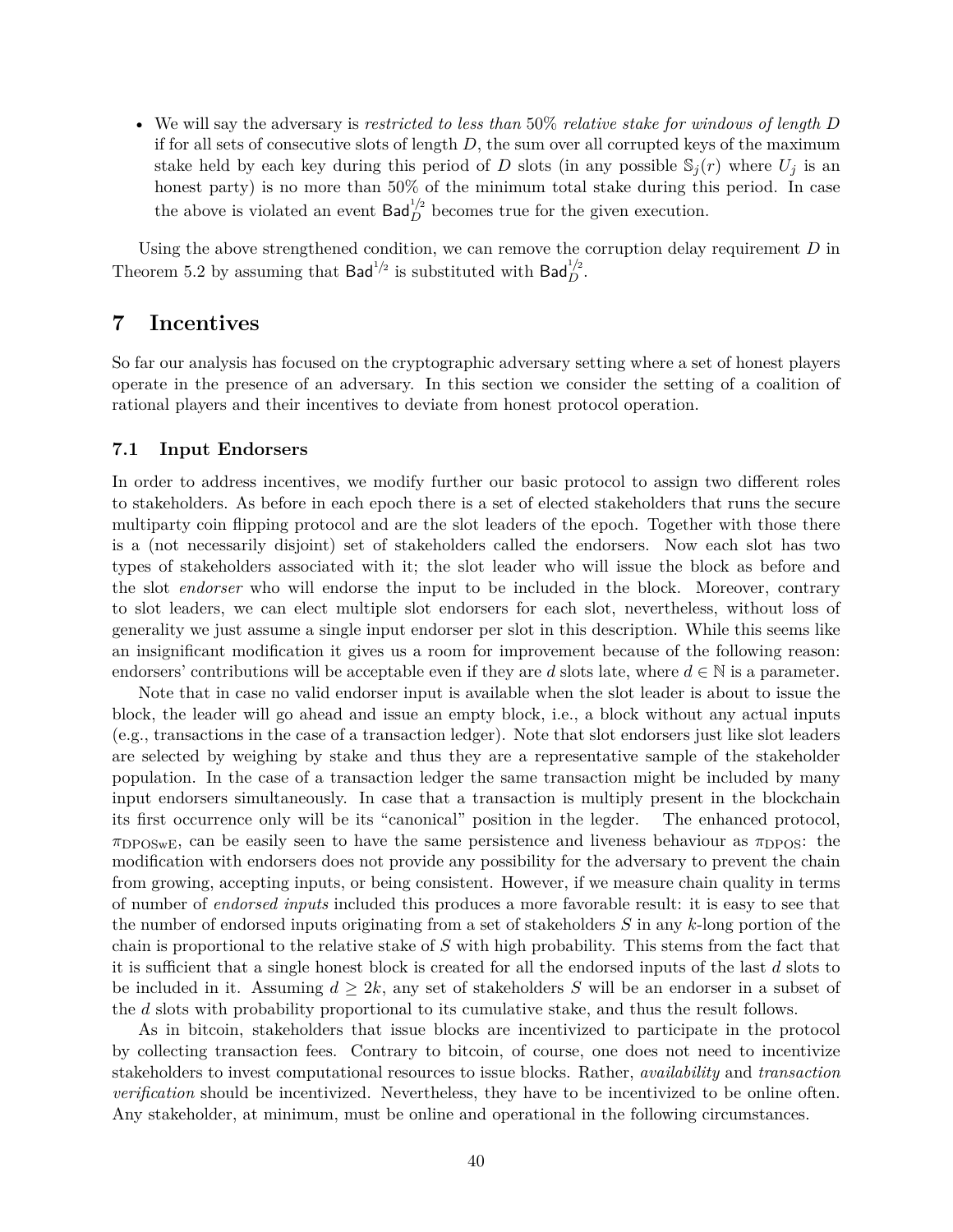- We will say the adversary is *restricted to less than* 50% *relative stake for windows of length* $D$ if for all sets of consecutive slots of length $D$, the sum over all corrupted keys of the maximum stake held by each key during this period of $D$ slots (in any possible $\mathbb{S}_j(r)$ where $U_j$ is an honest party) is no more than 50% of the minimum total stake during this period. In case the above is violated an event $\mathsf{Bad}_D^{1/2}$ becomes true for the given execution.

Using the above strengthened condition, we can remove the corruption delay requirement $D$ in Theorem 5.2 by assuming that $\mathsf{Bad}^{1/2}$ is substituted with $\mathsf{Bad}_D^{1/2}$.

# 7 Incentives

So far our analysis has focused on the cryptographic adversary setting where a set of honest players operate in the presence of an adversary. In this section we consider the setting of a coalition of rational players and their incentives to deviate from honest protocol operation.

## 7.1 Input Endorsers

In order to address incentives, we modify further our basic protocol to assign two different roles to stakeholders. As before in each epoch there is a set of elected stakeholders that runs the secure multiparty coin flipping protocol and are the slot leaders of the epoch. Together with those there is a (not necessarily disjoint) set of stakeholders called the endorsers. Now each slot has two types of stakeholders associated with it; the slot leader who will issue the block as before and the slot *endorser* who will endorse the input to be included in the block. Moreover, contrary to slot leaders, we can elect multiple slot endorsers for each slot, nevertheless, without loss of generality we just assume a single input endorser per slot in this description. While this seems like an insignificant modification it gives us a room for improvement because of the following reason: endorsers' contributions will be acceptable even if they are $d$ slots late, where $d \in \mathbb{N}$ is a parameter.

Note that in case no valid endorser input is available when the slot leader is about to issue the block, the leader will go ahead and issue an empty block, i.e., a block without any actual inputs (e.g., transactions in the case of a transaction ledger). Note that slot endorsers just like slot leaders are selected by weighing by stake and thus they are a representative sample of the stakeholder population. In the case of a transaction ledger the same transaction might be included by many input endorsers simultaneously. In case that a transaction is multiply present in the blockchain its first occurrence only will be its "canonical" position in the legder. The enhanced protocol, $\pi_{\mathrm{DPOSwE}}$, can be easily seen to have the same persistence and liveness behaviour as $\pi_{\mathrm{DPOS}}$: the modification with endorsers does not provide any possibility for the adversary to prevent the chain from growing, accepting inputs, or being consistent. However, if we measure chain quality in terms of number of *endorsed inputs* included this produces a more favorable result: it is easy to see that the number of endorsed inputs originating from a set of stakeholders $S$ in any $k$-long portion of the chain is proportional to the relative stake of $S$ with high probability. This stems from the fact that it is sufficient that a single honest block is created for all the endorsed inputs of the last $d$ slots to be included in it. Assuming $d \geq 2k$, any set of stakeholders $S$ will be an endorser in a subset of the $d$ slots with probability proportional to its cumulative stake, and thus the result follows.

As in bitcoin, stakeholders that issue blocks are incentivized to participate in the protocol by collecting transaction fees. Contrary to bitcoin, of course, one does not need to incentivize stakeholders to invest computational resources to issue blocks. Rather, *availability* and *transaction verification* should be incentivized. Nevertheless, they have to be incentivized to be online often. Any stakeholder, at minimum, must be online and operational in the following circumstances.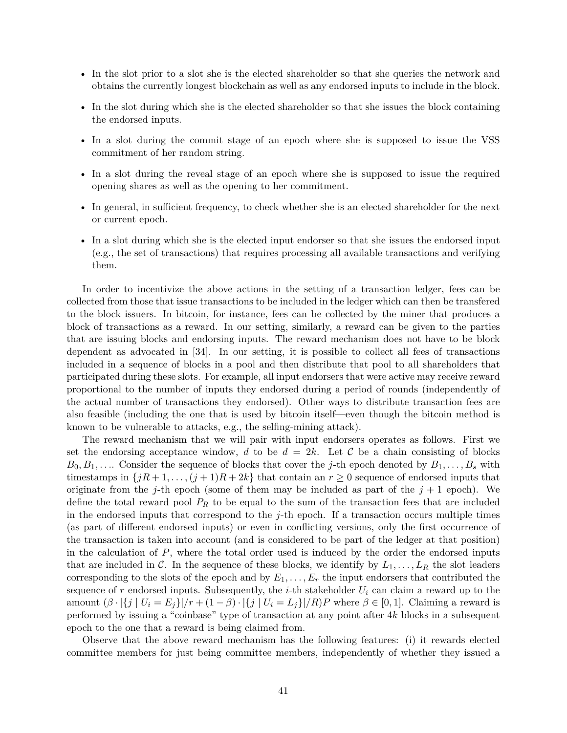- In the slot prior to a slot she is the elected shareholder so that she queries the network and obtains the currently longest blockchain as well as any endorsed inputs to include in the block.
- In the slot during which she is the elected shareholder so that she issues the block containing the endorsed inputs.
- In a slot during the commit stage of an epoch where she is supposed to issue the VSS commitment of her random string.
- In a slot during the reveal stage of an epoch where she is supposed to issue the required opening shares as well as the opening to her commitment.
- In general, in sufficient frequency, to check whether she is an elected shareholder for the next or current epoch.
- In a slot during which she is the elected input endorser so that she issues the endorsed input (e.g., the set of transactions) that requires processing all available transactions and verifying them.

In order to incentivize the above actions in the setting of a transaction ledger, fees can be collected from those that issue transactions to be included in the ledger which can then be transfered to the block issuers. In bitcoin, for instance, fees can be collected by the miner that produces a block of transactions as a reward. In our setting, similarly, a reward can be given to the parties that are issuing blocks and endorsing inputs. The reward mechanism does not have to be block dependent as advocated in [34]. In our setting, it is possible to collect all fees of transactions included in a sequence of blocks in a pool and then distribute that pool to all shareholders that participated during these slots. For example, all input endorsers that were active may receive reward proportional to the number of inputs they endorsed during a period of rounds (independently of the actual number of transactions they endorsed). Other ways to distribute transaction fees are also feasible (including the one that is used by bitcoin itself—even though the bitcoin method is known to be vulnerable to attacks, e.g., the selfing-mining attack).

The reward mechanism that we will pair with input endorsers operates as follows. First we set the endorsing acceptance window, $d$ to be $d = 2k$. Let $\mathcal{C}$ be a chain consisting of blocks $B_0, B_1, \ldots$. Consider the sequence of blocks that cover the $j$-th epoch denoted by $B_1, \ldots, B_s$ with timestamps in $\{jR+1, \ldots, (j+1)R+2k\}$ that contain an $r \geq 0$ sequence of endorsed inputs that originate from the $j$-th epoch (some of them may be included as part of the $j+1$ epoch). We define the total reward pool $P_R$ to be equal to the sum of the transaction fees that are included in the endorsed inputs that correspond to the $j$-th epoch. If a transaction occurs multiple times (as part of different endorsed inputs) or even in conflicting versions, only the first occurrence of the transaction is taken into account (and is considered to be part of the ledger at that position) in the calculation of $P$, where the total order used is induced by the order the endorsed inputs that are included in $\mathcal{C}$. In the sequence of these blocks, we identify by $L_1, \ldots, L_R$ the slot leaders corresponding to the slots of the epoch and by $E_1, \ldots, E_r$ the input endorsers that contributed the sequence of $r$ endorsed inputs. Subsequently, the $i$-th stakeholder $U_i$ can claim a reward up to the amount $(\beta \cdot |\{j \mid U_i = E_j\}|/r + (1-\beta) \cdot |\{j \mid U_i = L_j\}|/R)P$ where $\beta \in [0, 1]$. Claiming a reward is performed by issuing a "coinbase" type of transaction at any point after $4k$ blocks in a subsequent epoch to the one that a reward is being claimed from.

Observe that the above reward mechanism has the following features: (i) it rewards elected committee members for just being committee members, independently of whether they issued a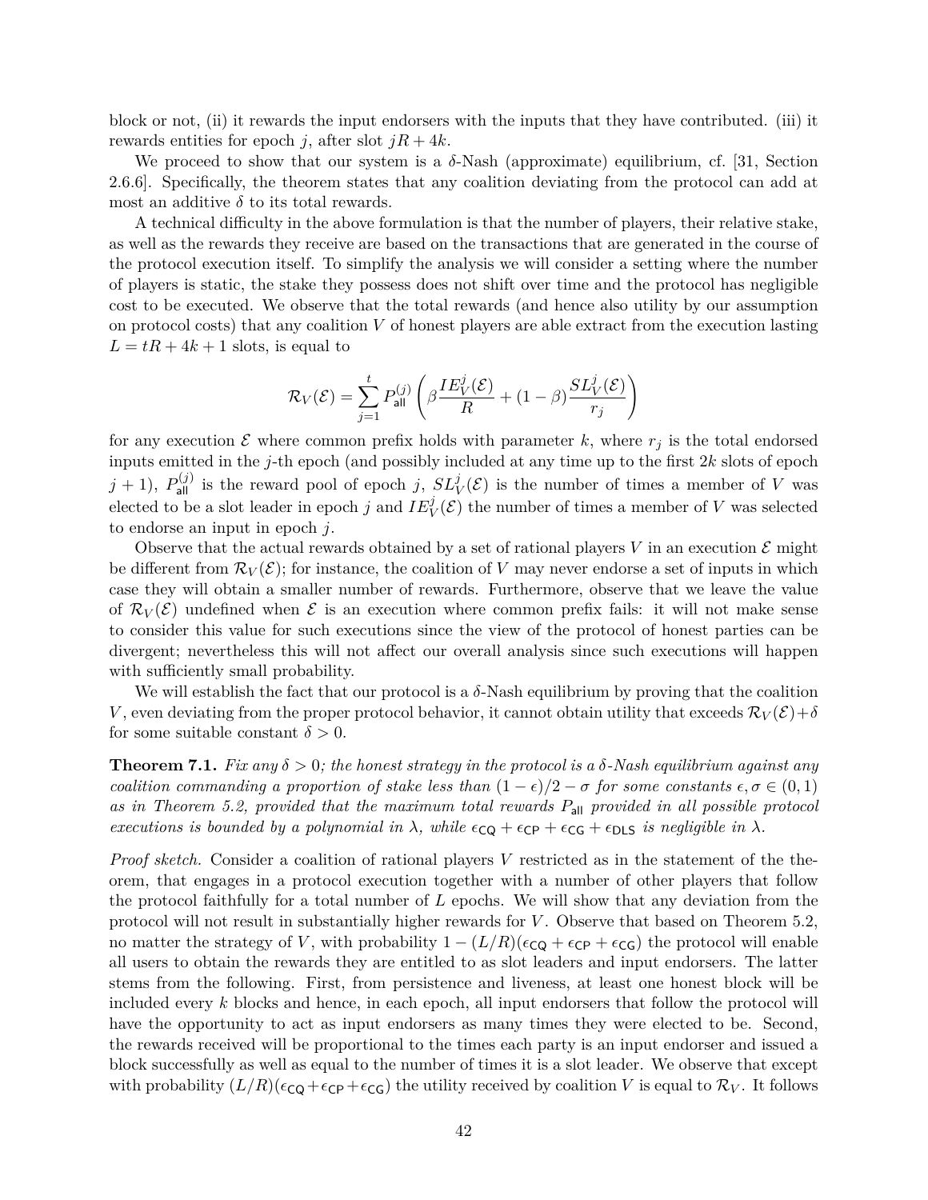block or not, (ii) it rewards the input endorsers with the inputs that they have contributed. (iii) it rewards entities for epoch $j$, after slot $jR + 4k$.

We proceed to show that our system is a $\delta$-Nash (approximate) equilibrium, cf. [31, Section 2.6.6]. Specifically, the theorem states that any coalition deviating from the protocol can add at most an additive $\delta$ to its total rewards.

A technical difficulty in the above formulation is that the number of players, their relative stake, as well as the rewards they receive are based on the transactions that are generated in the course of the protocol execution itself. To simplify the analysis we will consider a setting where the number of players is static, the stake they possess does not shift over time and the protocol has negligible cost to be executed. We observe that the total rewards (and hence also utility by our assumption on protocol costs) that any coalition $V$ of honest players are able extract from the execution lasting $L = tR + 4k + 1$ slots, is equal to

$$\mathcal{R}_V(\mathcal{E}) = \sum_{j=1}^{t} P_{\mathsf{all}}^{(j)} \left( \beta \frac{IE_V^j(\mathcal{E})}{R} + (1-\beta) \frac{SL_V^j(\mathcal{E})}{r_j} \right)$$

for any execution $\mathcal{E}$ where common prefix holds with parameter $k$, where $r_j$ is the total endorsed inputs emitted in the $j$-th epoch (and possibly included at any time up to the first $2k$ slots of epoch $j+1$), $P_{\mathsf{all}}^{(j)}$ is the reward pool of epoch $j$, $SL_V^j(\mathcal{E})$ is the number of times a member of $V$ was elected to be a slot leader in epoch $j$ and $IE_V^j(\mathcal{E})$ the number of times a member of $V$ was selected to endorse an input in epoch $j$.

Observe that the actual rewards obtained by a set of rational players $V$ in an execution $\mathcal{E}$ might be different from $\mathcal{R}_V(\mathcal{E})$; for instance, the coalition of $V$ may never endorse a set of inputs in which case they will obtain a smaller number of rewards. Furthermore, observe that we leave the value of $\mathcal{R}_V(\mathcal{E})$ undefined when $\mathcal{E}$ is an execution where common prefix fails: it will not make sense to consider this value for such executions since the view of the protocol of honest parties can be divergent; nevertheless this will not affect our overall analysis since such executions will happen with sufficiently small probability.

We will establish the fact that our protocol is a $\delta$-Nash equilibrium by proving that the coalition $V$, even deviating from the proper protocol behavior, it cannot obtain utility that exceeds $\mathcal{R}_V(\mathcal{E}) + \delta$ for some suitable constant $\delta > 0$.

**Theorem 7.1.** *Fix any $\delta > 0$; the honest strategy in the protocol is a $\delta$-Nash equilibrium against any coalition commanding a proportion of stake less than $(1-\epsilon)/2 - \sigma$ for some constants $\epsilon, \sigma \in (0,1)$ as in Theorem 5.2, provided that the maximum total rewards $P_{\mathsf{all}}$ provided in all possible protocol executions is bounded by a polynomial in $\lambda$, while $\epsilon_{\mathsf{CQ}} + \epsilon_{\mathsf{CP}} + \epsilon_{\mathsf{CG}} + \epsilon_{\mathsf{DLS}}$ is negligible in $\lambda$.*

*Proof sketch.* Consider a coalition of rational players $V$ restricted as in the statement of the theorem, that engages in a protocol execution together with a number of other players that follow the protocol faithfully for a total number of $L$ epochs. We will show that any deviation from the protocol will not result in substantially higher rewards for $V$. Observe that based on Theorem 5.2, no matter the strategy of $V$, with probability $1 - (L/R)(\epsilon_{\mathsf{CQ}} + \epsilon_{\mathsf{CP}} + \epsilon_{\mathsf{CG}})$ the protocol will enable all users to obtain the rewards they are entitled to as slot leaders and input endorsers. The latter stems from the following. First, from persistence and liveness, at least one honest block will be included every $k$ blocks and hence, in each epoch, all input endorsers that follow the protocol will have the opportunity to act as input endorsers as many times they were elected to be. Second, the rewards received will be proportional to the times each party is an input endorser and issued a block successfully as well as equal to the number of times it is a slot leader. We observe that except with probability $(L/R)(\epsilon_{\mathsf{CQ}} + \epsilon_{\mathsf{CP}} + \epsilon_{\mathsf{CG}})$ the utility received by coalition $V$ is equal to $\mathcal{R}_V$. It follows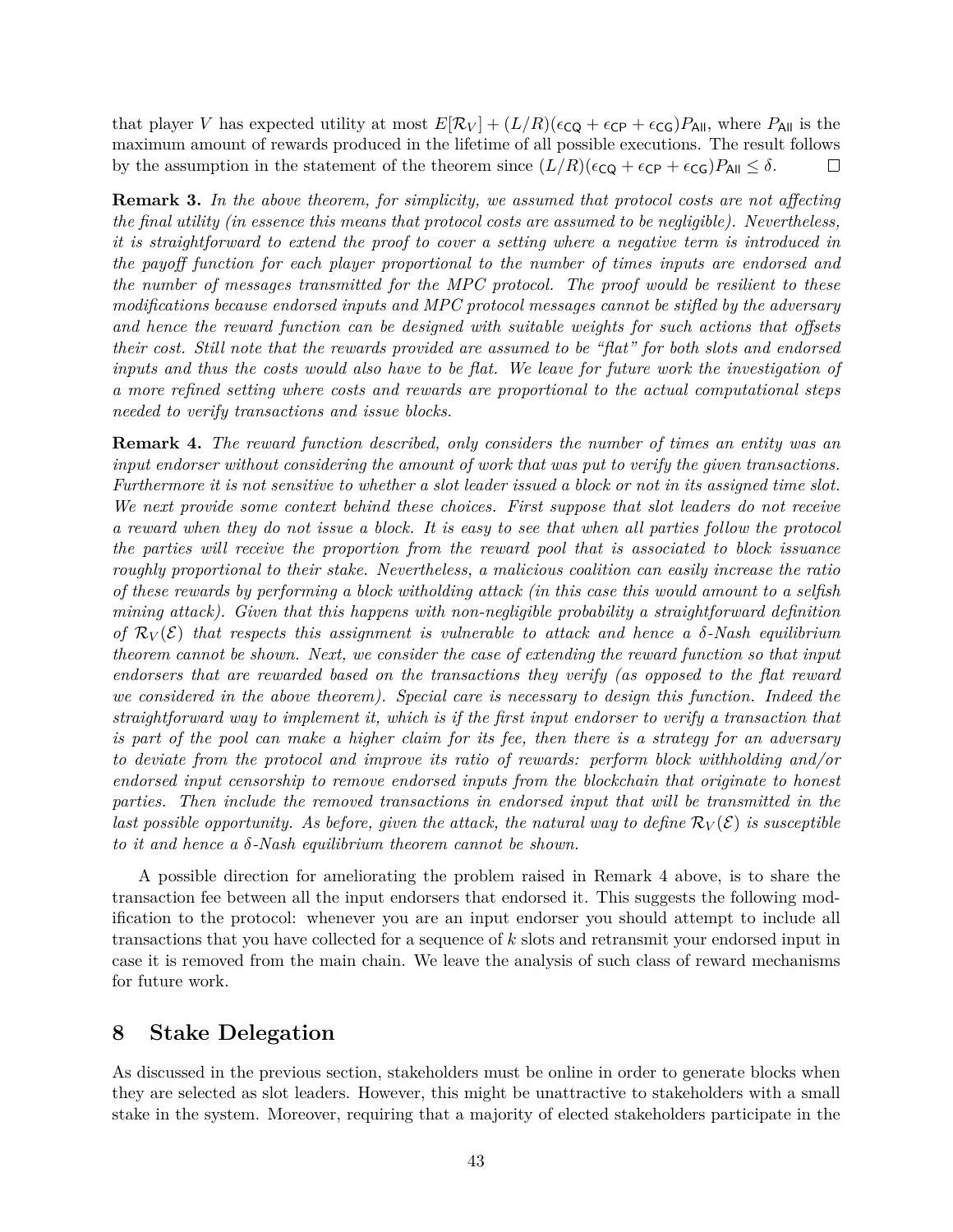that player $V$ has expected utility at most $E[\mathcal{R}_V] + (L/R)(\epsilon_{\mathsf{CQ}} + \epsilon_{\mathsf{CP}} + \epsilon_{\mathsf{CG}})P_{\mathsf{All}}$, where $P_{\mathsf{All}}$ is the maximum amount of rewards produced in the lifetime of all possible executions. The result follows by the assumption in the statement of the theorem since $(L/R)(\epsilon_{\mathsf{CQ}} + \epsilon_{\mathsf{CP}} + \epsilon_{\mathsf{CG}})P_{\mathsf{All}} \leq \delta$. □

**Remark 3.** *In the above theorem, for simplicity, we assumed that protocol costs are not affecting the final utility (in essence this means that protocol costs are assumed to be negligible). Nevertheless, it is straightforward to extend the proof to cover a setting where a negative term is introduced in the payoff function for each player proportional to the number of times inputs are endorsed and the number of messages transmitted for the MPC protocol. The proof would be resilient to these modifications because endorsed inputs and MPC protocol messages cannot be stifled by the adversary and hence the reward function can be designed with suitable weights for such actions that offsets their cost. Still note that the rewards provided are assumed to be "flat" for both slots and endorsed inputs and thus the costs would also have to be flat. We leave for future work the investigation of a more refined setting where costs and rewards are proportional to the actual computational steps needed to verify transactions and issue blocks.*

**Remark 4.** *The reward function described, only considers the number of times an entity was an input endorser without considering the amount of work that was put to verify the given transactions. Furthermore it is not sensitive to whether a slot leader issued a block or not in its assigned time slot. We next provide some context behind these choices. First suppose that slot leaders do not receive a reward when they do not issue a block. It is easy to see that when all parties follow the protocol the parties will receive the proportion from the reward pool that is associated to block issuance roughly proportional to their stake. Nevertheless, a malicious coalition can easily increase the ratio of these rewards by performing a block witholding attack (in this case this would amount to a selfish mining attack). Given that this happens with non-negligible probability a straightforward definition of $\mathcal{R}_V(\mathcal{E})$ that respects this assignment is vulnerable to attack and hence a $\delta$-Nash equilibrium theorem cannot be shown. Next, we consider the case of extending the reward function so that input endorsers that are rewarded based on the transactions they verify (as opposed to the flat reward we considered in the above theorem). Special care is necessary to design this function. Indeed the straightforward way to implement it, which is if the first input endorser to verify a transaction that is part of the pool can make a higher claim for its fee, then there is a strategy for an adversary to deviate from the protocol and improve its ratio of rewards: perform block withholding and/or endorsed input censorship to remove endorsed inputs from the blockchain that originate to honest parties. Then include the removed transactions in endorsed input that will be transmitted in the last possible opportunity. As before, given the attack, the natural way to define $\mathcal{R}_V(\mathcal{E})$ is susceptible to it and hence a $\delta$-Nash equilibrium theorem cannot be shown.*

A possible direction for ameliorating the problem raised in Remark 4 above, is to share the transaction fee between all the input endorsers that endorsed it. This suggests the following modification to the protocol: whenever you are an input endorser you should attempt to include all transactions that you have collected for a sequence of $k$ slots and retransmit your endorsed input in case it is removed from the main chain. We leave the analysis of such class of reward mechanisms for future work.

## 8 Stake Delegation

As discussed in the previous section, stakeholders must be online in order to generate blocks when they are selected as slot leaders. However, this might be unattractive to stakeholders with a small stake in the system. Moreover, requiring that a majority of elected stakeholders participate in the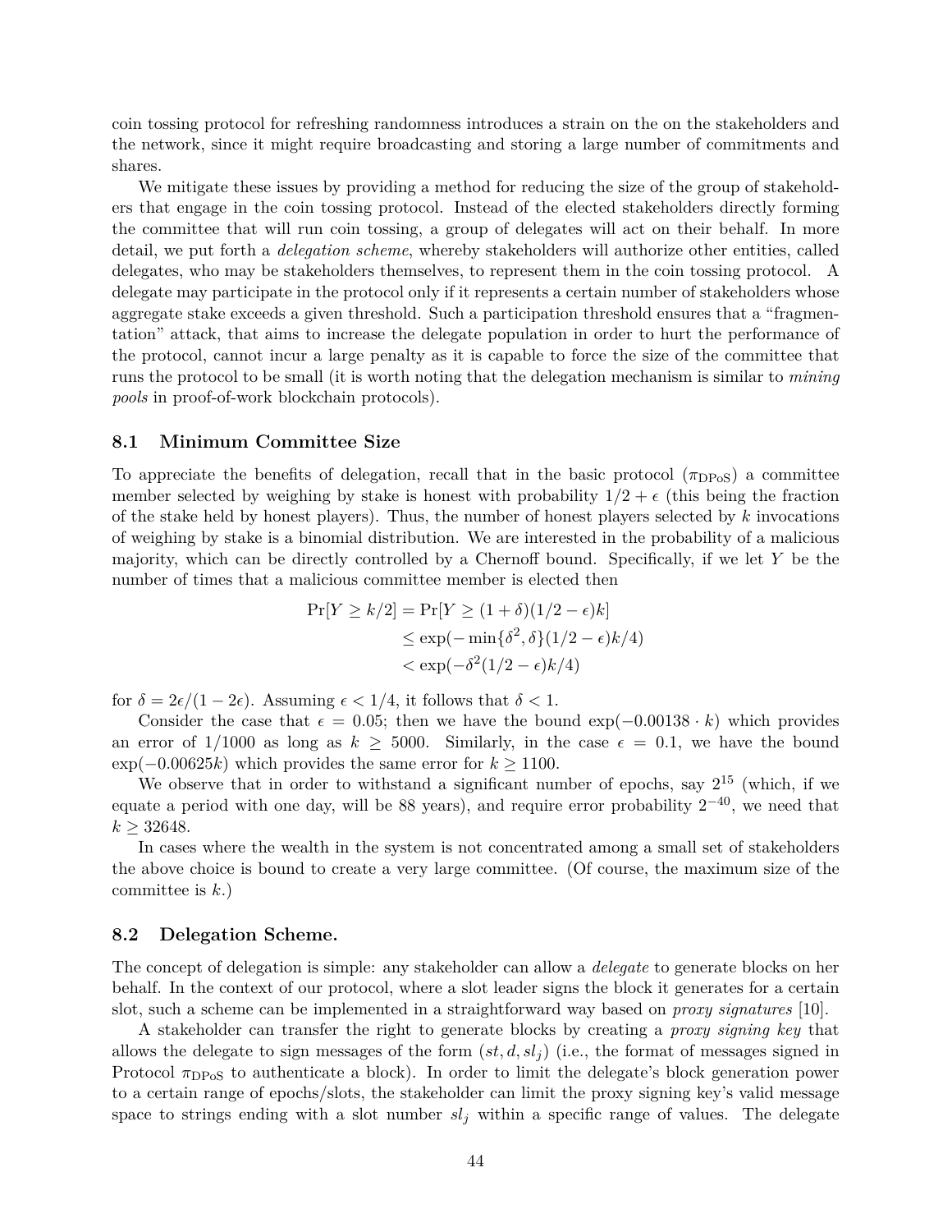coin tossing protocol for refreshing randomness introduces a strain on the on the stakeholders and the network, since it might require broadcasting and storing a large number of commitments and shares.

We mitigate these issues by providing a method for reducing the size of the group of stakeholders that engage in the coin tossing protocol. Instead of the elected stakeholders directly forming the committee that will run coin tossing, a group of delegates will act on their behalf. In more detail, we put forth a *delegation scheme*, whereby stakeholders will authorize other entities, called delegates, who may be stakeholders themselves, to represent them in the coin tossing protocol. A delegate may participate in the protocol only if it represents a certain number of stakeholders whose aggregate stake exceeds a given threshold. Such a participation threshold ensures that a "fragmentation" attack, that aims to increase the delegate population in order to hurt the performance of the protocol, cannot incur a large penalty as it is capable to force the size of the committee that runs the protocol to be small (it is worth noting that the delegation mechanism is similar to *mining pools* in proof-of-work blockchain protocols).

### 8.1 Minimum Committee Size

To appreciate the benefits of delegation, recall that in the basic protocol ($\pi_{\mathrm{DPoS}}$) a committee member selected by weighing by stake is honest with probability $1/2+\epsilon$ (this being the fraction of the stake held by honest players). Thus, the number of honest players selected by $k$ invocations of weighing by stake is a binomial distribution. We are interested in the probability of a malicious majority, which can be directly controlled by a Chernoff bound. Specifically, if we let $Y$ be the number of times that a malicious committee member is elected then

$$
\begin{aligned}
\Pr[Y \geq k/2] &= \Pr[Y \geq (1+\delta)(1/2-\epsilon)k] \\
&\leq \exp(-\min\{\delta^2, \delta\}(1/2-\epsilon)k/4) \\
&< \exp(-\delta^2(1/2-\epsilon)k/4)
\end{aligned}
$$

for $\delta = 2\epsilon/(1-2\epsilon)$. Assuming $\epsilon < 1/4$, it follows that $\delta < 1$.

Consider the case that $\epsilon = 0.05$; then we have the bound $\exp(-0.00138 \cdot k)$ which provides an error of $1/1000$ as long as $k \geq 5000$. Similarly, in the case $\epsilon = 0.1$, we have the bound $\exp(-0.00625k)$ which provides the same error for $k \geq 1100$.

We observe that in order to withstand a significant number of epochs, say $2^{15}$ (which, if we equate a period with one day, will be 88 years), and require error probability $2^{-40}$, we need that $k \geq 32648$.

In cases where the wealth in the system is not concentrated among a small set of stakeholders the above choice is bound to create a very large committee. (Of course, the maximum size of the committee is $k$.)

### 8.2 Delegation Scheme.

The concept of delegation is simple: any stakeholder can allow a *delegate* to generate blocks on her behalf. In the context of our protocol, where a slot leader signs the block it generates for a certain slot, such a scheme can be implemented in a straightforward way based on *proxy signatures* [10].

A stakeholder can transfer the right to generate blocks by creating a *proxy signing key* that allows the delegate to sign messages of the form $(st, d, sl_j)$ (i.e., the format of messages signed in Protocol $\pi_{\mathrm{DPoS}}$ to authenticate a block). In order to limit the delegate's block generation power to a certain range of epochs/slots, the stakeholder can limit the proxy signing key's valid message space to strings ending with a slot number $sl_j$ within a specific range of values. The delegate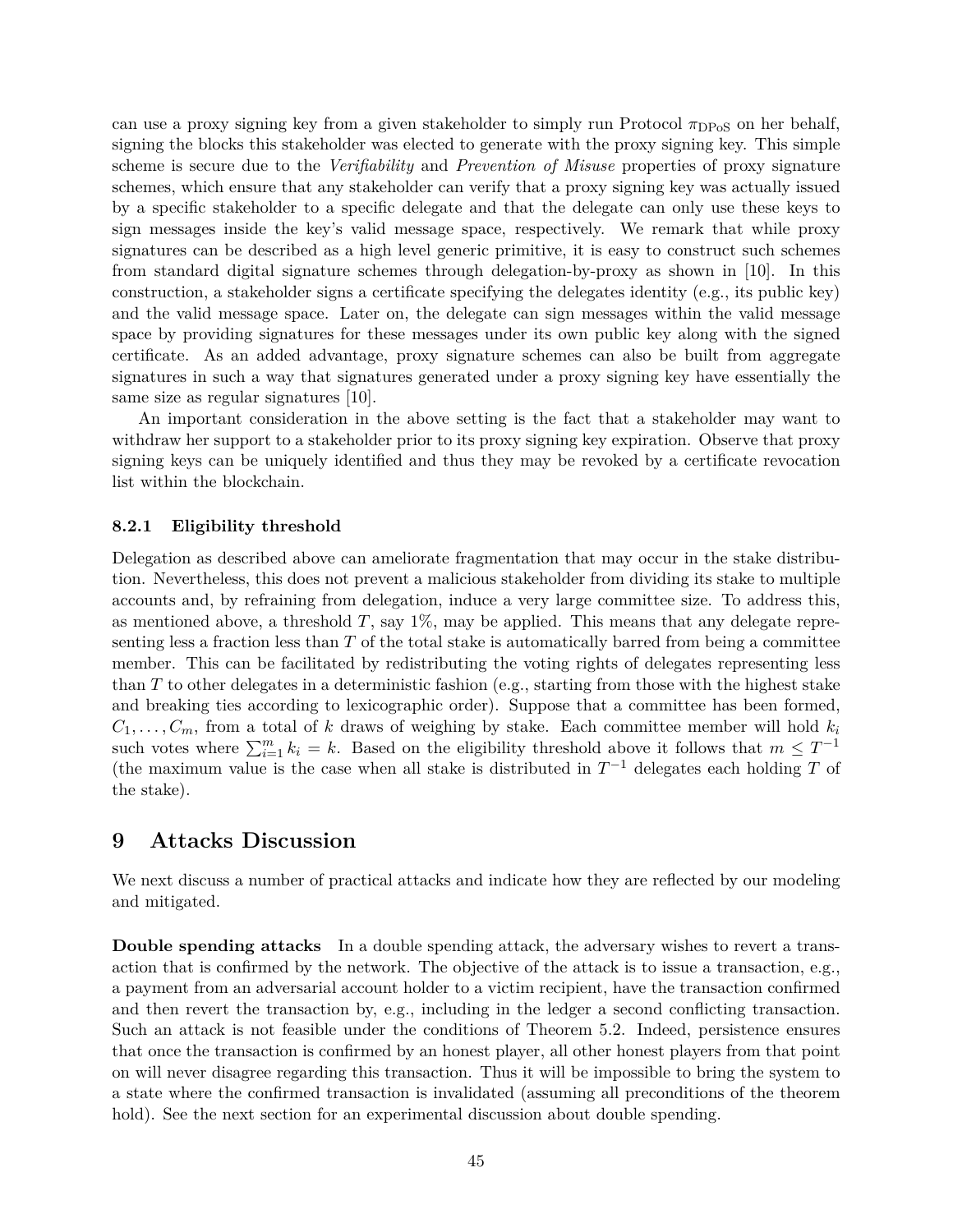can use a proxy signing key from a given stakeholder to simply run Protocol $\pi_{\text{DPoS}}$ on her behalf, signing the blocks this stakeholder was elected to generate with the proxy signing key. This simple scheme is secure due to the *Verifiability* and *Prevention of Misuse* properties of proxy signature schemes, which ensure that any stakeholder can verify that a proxy signing key was actually issued by a specific stakeholder to a specific delegate and that the delegate can only use these keys to sign messages inside the key's valid message space, respectively. We remark that while proxy signatures can be described as a high level generic primitive, it is easy to construct such schemes from standard digital signature schemes through delegation-by-proxy as shown in [10]. In this construction, a stakeholder signs a certificate specifying the delegates identity (e.g., its public key) and the valid message space. Later on, the delegate can sign messages within the valid message space by providing signatures for these messages under its own public key along with the signed certificate. As an added advantage, proxy signature schemes can also be built from aggregate signatures in such a way that signatures generated under a proxy signing key have essentially the same size as regular signatures [10].

An important consideration in the above setting is the fact that a stakeholder may want to withdraw her support to a stakeholder prior to its proxy signing key expiration. Observe that proxy signing keys can be uniquely identified and thus they may be revoked by a certificate revocation list within the blockchain.

### 8.2.1 Eligibility threshold

Delegation as described above can ameliorate fragmentation that may occur in the stake distribution. Nevertheless, this does not prevent a malicious stakeholder from dividing its stake to multiple accounts and, by refraining from delegation, induce a very large committee size. To address this, as mentioned above, a threshold $T$, say 1%, may be applied. This means that any delegate representing less a fraction less than $T$ of the total stake is automatically barred from being a committee member. This can be facilitated by redistributing the voting rights of delegates representing less than $T$ to other delegates in a deterministic fashion (e.g., starting from those with the highest stake and breaking ties according to lexicographic order). Suppose that a committee has been formed, $C_1, \ldots, C_m$, from a total of $k$ draws of weighing by stake. Each committee member will hold $k_i$ such votes where $\sum_{i=1}^{m} k_i = k$. Based on the eligibility threshold above it follows that $m \leq T^{-1}$ (the maximum value is the case when all stake is distributed in $T^{-1}$ delegates each holding $T$ of the stake).

# 9 Attacks Discussion

We next discuss a number of practical attacks and indicate how they are reflected by our modeling and mitigated.

**Double spending attacks** In a double spending attack, the adversary wishes to revert a transaction that is confirmed by the network. The objective of the attack is to issue a transaction, e.g., a payment from an adversarial account holder to a victim recipient, have the transaction confirmed and then revert the transaction by, e.g., including in the ledger a second conflicting transaction. Such an attack is not feasible under the conditions of Theorem 5.2. Indeed, persistence ensures that once the transaction is confirmed by an honest player, all other honest players from that point on will never disagree regarding this transaction. Thus it will be impossible to bring the system to a state where the confirmed transaction is invalidated (assuming all preconditions of the theorem hold). See the next section for an experimental discussion about double spending.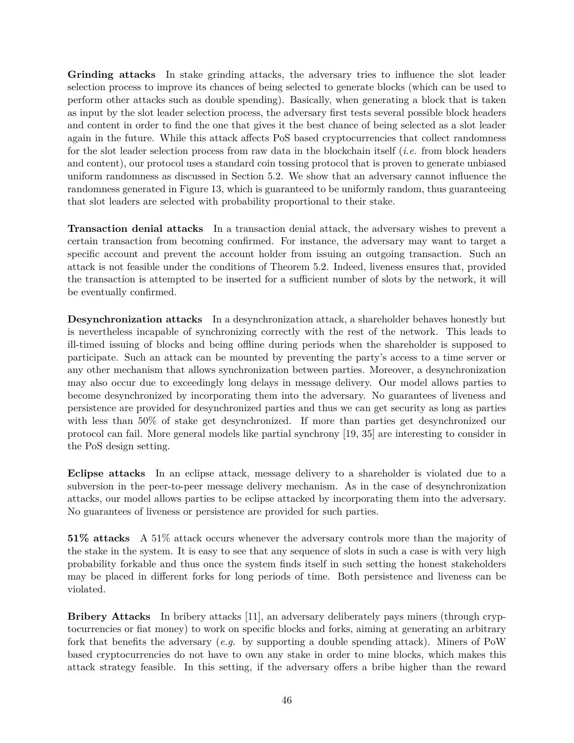**Grinding attacks** In stake grinding attacks, the adversary tries to influence the slot leader selection process to improve its chances of being selected to generate blocks (which can be used to perform other attacks such as double spending). Basically, when generating a block that is taken as input by the slot leader selection process, the adversary first tests several possible block headers and content in order to find the one that gives it the best chance of being selected as a slot leader again in the future. While this attack affects PoS based cryptocurrencies that collect randomness for the slot leader selection process from raw data in the blockchain itself (*i.e.* from block headers and content), our protocol uses a standard coin tossing protocol that is proven to generate unbiased uniform randomness as discussed in Section 5.2. We show that an adversary cannot influence the randomness generated in Figure 13, which is guaranteed to be uniformly random, thus guaranteeing that slot leaders are selected with probability proportional to their stake.

**Transaction denial attacks** In a transaction denial attack, the adversary wishes to prevent a certain transaction from becoming confirmed. For instance, the adversary may want to target a specific account and prevent the account holder from issuing an outgoing transaction. Such an attack is not feasible under the conditions of Theorem 5.2. Indeed, liveness ensures that, provided the transaction is attempted to be inserted for a sufficient number of slots by the network, it will be eventually confirmed.

**Desynchronization attacks** In a desynchronization attack, a shareholder behaves honestly but is nevertheless incapable of synchronizing correctly with the rest of the network. This leads to ill-timed issuing of blocks and being offline during periods when the shareholder is supposed to participate. Such an attack can be mounted by preventing the party's access to a time server or any other mechanism that allows synchronization between parties. Moreover, a desynchronization may also occur due to exceedingly long delays in message delivery. Our model allows parties to become desynchronized by incorporating them into the adversary. No guarantees of liveness and persistence are provided for desynchronized parties and thus we can get security as long as parties with less than 50% of stake get desynchronized. If more than parties get desynchronized our protocol can fail. More general models like partial synchrony [19, 35] are interesting to consider in the PoS design setting.

**Eclipse attacks** In an eclipse attack, message delivery to a shareholder is violated due to a subversion in the peer-to-peer message delivery mechanism. As in the case of desynchronization attacks, our model allows parties to be eclipse attacked by incorporating them into the adversary. No guarantees of liveness or persistence are provided for such parties.

**51% attacks** A 51% attack occurs whenever the adversary controls more than the majority of the stake in the system. It is easy to see that any sequence of slots in such a case is with very high probability forkable and thus once the system finds itself in such setting the honest stakeholders may be placed in different forks for long periods of time. Both persistence and liveness can be violated.

**Bribery Attacks** In bribery attacks [11], an adversary deliberately pays miners (through cryptocurrencies or fiat money) to work on specific blocks and forks, aiming at generating an arbitrary fork that benefits the adversary (*e.g.* by supporting a double spending attack). Miners of PoW based cryptocurrencies do not have to own any stake in order to mine blocks, which makes this attack strategy feasible. In this setting, if the adversary offers a bribe higher than the reward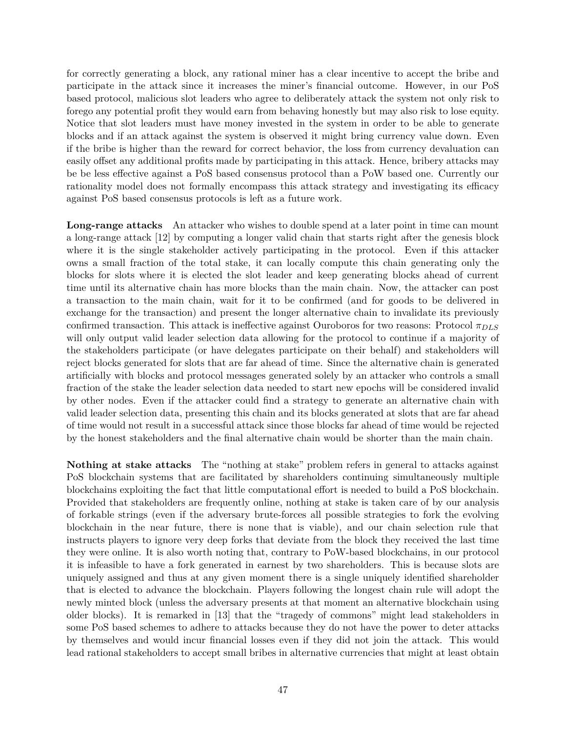for correctly generating a block, any rational miner has a clear incentive to accept the bribe and participate in the attack since it increases the miner's financial outcome. However, in our PoS based protocol, malicious slot leaders who agree to deliberately attack the system not only risk to forego any potential profit they would earn from behaving honestly but may also risk to lose equity. Notice that slot leaders must have money invested in the system in order to be able to generate blocks and if an attack against the system is observed it might bring currency value down. Even if the bribe is higher than the reward for correct behavior, the loss from currency devaluation can easily offset any additional profits made by participating in this attack. Hence, bribery attacks may be be less effective against a PoS based consensus protocol than a PoW based one. Currently our rationality model does not formally encompass this attack strategy and investigating its efficacy against PoS based consensus protocols is left as a future work.

**Long-range attacks** An attacker who wishes to double spend at a later point in time can mount a long-range attack [12] by computing a longer valid chain that starts right after the genesis block where it is the single stakeholder actively participating in the protocol. Even if this attacker owns a small fraction of the total stake, it can locally compute this chain generating only the blocks for slots where it is elected the slot leader and keep generating blocks ahead of current time until its alternative chain has more blocks than the main chain. Now, the attacker can post a transaction to the main chain, wait for it to be confirmed (and for goods to be delivered in exchange for the transaction) and present the longer alternative chain to invalidate its previously confirmed transaction. This attack is ineffective against Ouroboros for two reasons: Protocol $\pi_{DLS}$ will only output valid leader selection data allowing for the protocol to continue if a majority of the stakeholders participate (or have delegates participate on their behalf) and stakeholders will reject blocks generated for slots that are far ahead of time. Since the alternative chain is generated artificially with blocks and protocol messages generated solely by an attacker who controls a small fraction of the stake the leader selection data needed to start new epochs will be considered invalid by other nodes. Even if the attacker could find a strategy to generate an alternative chain with valid leader selection data, presenting this chain and its blocks generated at slots that are far ahead of time would not result in a successful attack since those blocks far ahead of time would be rejected by the honest stakeholders and the final alternative chain would be shorter than the main chain.

**Nothing at stake attacks** The "nothing at stake" problem refers in general to attacks against PoS blockchain systems that are facilitated by shareholders continuing simultaneously multiple blockchains exploiting the fact that little computational effort is needed to build a PoS blockchain. Provided that stakeholders are frequently online, nothing at stake is taken care of by our analysis of forkable strings (even if the adversary brute-forces all possible strategies to fork the evolving blockchain in the near future, there is none that is viable), and our chain selection rule that instructs players to ignore very deep forks that deviate from the block they received the last time they were online. It is also worth noting that, contrary to PoW-based blockchains, in our protocol it is infeasible to have a fork generated in earnest by two shareholders. This is because slots are uniquely assigned and thus at any given moment there is a single uniquely identified shareholder that is elected to advance the blockchain. Players following the longest chain rule will adopt the newly minted block (unless the adversary presents at that moment an alternative blockchain using older blocks). It is remarked in [13] that the "tragedy of commons" might lead stakeholders in some PoS based schemes to adhere to attacks because they do not have the power to deter attacks by themselves and would incur financial losses even if they did not join the attack. This would lead rational stakeholders to accept small bribes in alternative currencies that might at least obtain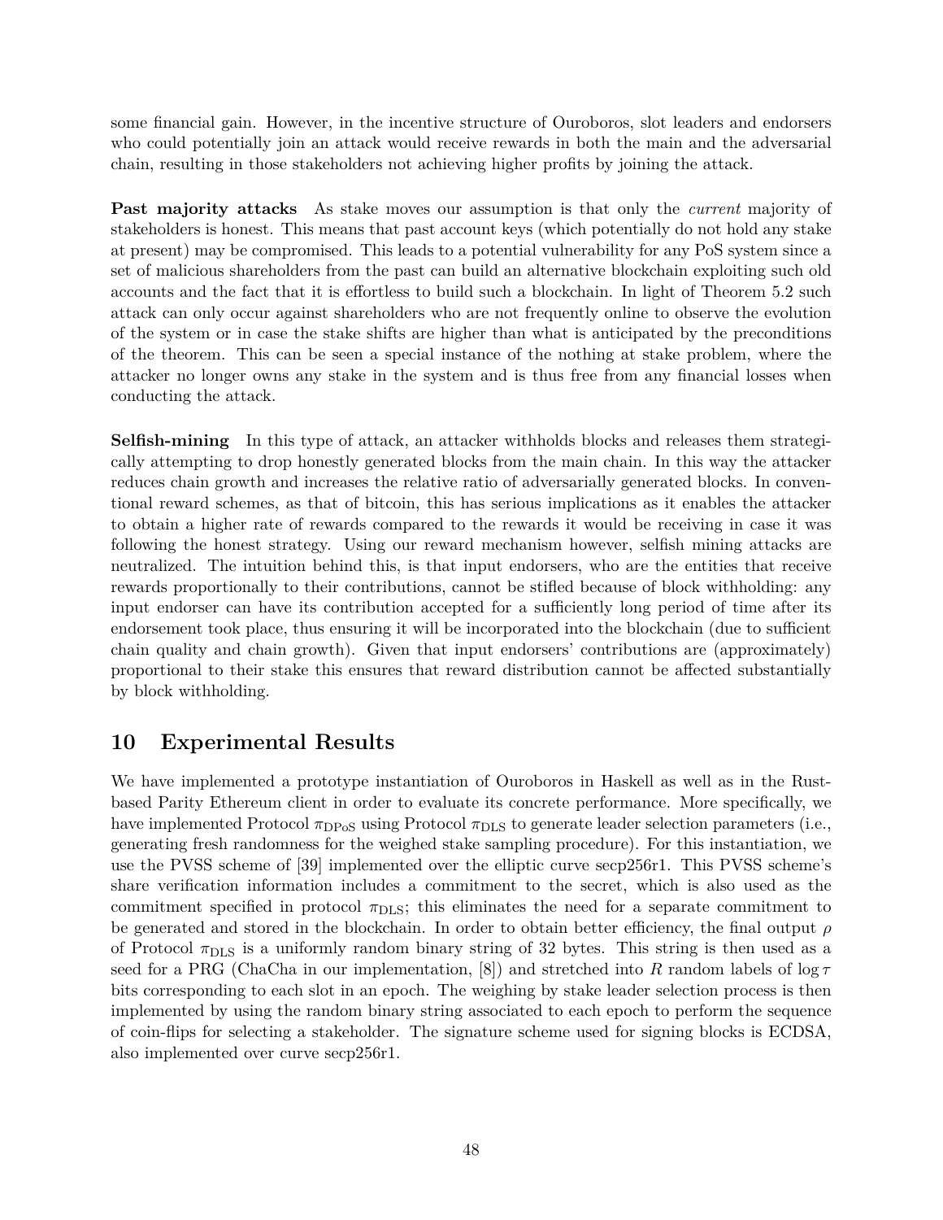some financial gain. However, in the incentive structure of Ouroboros, slot leaders and endorsers who could potentially join an attack would receive rewards in both the main and the adversarial chain, resulting in those stakeholders not achieving higher profits by joining the attack.

**Past majority attacks** As stake moves our assumption is that only the *current* majority of stakeholders is honest. This means that past account keys (which potentially do not hold any stake at present) may be compromised. This leads to a potential vulnerability for any PoS system since a set of malicious shareholders from the past can build an alternative blockchain exploiting such old accounts and the fact that it is effortless to build such a blockchain. In light of Theorem 5.2 such attack can only occur against shareholders who are not frequently online to observe the evolution of the system or in case the stake shifts are higher than what is anticipated by the preconditions of the theorem. This can be seen a special instance of the nothing at stake problem, where the attacker no longer owns any stake in the system and is thus free from any financial losses when conducting the attack.

**Selfish-mining** In this type of attack, an attacker withholds blocks and releases them strategically attempting to drop honestly generated blocks from the main chain. In this way the attacker reduces chain growth and increases the relative ratio of adversarially generated blocks. In conventional reward schemes, as that of bitcoin, this has serious implications as it enables the attacker to obtain a higher rate of rewards compared to the rewards it would be receiving in case it was following the honest strategy. Using our reward mechanism however, selfish mining attacks are neutralized. The intuition behind this, is that input endorsers, who are the entities that receive rewards proportionally to their contributions, cannot be stifled because of block withholding: any input endorser can have its contribution accepted for a sufficiently long period of time after its endorsement took place, thus ensuring it will be incorporated into the blockchain (due to sufficient chain quality and chain growth). Given that input endorsers' contributions are (approximately) proportional to their stake this ensures that reward distribution cannot be affected substantially by block withholding.

## 10 Experimental Results

We have implemented a prototype instantiation of Ouroboros in Haskell as well as in the Rust-based Parity Ethereum client in order to evaluate its concrete performance. More specifically, we have implemented Protocol $\pi_{\mathrm{DPoS}}$ using Protocol $\pi_{\mathrm{DLS}}$ to generate leader selection parameters (i.e., generating fresh randomness for the weighed stake sampling procedure). For this instantiation, we use the PVSS scheme of [39] implemented over the elliptic curve secp256r1. This PVSS scheme's share verification information includes a commitment to the secret, which is also used as the commitment specified in protocol $\pi_{\mathrm{DLS}}$; this eliminates the need for a separate commitment to be generated and stored in the blockchain. In order to obtain better efficiency, the final output $\rho$ of Protocol $\pi_{\mathrm{DLS}}$ is a uniformly random binary string of 32 bytes. This string is then used as a seed for a PRG (ChaCha in our implementation, [8]) and stretched into $R$ random labels of $\log \tau$ bits corresponding to each slot in an epoch. The weighing by stake leader selection process is then implemented by using the random binary string associated to each epoch to perform the sequence of coin-flips for selecting a stakeholder. The signature scheme used for signing blocks is ECDSA, also implemented over curve secp256r1.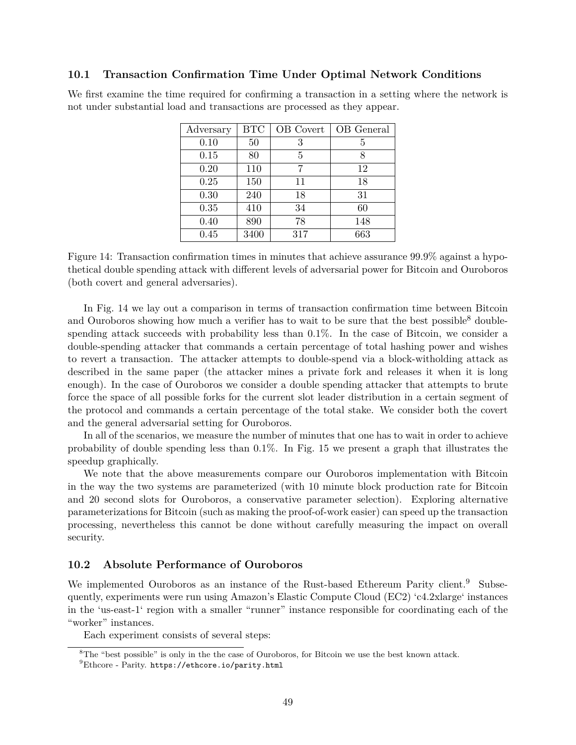### 10.1 Transaction Confirmation Time Under Optimal Network Conditions

We first examine the time required for confirming a transaction in a setting where the network is not under substantial load and transactions are processed as they appear.

| Adversary | BTC | OB Covert | OB General |
|---|---|---|---|
| 0.10 | 50 | 3 | 5 |
| 0.15 | 80 | 5 | 8 |
| 0.20 | 110 | 7 | 12 |
| 0.25 | 150 | 11 | 18 |
| 0.30 | 240 | 18 | 31 |
| 0.35 | 410 | 34 | 60 |
| 0.40 | 890 | 78 | 148 |
| 0.45 | 3400 | 317 | 663 |

Figure 14: Transaction confirmation times in minutes that achieve assurance 99.9% against a hypothetical double spending attack with different levels of adversarial power for Bitcoin and Ouroboros (both covert and general adversaries).

In Fig. 14 we lay out a comparison in terms of transaction confirmation time between Bitcoin and Ouroboros showing how much a verifier has to wait to be sure that the best possible[8] double-spending attack succeeds with probability less than 0.1%. In the case of Bitcoin, we consider a double-spending attacker that commands a certain percentage of total hashing power and wishes to revert a transaction. The attacker attempts to double-spend via a block-witholding attack as described in the same paper (the attacker mines a private fork and releases it when it is long enough). In the case of Ouroboros we consider a double spending attacker that attempts to brute force the space of all possible forks for the current slot leader distribution in a certain segment of the protocol and commands a certain percentage of the total stake. We consider both the covert and the general adversarial setting for Ouroboros.

In all of the scenarios, we measure the number of minutes that one has to wait in order to achieve probability of double spending less than 0.1%. In Fig. 15 we present a graph that illustrates the speedup graphically.

We note that the above measurements compare our Ouroboros implementation with Bitcoin in the way the two systems are parameterized (with 10 minute block production rate for Bitcoin and 20 second slots for Ouroboros, a conservative parameter selection). Exploring alternative parameterizations for Bitcoin (such as making the proof-of-work easier) can speed up the transaction processing, nevertheless this cannot be done without carefully measuring the impact on overall security.

### 10.2 Absolute Performance of Ouroboros

We implemented Ouroboros as an instance of the Rust-based Ethereum Parity client.[9] Subsequently, experiments were run using Amazon's Elastic Compute Cloud (EC2) 'c4.2xlarge' instances in the 'us-east-1' region with a smaller "runner" instance responsible for coordinating each of the "worker" instances.

Each experiment consists of several steps:

[8] The "best possible" is only in the the case of Ouroboros, for Bitcoin we use the best known attack.

[9] Ethcore - Parity. `https://ethcore.io/parity.html`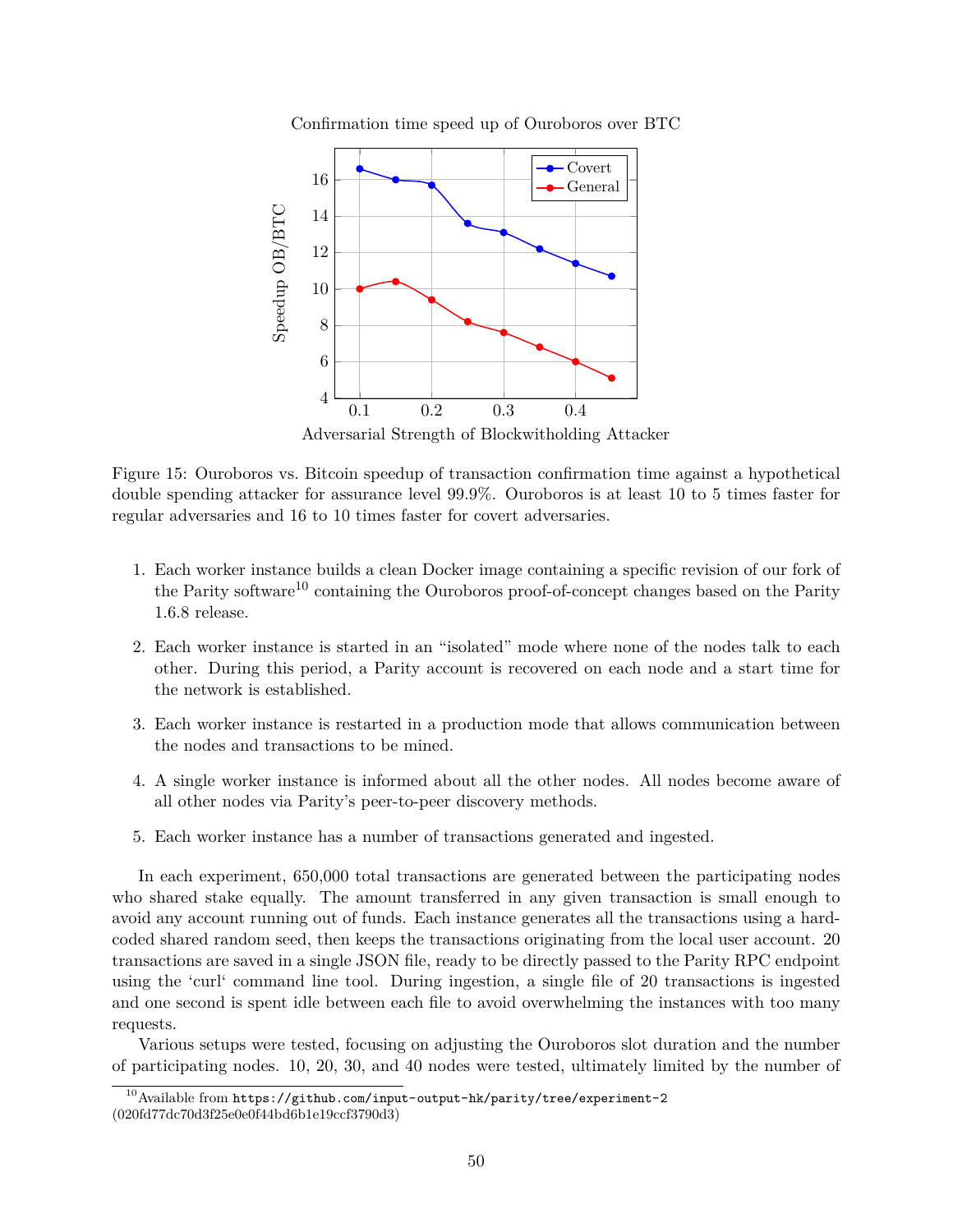Figure 15: Ouroboros vs. Bitcoin speedup of transaction confirmation time against a hypothetical double spending attacker for assurance level 99.9%. Ouroboros is at least 10 to 5 times faster for regular adversaries and 16 to 10 times faster for covert adversaries.

1. Each worker instance builds a clean Docker image containing a specific revision of our fork of the Parity software[10] containing the Ouroboros proof-of-concept changes based on the Parity 1.6.8 release.
2. Each worker instance is started in an "isolated" mode where none of the nodes talk to each other. During this period, a Parity account is recovered on each node and a start time for the network is established.
3. Each worker instance is restarted in a production mode that allows communication between the nodes and transactions to be mined.
4. A single worker instance is informed about all the other nodes. All nodes become aware of all other nodes via Parity's peer-to-peer discovery methods.
5. Each worker instance has a number of transactions generated and ingested.

In each experiment, 650,000 total transactions are generated between the participating nodes who shared stake equally. The amount transferred in any given transaction is small enough to avoid any account running out of funds. Each instance generates all the transactions using a hard-coded shared random seed, then keeps the transactions originating from the local user account. 20 transactions are saved in a single JSON file, ready to be directly passed to the Parity RPC endpoint using the 'curl' command line tool. During ingestion, a single file of 20 transactions is ingested and one second is spent idle between each file to avoid overwhelming the instances with too many requests.

Various setups were tested, focusing on adjusting the Ouroboros slot duration and the number of participating nodes. 10, 20, 30, and 40 nodes were tested, ultimately limited by the number of

[10] Available from `https://github.com/input-output-hk/parity/tree/experiment-2` (020fd77dc70d3f25e0e0f44bd6b1e19ccf3790d3)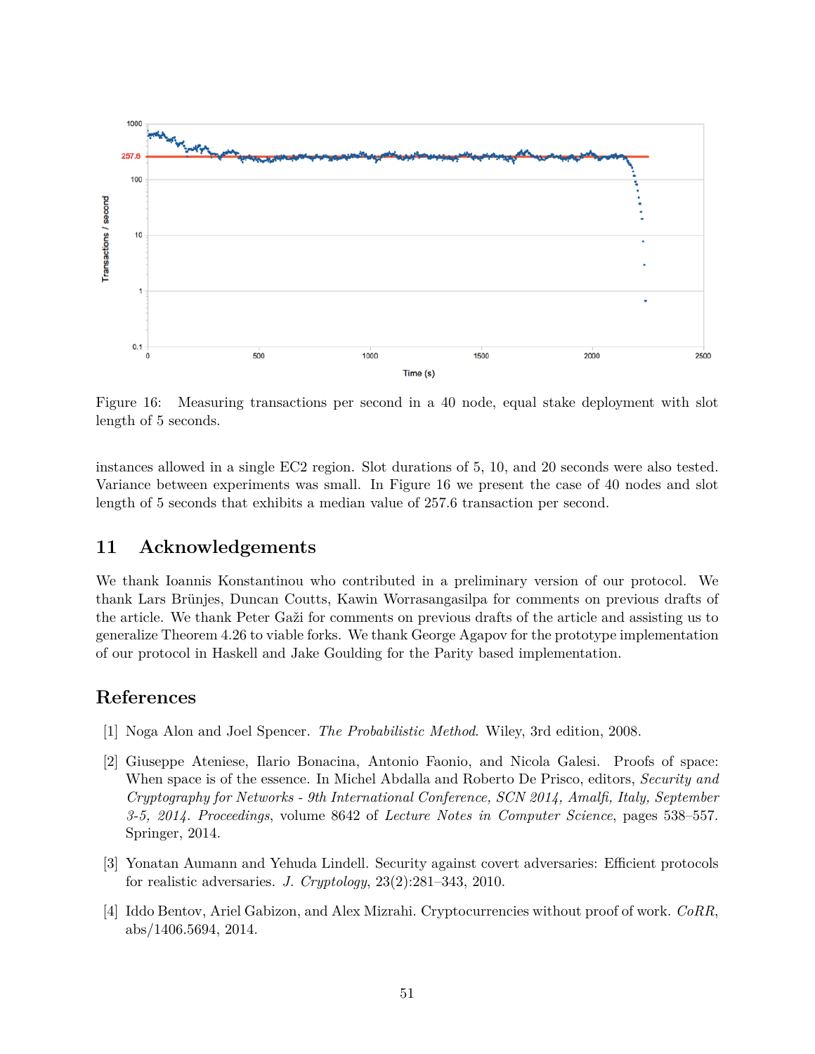Figure 16: Measuring transactions per second in a 40 node, equal stake deployment with slot length of 5 seconds.

instances allowed in a single EC2 region. Slot durations of 5, 10, and 20 seconds were also tested. Variance between experiments was small. In Figure 16 we present the case of 40 nodes and slot length of 5 seconds that exhibits a median value of 257.6 transaction per second.

## 11 Acknowledgements

We thank Ioannis Konstantinou who contributed in a preliminary version of our protocol. We thank Lars Brünjes, Duncan Coutts, Kawin Worrasangasilpa for comments on previous drafts of the article. We thank Peter Gaži for comments on previous drafts of the article and assisting us to generalize Theorem 4.26 to viable forks. We thank George Agapov for the prototype implementation of our protocol in Haskell and Jake Goulding for the Parity based implementation.

## References

[1] Noga Alon and Joel Spencer. *The Probabilistic Method*. Wiley, 3rd edition, 2008.

[2] Giuseppe Ateniese, Ilario Bonacina, Antonio Faonio, and Nicola Galesi. Proofs of space: When space is of the essence. In Michel Abdalla and Roberto De Prisco, editors, *Security and Cryptography for Networks - 9th International Conference, SCN 2014, Amalfi, Italy, September 3-5, 2014. Proceedings*, volume 8642 of *Lecture Notes in Computer Science*, pages 538–557. Springer, 2014.

[3] Yonatan Aumann and Yehuda Lindell. Security against covert adversaries: Efficient protocols for realistic adversaries. *J. Cryptology*, 23(2):281–343, 2010.

[4] Iddo Bentov, Ariel Gabizon, and Alex Mizrahi. Cryptocurrencies without proof of work. *CoRR*, abs/1406.5694, 2014.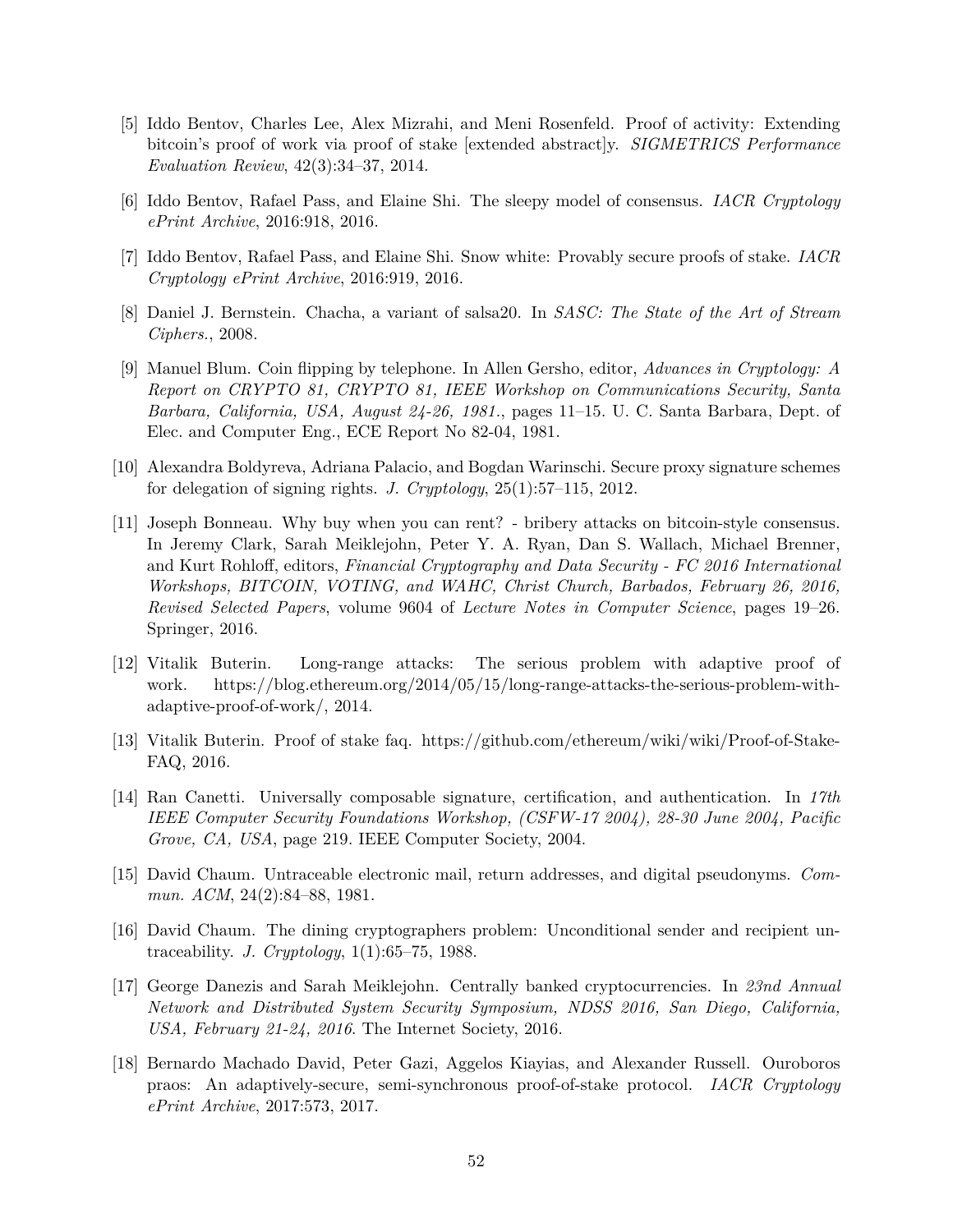[5] Iddo Bentov, Charles Lee, Alex Mizrahi, and Meni Rosenfeld. Proof of activity: Extending bitcoin's proof of work via proof of stake [extended abstract]y. *SIGMETRICS Performance Evaluation Review*, 42(3):34–37, 2014.

[6] Iddo Bentov, Rafael Pass, and Elaine Shi. The sleepy model of consensus. *IACR Cryptology ePrint Archive*, 2016:918, 2016.

[7] Iddo Bentov, Rafael Pass, and Elaine Shi. Snow white: Provably secure proofs of stake. *IACR Cryptology ePrint Archive*, 2016:919, 2016.

[8] Daniel J. Bernstein. Chacha, a variant of salsa20. In *SASC: The State of the Art of Stream Ciphers.*, 2008.

[9] Manuel Blum. Coin flipping by telephone. In Allen Gersho, editor, *Advances in Cryptology: A Report on CRYPTO 81, CRYPTO 81, IEEE Workshop on Communications Security, Santa Barbara, California, USA, August 24-26, 1981.*, pages 11–15. U. C. Santa Barbara, Dept. of Elec. and Computer Eng., ECE Report No 82-04, 1981.

[10] Alexandra Boldyreva, Adriana Palacio, and Bogdan Warinschi. Secure proxy signature schemes for delegation of signing rights. *J. Cryptology*, 25(1):57–115, 2012.

[11] Joseph Bonneau. Why buy when you can rent? - bribery attacks on bitcoin-style consensus. In Jeremy Clark, Sarah Meiklejohn, Peter Y. A. Ryan, Dan S. Wallach, Michael Brenner, and Kurt Rohloff, editors, *Financial Cryptography and Data Security - FC 2016 International Workshops, BITCOIN, VOTING, and WAHC, Christ Church, Barbados, February 26, 2016, Revised Selected Papers*, volume 9604 of *Lecture Notes in Computer Science*, pages 19–26. Springer, 2016.

[12] Vitalik Buterin. Long-range attacks: The serious problem with adaptive proof of work. https://blog.ethereum.org/2014/05/15/long-range-attacks-the-serious-problem-with-adaptive-proof-of-work/, 2014.

[13] Vitalik Buterin. Proof of stake faq. https://github.com/ethereum/wiki/wiki/Proof-of-Stake-FAQ, 2016.

[14] Ran Canetti. Universally composable signature, certification, and authentication. In *17th IEEE Computer Security Foundations Workshop, (CSFW-17 2004), 28-30 June 2004, Pacific Grove, CA, USA*, page 219. IEEE Computer Society, 2004.

[15] David Chaum. Untraceable electronic mail, return addresses, and digital pseudonyms. *Commun. ACM*, 24(2):84–88, 1981.

[16] David Chaum. The dining cryptographers problem: Unconditional sender and recipient untraceability. *J. Cryptology*, 1(1):65–75, 1988.

[17] George Danezis and Sarah Meiklejohn. Centrally banked cryptocurrencies. In *23nd Annual Network and Distributed System Security Symposium, NDSS 2016, San Diego, California, USA, February 21-24, 2016*. The Internet Society, 2016.

[18] Bernardo Machado David, Peter Gazi, Aggelos Kiayias, and Alexander Russell. Ouroboros praos: An adaptively-secure, semi-synchronous proof-of-stake protocol. *IACR Cryptology ePrint Archive*, 2017:573, 2017.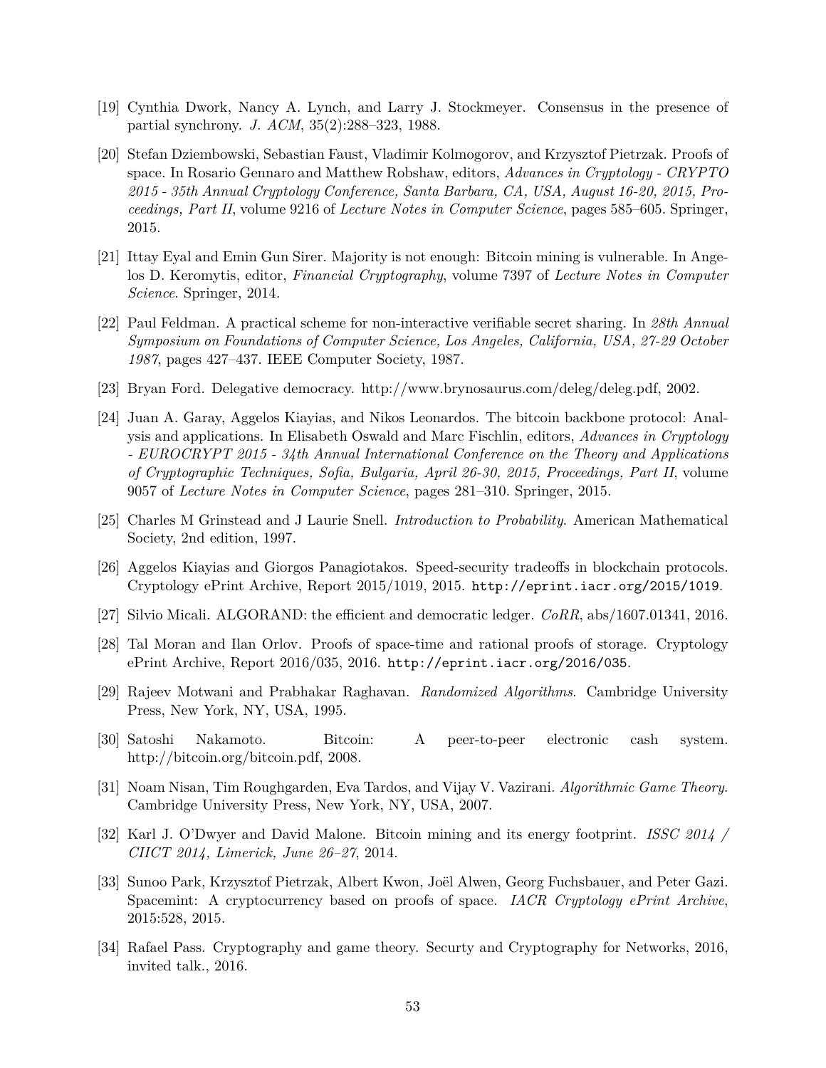[19] Cynthia Dwork, Nancy A. Lynch, and Larry J. Stockmeyer. Consensus in the presence of partial synchrony. *J. ACM*, 35(2):288–323, 1988.

[20] Stefan Dziembowski, Sebastian Faust, Vladimir Kolmogorov, and Krzysztof Pietrzak. Proofs of space. In Rosario Gennaro and Matthew Robshaw, editors, *Advances in Cryptology - CRYPTO 2015 - 35th Annual Cryptology Conference, Santa Barbara, CA, USA, August 16-20, 2015, Proceedings, Part II*, volume 9216 of *Lecture Notes in Computer Science*, pages 585–605. Springer, 2015.

[21] Ittay Eyal and Emin Gun Sirer. Majority is not enough: Bitcoin mining is vulnerable. In Angelos D. Keromytis, editor, *Financial Cryptography*, volume 7397 of *Lecture Notes in Computer Science*. Springer, 2014.

[22] Paul Feldman. A practical scheme for non-interactive verifiable secret sharing. In *28th Annual Symposium on Foundations of Computer Science, Los Angeles, California, USA, 27-29 October 1987*, pages 427–437. IEEE Computer Society, 1987.

[23] Bryan Ford. Delegative democracy. http://www.brynosaurus.com/deleg/deleg.pdf, 2002.

[24] Juan A. Garay, Aggelos Kiayias, and Nikos Leonardos. The bitcoin backbone protocol: Analysis and applications. In Elisabeth Oswald and Marc Fischlin, editors, *Advances in Cryptology - EUROCRYPT 2015 - 34th Annual International Conference on the Theory and Applications of Cryptographic Techniques, Sofia, Bulgaria, April 26-30, 2015, Proceedings, Part II*, volume 9057 of *Lecture Notes in Computer Science*, pages 281–310. Springer, 2015.

[25] Charles M Grinstead and J Laurie Snell. *Introduction to Probability*. American Mathematical Society, 2nd edition, 1997.

[26] Aggelos Kiayias and Giorgos Panagiotakos. Speed-security tradeoffs in blockchain protocols. Cryptology ePrint Archive, Report 2015/1019, 2015. `http://eprint.iacr.org/2015/1019`.

[27] Silvio Micali. ALGORAND: the efficient and democratic ledger. *CoRR*, abs/1607.01341, 2016.

[28] Tal Moran and Ilan Orlov. Proofs of space-time and rational proofs of storage. Cryptology ePrint Archive, Report 2016/035, 2016. `http://eprint.iacr.org/2016/035`.

[29] Rajeev Motwani and Prabhakar Raghavan. *Randomized Algorithms*. Cambridge University Press, New York, NY, USA, 1995.

[30] Satoshi Nakamoto. Bitcoin: A peer-to-peer electronic cash system. http://bitcoin.org/bitcoin.pdf, 2008.

[31] Noam Nisan, Tim Roughgarden, Eva Tardos, and Vijay V. Vazirani. *Algorithmic Game Theory*. Cambridge University Press, New York, NY, USA, 2007.

[32] Karl J. O'Dwyer and David Malone. Bitcoin mining and its energy footprint. *ISSC 2014 / CIICT 2014, Limerick, June 26–27*, 2014.

[33] Sunoo Park, Krzysztof Pietrzak, Albert Kwon, Joël Alwen, Georg Fuchsbauer, and Peter Gazi. Spacemint: A cryptocurrency based on proofs of space. *IACR Cryptology ePrint Archive*, 2015:528, 2015.

[34] Rafael Pass. Cryptography and game theory. Securty and Cryptography for Networks, 2016, invited talk., 2016.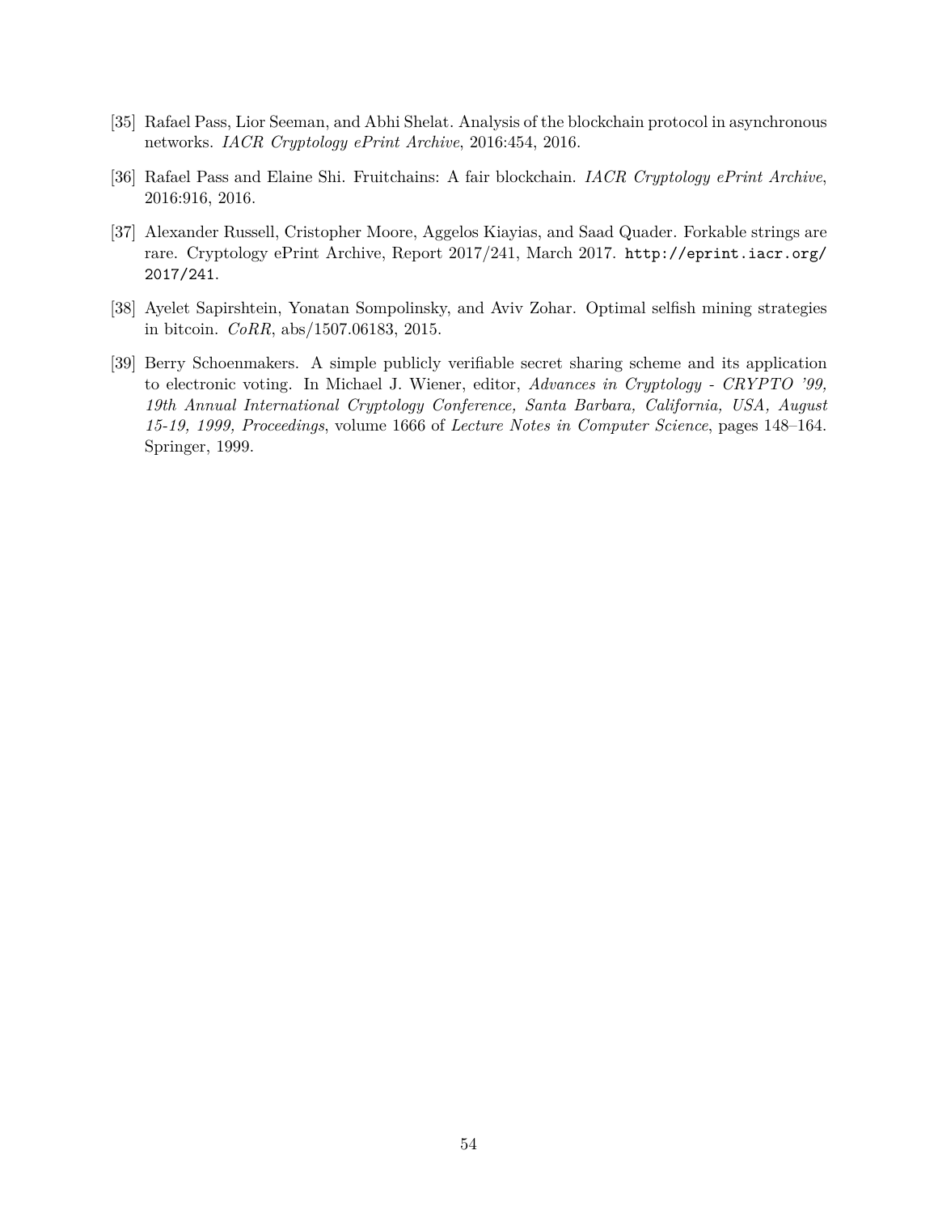[35] Rafael Pass, Lior Seeman, and Abhi Shelat. Analysis of the blockchain protocol in asynchronous networks. *IACR Cryptology ePrint Archive*, 2016:454, 2016.

[36] Rafael Pass and Elaine Shi. Fruitchains: A fair blockchain. *IACR Cryptology ePrint Archive*, 2016:916, 2016.

[37] Alexander Russell, Cristopher Moore, Aggelos Kiayias, and Saad Quader. Forkable strings are rare. Cryptology ePrint Archive, Report 2017/241, March 2017. `http://eprint.iacr.org/2017/241`.

[38] Ayelet Sapirshtein, Yonatan Sompolinsky, and Aviv Zohar. Optimal selfish mining strategies in bitcoin. *CoRR*, abs/1507.06183, 2015.

[39] Berry Schoenmakers. A simple publicly verifiable secret sharing scheme and its application to electronic voting. In Michael J. Wiener, editor, *Advances in Cryptology - CRYPTO '99, 19th Annual International Cryptology Conference, Santa Barbara, California, USA, August 15-19, 1999, Proceedings*, volume 1666 of *Lecture Notes in Computer Science*, pages 148–164. Springer, 1999.